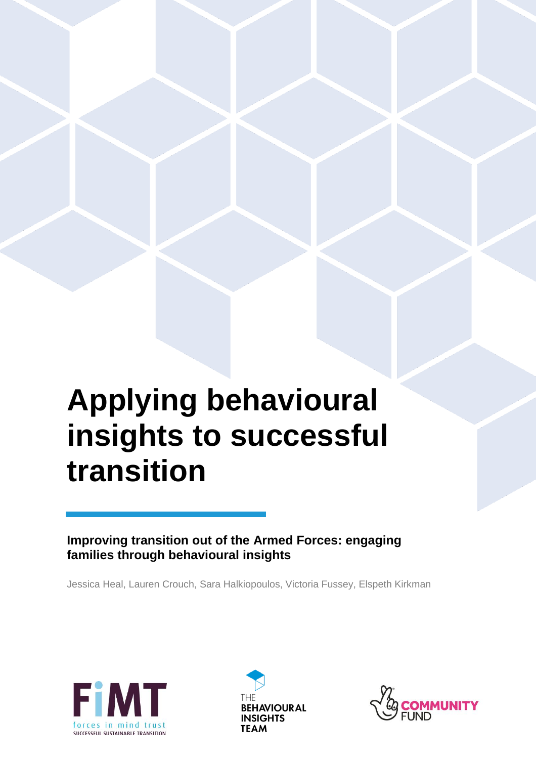# Applying behavioural insights to successful transition

**Improving transition out of the Armed Forces: engaging families through behavioural insights**

Jessica Heal, Lauren Crouch, Sara Halkiopoulos, Victoria Fussey, Elspeth Kirkman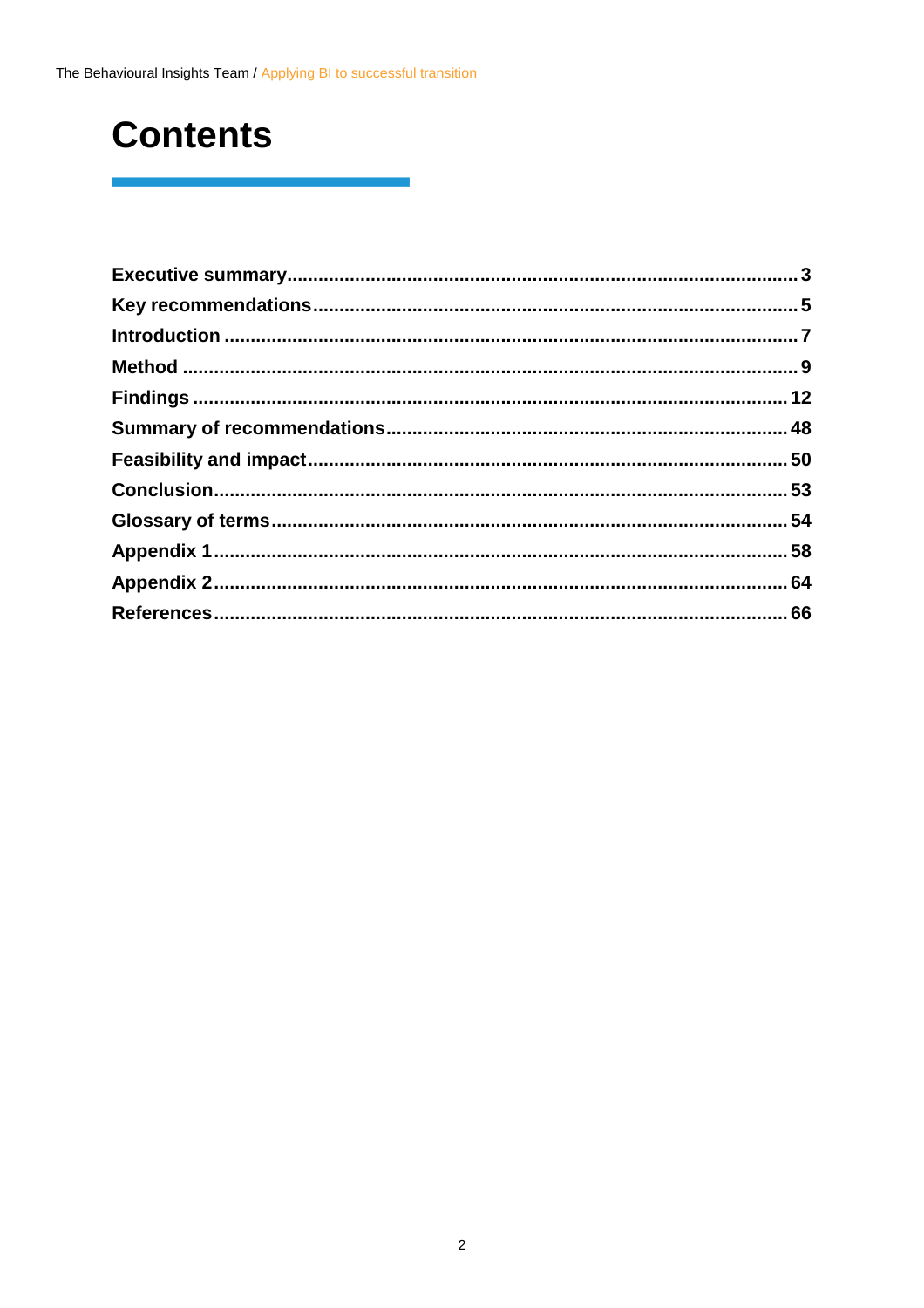# Contents

| Section | Page |
| --- | --- |
| **Executive summary** | **3** |
| **Key recommendations** | **5** |
| **Introduction** | **7** |
| **Method** | **9** |
| **Findings** | **12** |
| **Summary of recommendations** | **48** |
| **Feasibility and impact** | **50** |
| **Conclusion** | **53** |
| **Glossary of terms** | **54** |
| **Appendix 1** | **58** |
| **Appendix 2** | **64** |
| **References** | **66** |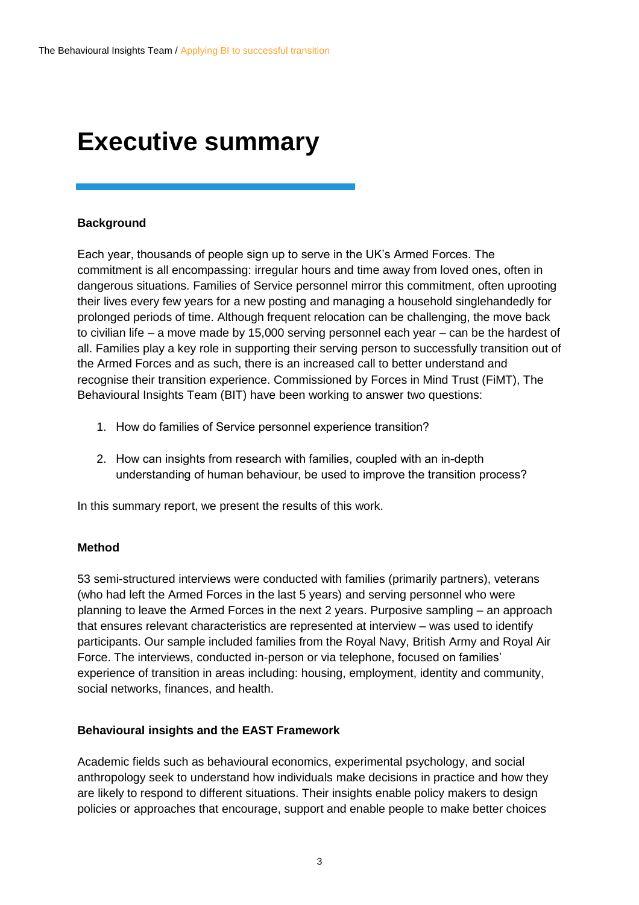# Executive summary

**Background**

Each year, thousands of people sign up to serve in the UK's Armed Forces. The commitment is all encompassing: irregular hours and time away from loved ones, often in dangerous situations. Families of Service personnel mirror this commitment, often uprooting their lives every few years for a new posting and managing a household singlehandedly for prolonged periods of time. Although frequent relocation can be challenging, the move back to civilian life – a move made by 15,000 serving personnel each year – can be the hardest of all. Families play a key role in supporting their serving person to successfully transition out of the Armed Forces and as such, there is an increased call to better understand and recognise their transition experience. Commissioned by Forces in Mind Trust (FiMT), The Behavioural Insights Team (BIT) have been working to answer two questions:

1. How do families of Service personnel experience transition?
2. How can insights from research with families, coupled with an in-depth understanding of human behaviour, be used to improve the transition process?

In this summary report, we present the results of this work.

**Method**

53 semi-structured interviews were conducted with families (primarily partners), veterans (who had left the Armed Forces in the last 5 years) and serving personnel who were planning to leave the Armed Forces in the next 2 years. Purposive sampling – an approach that ensures relevant characteristics are represented at interview – was used to identify participants. Our sample included families from the Royal Navy, British Army and Royal Air Force. The interviews, conducted in-person or via telephone, focused on families' experience of transition in areas including: housing, employment, identity and community, social networks, finances, and health.

**Behavioural insights and the EAST Framework**

Academic fields such as behavioural economics, experimental psychology, and social anthropology seek to understand how individuals make decisions in practice and how they are likely to respond to different situations. Their insights enable policy makers to design policies or approaches that encourage, support and enable people to make better choices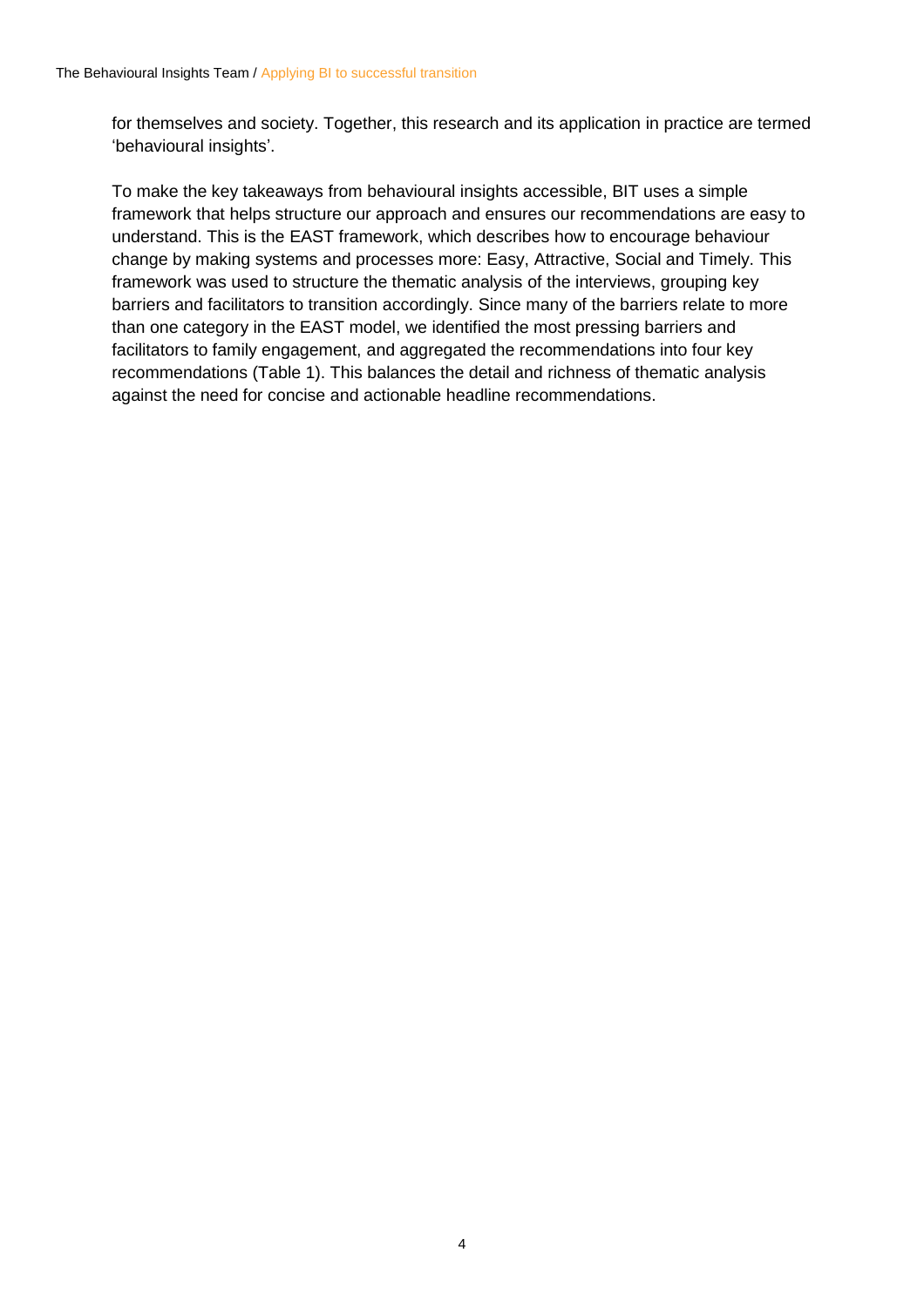for themselves and society. Together, this research and its application in practice are termed 'behavioural insights'.

To make the key takeaways from behavioural insights accessible, BIT uses a simple framework that helps structure our approach and ensures our recommendations are easy to understand. This is the EAST framework, which describes how to encourage behaviour change by making systems and processes more: Easy, Attractive, Social and Timely. This framework was used to structure the thematic analysis of the interviews, grouping key barriers and facilitators to transition accordingly. Since many of the barriers relate to more than one category in the EAST model, we identified the most pressing barriers and facilitators to family engagement, and aggregated the recommendations into four key recommendations (Table 1). This balances the detail and richness of thematic analysis against the need for concise and actionable headline recommendations.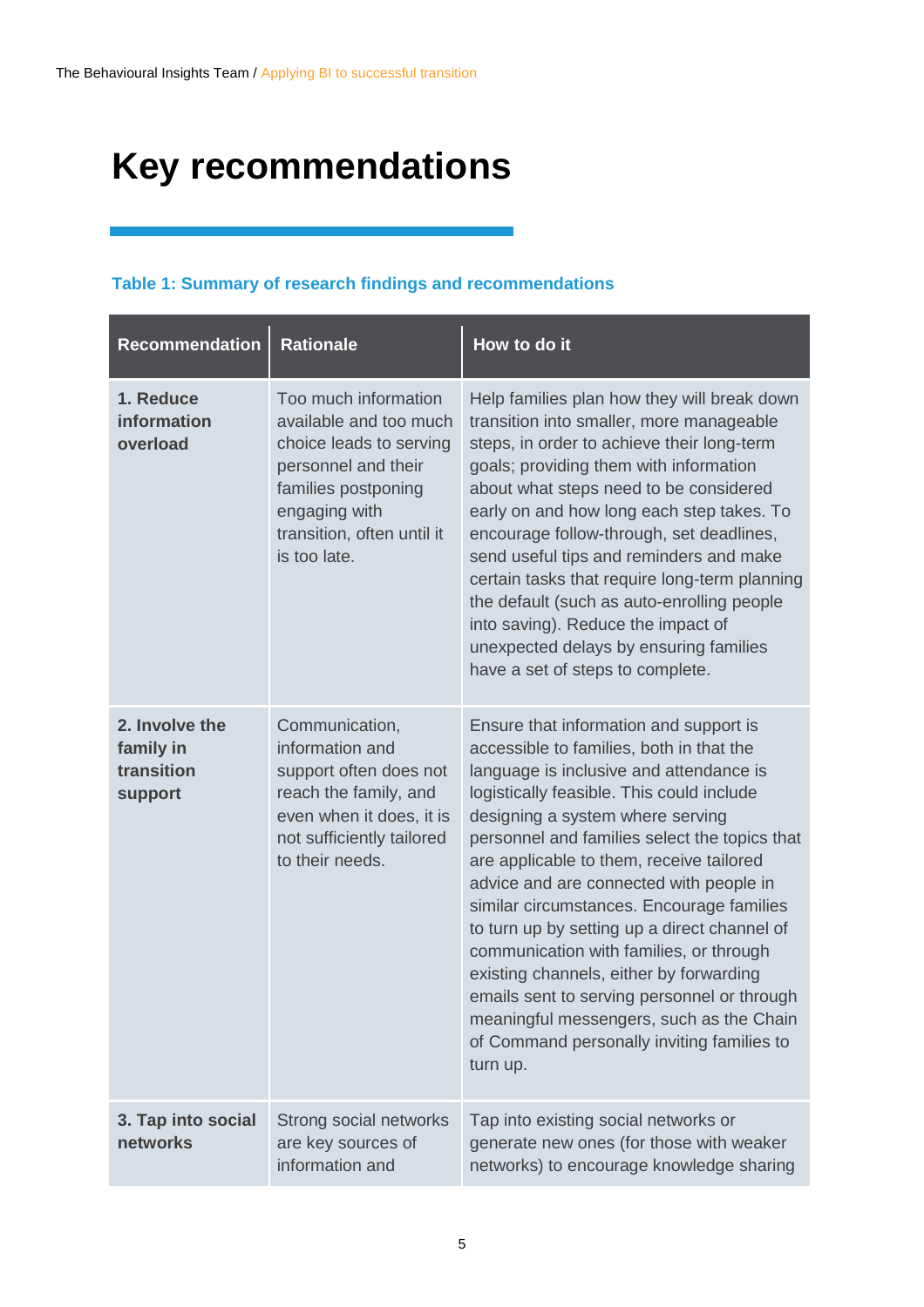# Key recommendations

**Table 1: Summary of research findings and recommendations**

| Recommendation | Rationale | How to do it |
|---|---|---|
| **1. Reduce information overload** | Too much information available and too much choice leads to serving personnel and their families postponing engaging with transition, often until it is too late. | Help families plan how they will break down transition into smaller, more manageable steps, in order to achieve their long-term goals; providing them with information about what steps need to be considered early on and how long each step takes. To encourage follow-through, set deadlines, send useful tips and reminders and make certain tasks that require long-term planning the default (such as auto-enrolling people into saving). Reduce the impact of unexpected delays by ensuring families have a set of steps to complete. |
| **2. Involve the family in transition support** | Communication, information and support often does not reach the family, and even when it does, it is not sufficiently tailored to their needs. | Ensure that information and support is accessible to families, both in that the language is inclusive and attendance is logistically feasible. This could include designing a system where serving personnel and families select the topics that are applicable to them, receive tailored advice and are connected with people in similar circumstances. Encourage families to turn up by setting up a direct channel of communication with families, or through existing channels, either by forwarding emails sent to serving personnel or through meaningful messengers, such as the Chain of Command personally inviting families to turn up. |
| **3. Tap into social networks** | Strong social networks are key sources of information and | Tap into existing social networks or generate new ones (for those with weaker networks) to encourage knowledge sharing |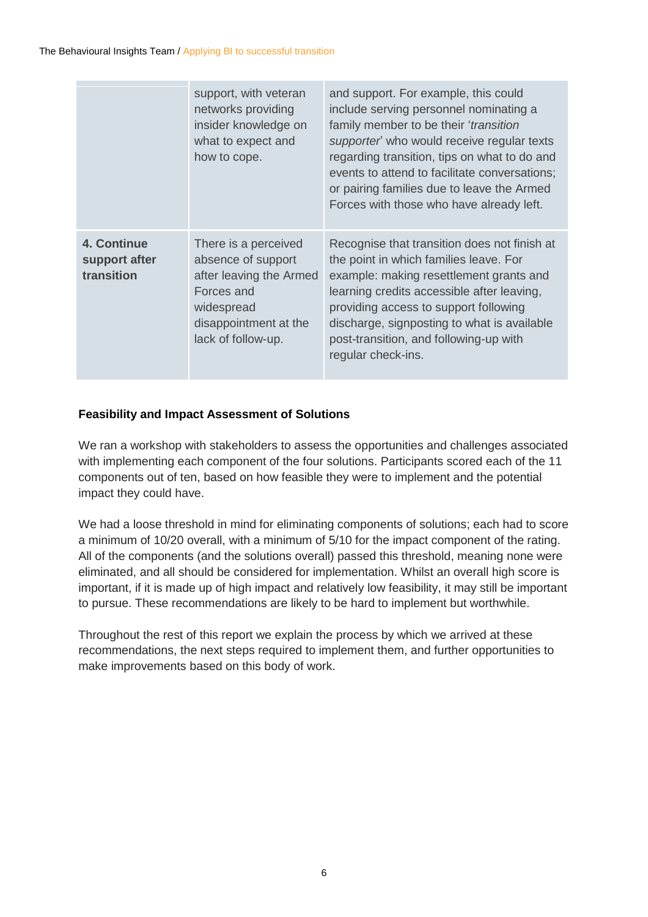| | | |
|---|---|---|
| | support, with veteran networks providing insider knowledge on what to expect and how to cope. | and support. For example, this could include serving personnel nominating a family member to be their '*transition supporter*' who would receive regular texts regarding transition, tips on what to do and events to attend to facilitate conversations; or pairing families due to leave the Armed Forces with those who have already left. |
| **4. Continue support after transition** | There is a perceived absence of support after leaving the Armed Forces and widespread disappointment at the lack of follow-up. | Recognise that transition does not finish at the point in which families leave. For example: making resettlement grants and learning credits accessible after leaving, providing access to support following discharge, signposting to what is available post-transition, and following-up with regular check-ins. |

**Feasibility and Impact Assessment of Solutions**

We ran a workshop with stakeholders to assess the opportunities and challenges associated with implementing each component of the four solutions. Participants scored each of the 11 components out of ten, based on how feasible they were to implement and the potential impact they could have.

We had a loose threshold in mind for eliminating components of solutions; each had to score a minimum of 10/20 overall, with a minimum of 5/10 for the impact component of the rating. All of the components (and the solutions overall) passed this threshold, meaning none were eliminated, and all should be considered for implementation. Whilst an overall high score is important, if it is made up of high impact and relatively low feasibility, it may still be important to pursue. These recommendations are likely to be hard to implement but worthwhile.

Throughout the rest of this report we explain the process by which we arrived at these recommendations, the next steps required to implement them, and further opportunities to make improvements based on this body of work.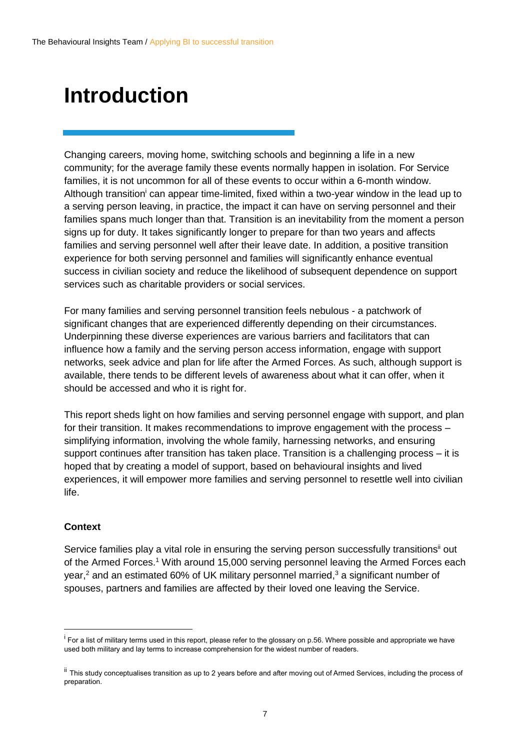# Introduction

Changing careers, moving home, switching schools and beginning a life in a new community; for the average family these events normally happen in isolation. For Service families, it is not uncommon for all of these events to occur within a 6-month window. Although transition[i] can appear time-limited, fixed within a two-year window in the lead up to a serving person leaving, in practice, the impact it can have on serving personnel and their families spans much longer than that. Transition is an inevitability from the moment a person signs up for duty. It takes significantly longer to prepare for than two years and affects families and serving personnel well after their leave date. In addition, a positive transition experience for both serving personnel and families will significantly enhance eventual success in civilian society and reduce the likelihood of subsequent dependence on support services such as charitable providers or social services.

For many families and serving personnel transition feels nebulous - a patchwork of significant changes that are experienced differently depending on their circumstances. Underpinning these diverse experiences are various barriers and facilitators that can influence how a family and the serving person access information, engage with support networks, seek advice and plan for life after the Armed Forces. As such, although support is available, there tends to be different levels of awareness about what it can offer, when it should be accessed and who it is right for.

This report sheds light on how families and serving personnel engage with support, and plan for their transition. It makes recommendations to improve engagement with the process – simplifying information, involving the whole family, harnessing networks, and ensuring support continues after transition has taken place. Transition is a challenging process – it is hoped that by creating a model of support, based on behavioural insights and lived experiences, it will empower more families and serving personnel to resettle well into civilian life.

**Context**

Service families play a vital role in ensuring the serving person successfully transitions[ii] out of the Armed Forces.[1] With around 15,000 serving personnel leaving the Armed Forces each year,[2] and an estimated 60% of UK military personnel married,[3] a significant number of spouses, partners and families are affected by their loved one leaving the Service.

---

[i] For a list of military terms used in this report, please refer to the glossary on p.56. Where possible and appropriate we have used both military and lay terms to increase comprehension for the widest number of readers.

[ii] This study conceptualises transition as up to 2 years before and after moving out of Armed Services, including the process of preparation.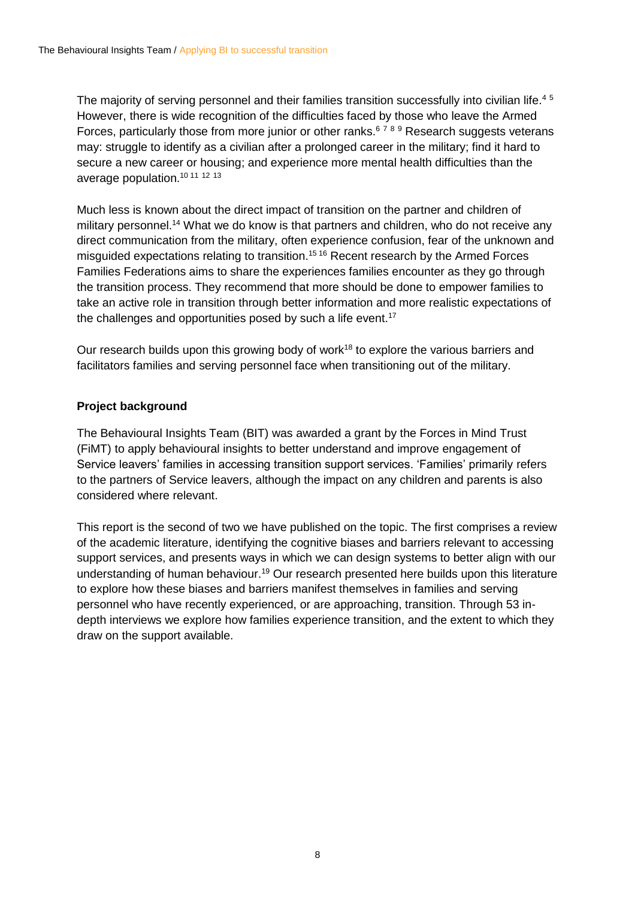The majority of serving personnel and their families transition successfully into civilian life.[4] [5] However, there is wide recognition of the difficulties faced by those who leave the Armed Forces, particularly those from more junior or other ranks.[6] [7] [8] [9] Research suggests veterans may: struggle to identify as a civilian after a prolonged career in the military; find it hard to secure a new career or housing; and experience more mental health difficulties than the average population.[10] [11] [12] [13]

Much less is known about the direct impact of transition on the partner and children of military personnel.[14] What we do know is that partners and children, who do not receive any direct communication from the military, often experience confusion, fear of the unknown and misguided expectations relating to transition.[15] [16] Recent research by the Armed Forces Families Federations aims to share the experiences families encounter as they go through the transition process. They recommend that more should be done to empower families to take an active role in transition through better information and more realistic expectations of the challenges and opportunities posed by such a life event.[17]

Our research builds upon this growing body of work[18] to explore the various barriers and facilitators families and serving personnel face when transitioning out of the military.

**Project background**

The Behavioural Insights Team (BIT) was awarded a grant by the Forces in Mind Trust (FiMT) to apply behavioural insights to better understand and improve engagement of Service leavers' families in accessing transition support services. 'Families' primarily refers to the partners of Service leavers, although the impact on any children and parents is also considered where relevant.

This report is the second of two we have published on the topic. The first comprises a review of the academic literature, identifying the cognitive biases and barriers relevant to accessing support services, and presents ways in which we can design systems to better align with our understanding of human behaviour.[19] Our research presented here builds upon this literature to explore how these biases and barriers manifest themselves in families and serving personnel who have recently experienced, or are approaching, transition. Through 53 in-depth interviews we explore how families experience transition, and the extent to which they draw on the support available.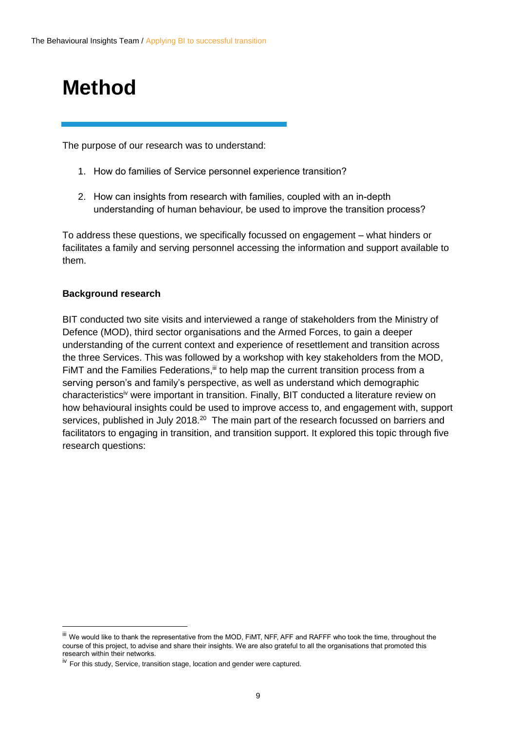# Method

The purpose of our research was to understand:

1. How do families of Service personnel experience transition?
2. How can insights from research with families, coupled with an in-depth understanding of human behaviour, be used to improve the transition process?

To address these questions, we specifically focussed on engagement – what hinders or facilitates a family and serving personnel accessing the information and support available to them.

**Background research**

BIT conducted two site visits and interviewed a range of stakeholders from the Ministry of Defence (MOD), third sector organisations and the Armed Forces, to gain a deeper understanding of the current context and experience of resettlement and transition across the three Services. This was followed by a workshop with key stakeholders from the MOD, FiMT and the Families Federations,[iii] to help map the current transition process from a serving person's and family's perspective, as well as understand which demographic characteristics[iv] were important in transition. Finally, BIT conducted a literature review on how behavioural insights could be used to improve access to, and engagement with, support services, published in July 2018.[20] The main part of the research focussed on barriers and facilitators to engaging in transition, and transition support. It explored this topic through five research questions:

---

[iii] We would like to thank the representative from the MOD, FiMT, NFF, AFF and RAFFF who took the time, throughout the course of this project, to advise and share their insights. We are also grateful to all the organisations that promoted this research within their networks.

[iv] For this study, Service, transition stage, location and gender were captured.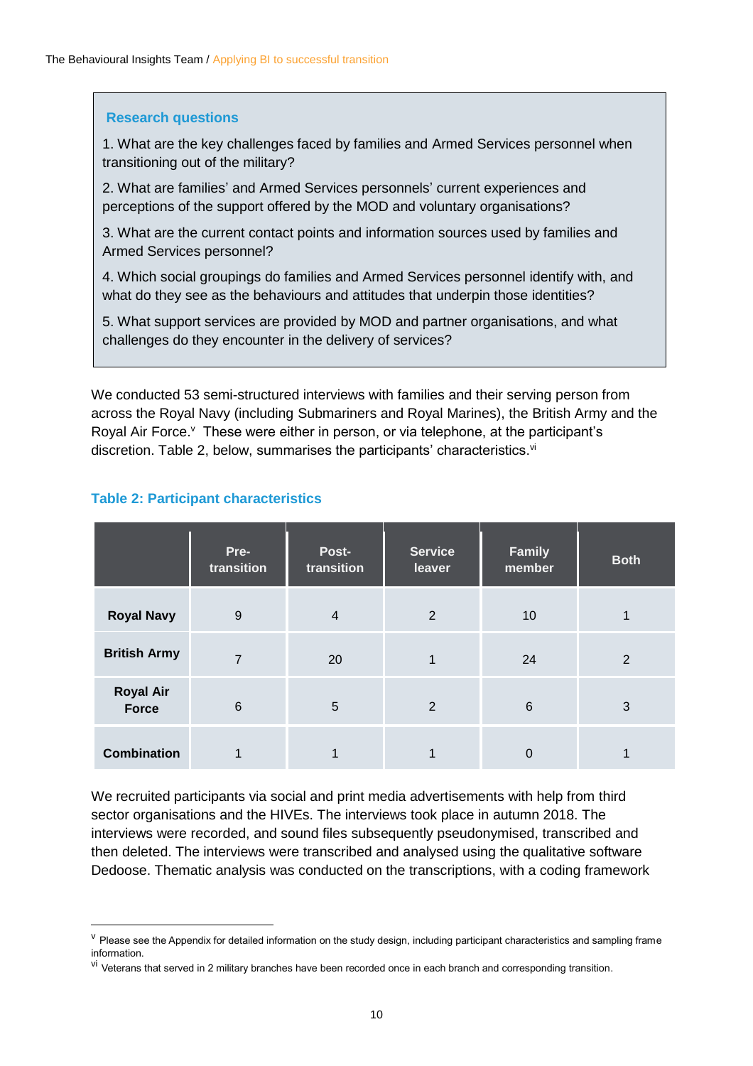**Research questions**

1. What are the key challenges faced by families and Armed Services personnel when transitioning out of the military?

2. What are families' and Armed Services personnels' current experiences and perceptions of the support offered by the MOD and voluntary organisations?

3. What are the current contact points and information sources used by families and Armed Services personnel?

4. Which social groupings do families and Armed Services personnel identify with, and what do they see as the behaviours and attitudes that underpin those identities?

5. What support services are provided by MOD and partner organisations, and what challenges do they encounter in the delivery of services?

We conducted 53 semi-structured interviews with families and their serving person from across the Royal Navy (including Submariners and Royal Marines), the British Army and the Royal Air Force.[v] These were either in person, or via telephone, at the participant's discretion. Table 2, below, summarises the participants' characteristics.[vi]

**Table 2: Participant characteristics**

| | Pre-transition | Post-transition | Service leaver | Family member | Both |
|---|---|---|---|---|---|
| **Royal Navy** | 9 | 4 | 2 | 10 | 1 |
| **British Army** | 7 | 20 | 1 | 24 | 2 |
| **Royal Air Force** | 6 | 5 | 2 | 6 | 3 |
| **Combination** | 1 | 1 | 1 | 0 | 1 |

We recruited participants via social and print media advertisements with help from third sector organisations and the HIVEs. The interviews took place in autumn 2018. The interviews were recorded, and sound files subsequently pseudonymised, transcribed and then deleted. The interviews were transcribed and analysed using the qualitative software Dedoose. Thematic analysis was conducted on the transcriptions, with a coding framework

[v] Please see the Appendix for detailed information on the study design, including participant characteristics and sampling frame information.

[vi] Veterans that served in 2 military branches have been recorded once in each branch and corresponding transition.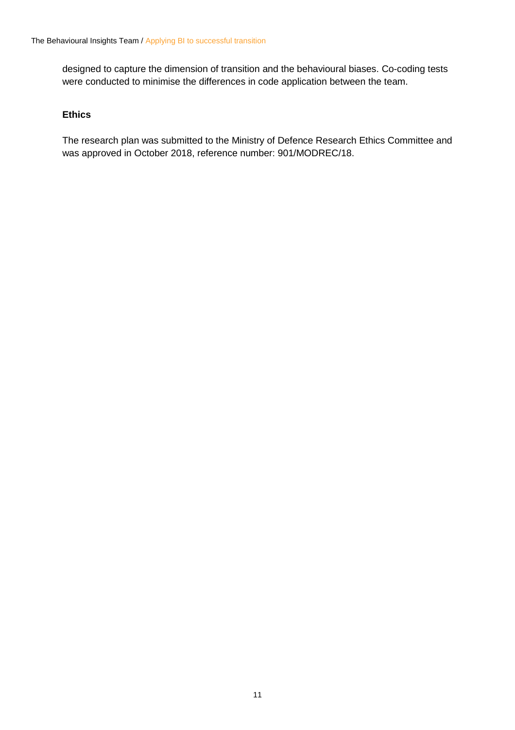designed to capture the dimension of transition and the behavioural biases. Co-coding tests were conducted to minimise the differences in code application between the team.

### Ethics

The research plan was submitted to the Ministry of Defence Research Ethics Committee and was approved in October 2018, reference number: 901/MODREC/18.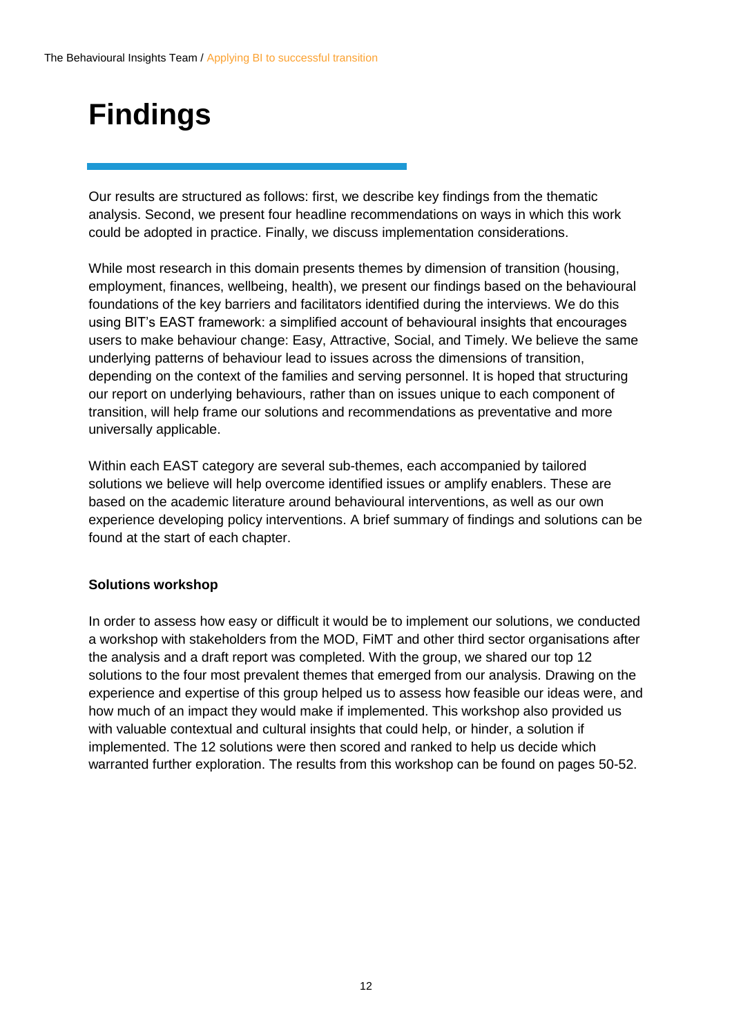# Findings

Our results are structured as follows: first, we describe key findings from the thematic analysis. Second, we present four headline recommendations on ways in which this work could be adopted in practice. Finally, we discuss implementation considerations.

While most research in this domain presents themes by dimension of transition (housing, employment, finances, wellbeing, health), we present our findings based on the behavioural foundations of the key barriers and facilitators identified during the interviews. We do this using BIT's EAST framework: a simplified account of behavioural insights that encourages users to make behaviour change: Easy, Attractive, Social, and Timely. We believe the same underlying patterns of behaviour lead to issues across the dimensions of transition, depending on the context of the families and serving personnel. It is hoped that structuring our report on underlying behaviours, rather than on issues unique to each component of transition, will help frame our solutions and recommendations as preventative and more universally applicable.

Within each EAST category are several sub-themes, each accompanied by tailored solutions we believe will help overcome identified issues or amplify enablers. These are based on the academic literature around behavioural interventions, as well as our own experience developing policy interventions. A brief summary of findings and solutions can be found at the start of each chapter.

**Solutions workshop**

In order to assess how easy or difficult it would be to implement our solutions, we conducted a workshop with stakeholders from the MOD, FiMT and other third sector organisations after the analysis and a draft report was completed. With the group, we shared our top 12 solutions to the four most prevalent themes that emerged from our analysis. Drawing on the experience and expertise of this group helped us to assess how feasible our ideas were, and how much of an impact they would make if implemented. This workshop also provided us with valuable contextual and cultural insights that could help, or hinder, a solution if implemented. The 12 solutions were then scored and ranked to help us decide which warranted further exploration. The results from this workshop can be found on pages 50-52.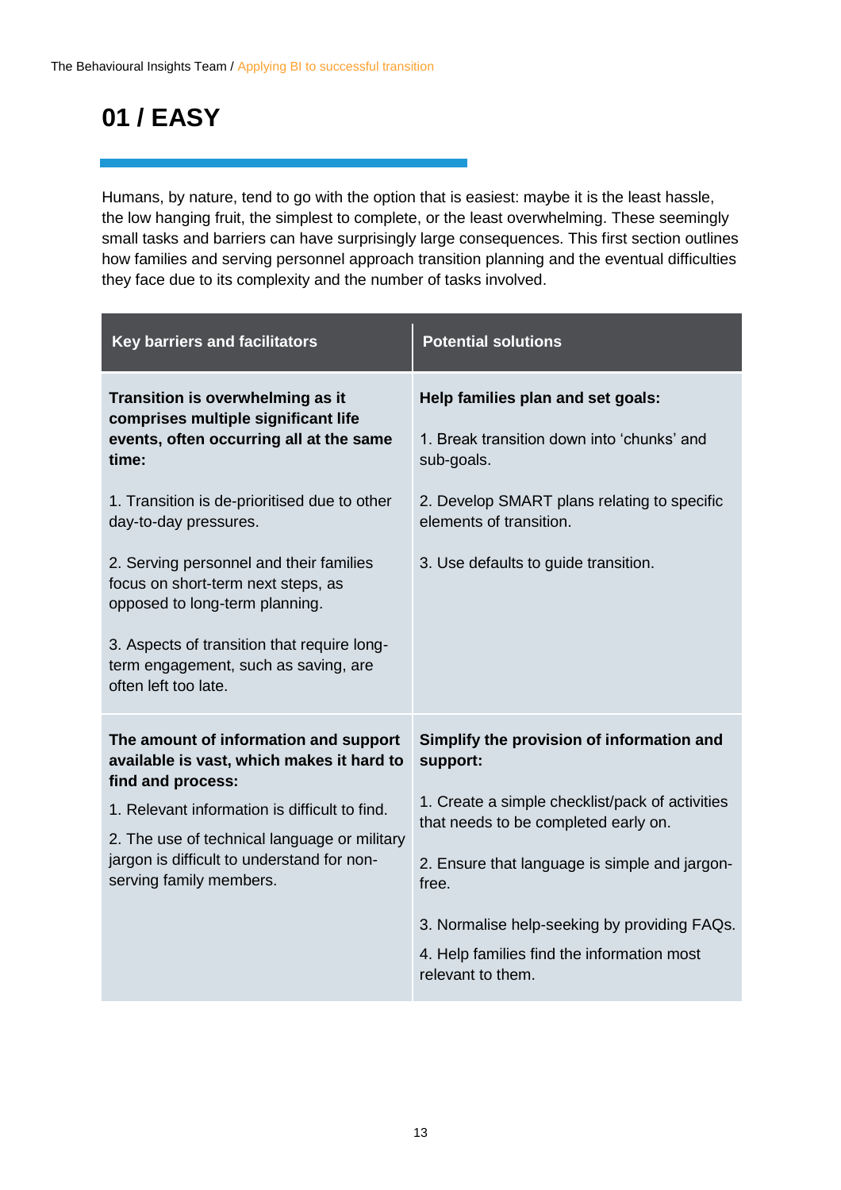# 01 / EASY

Humans, by nature, tend to go with the option that is easiest: maybe it is the least hassle, the low hanging fruit, the simplest to complete, or the least overwhelming. These seemingly small tasks and barriers can have surprisingly large consequences. This first section outlines how families and serving personnel approach transition planning and the eventual difficulties they face due to its complexity and the number of tasks involved.

| Key barriers and facilitators | Potential solutions |
|---|---|
| **Transition is overwhelming as it comprises multiple significant life events, often occurring all at the same time:**<br><br>1. Transition is de-prioritised due to other day-to-day pressures.<br><br>2. Serving personnel and their families focus on short-term next steps, as opposed to long-term planning.<br><br>3. Aspects of transition that require long-term engagement, such as saving, are often left too late. | **Help families plan and set goals:**<br><br>1. Break transition down into 'chunks' and sub-goals.<br><br>2. Develop SMART plans relating to specific elements of transition.<br><br>3. Use defaults to guide transition. |
| **The amount of information and support available is vast, which makes it hard to find and process:**<br><br>1. Relevant information is difficult to find.<br><br>2. The use of technical language or military jargon is difficult to understand for non-serving family members. | **Simplify the provision of information and support:**<br><br>1. Create a simple checklist/pack of activities that needs to be completed early on.<br><br>2. Ensure that language is simple and jargon-free.<br><br>3. Normalise help-seeking by providing FAQs.<br><br>4. Help families find the information most relevant to them. |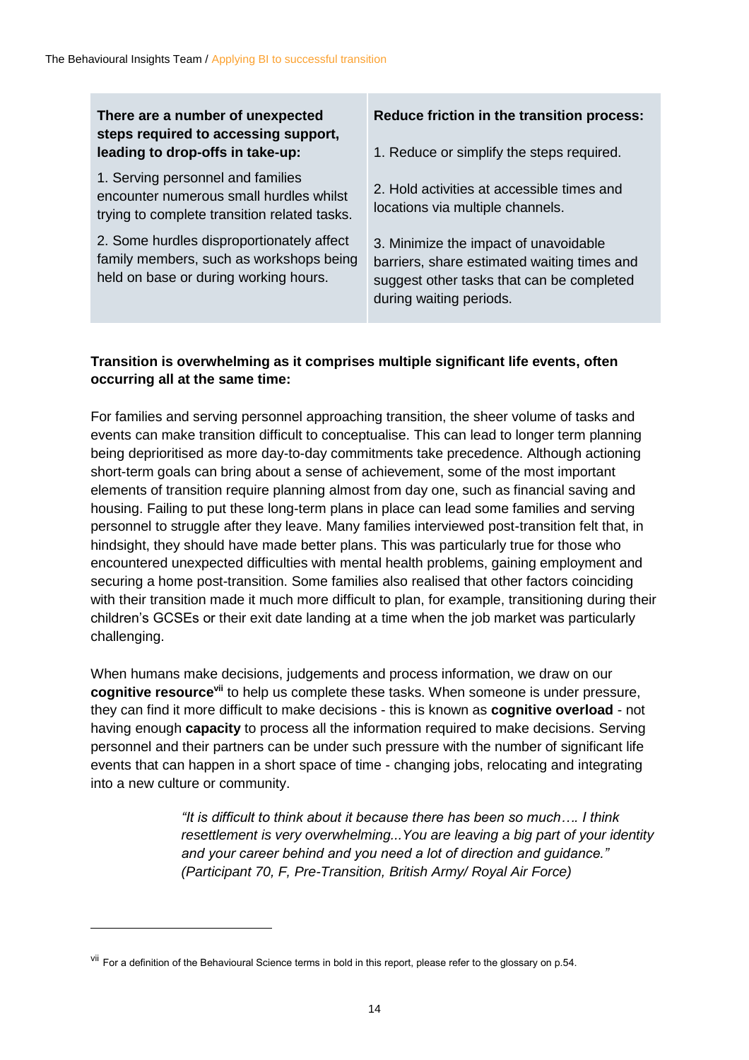| There are a number of unexpected steps required to accessing support, leading to drop-offs in take-up: | Reduce friction in the transition process: |
|---|---|
| 1. Serving personnel and families encounter numerous small hurdles whilst trying to complete transition related tasks.<br><br>2. Some hurdles disproportionately affect family members, such as workshops being held on base or during working hours. | 1. Reduce or simplify the steps required.<br><br>2. Hold activities at accessible times and locations via multiple channels.<br><br>3. Minimize the impact of unavoidable barriers, share estimated waiting times and suggest other tasks that can be completed during waiting periods. |

**Transition is overwhelming as it comprises multiple significant life events, often occurring all at the same time:**

For families and serving personnel approaching transition, the sheer volume of tasks and events can make transition difficult to conceptualise. This can lead to longer term planning being deprioritised as more day-to-day commitments take precedence. Although actioning short-term goals can bring about a sense of achievement, some of the most important elements of transition require planning almost from day one, such as financial saving and housing. Failing to put these long-term plans in place can lead some families and serving personnel to struggle after they leave. Many families interviewed post-transition felt that, in hindsight, they should have made better plans. This was particularly true for those who encountered unexpected difficulties with mental health problems, gaining employment and securing a home post-transition. Some families also realised that other factors coinciding with their transition made it much more difficult to plan, for example, transitioning during their children's GCSEs or their exit date landing at a time when the job market was particularly challenging.

When humans make decisions, judgements and process information, we draw on our **cognitive resource**[vii] to help us complete these tasks. When someone is under pressure, they can find it more difficult to make decisions - this is known as **cognitive overload** - not having enough **capacity** to process all the information required to make decisions. Serving personnel and their partners can be under such pressure with the number of significant life events that can happen in a short space of time - changing jobs, relocating and integrating into a new culture or community.

> *"It is difficult to think about it because there has been so much…. I think resettlement is very overwhelming...You are leaving a big part of your identity and your career behind and you need a lot of direction and guidance." (Participant 70, F, Pre-Transition, British Army/ Royal Air Force)*

[vii] For a definition of the Behavioural Science terms in bold in this report, please refer to the glossary on p.54.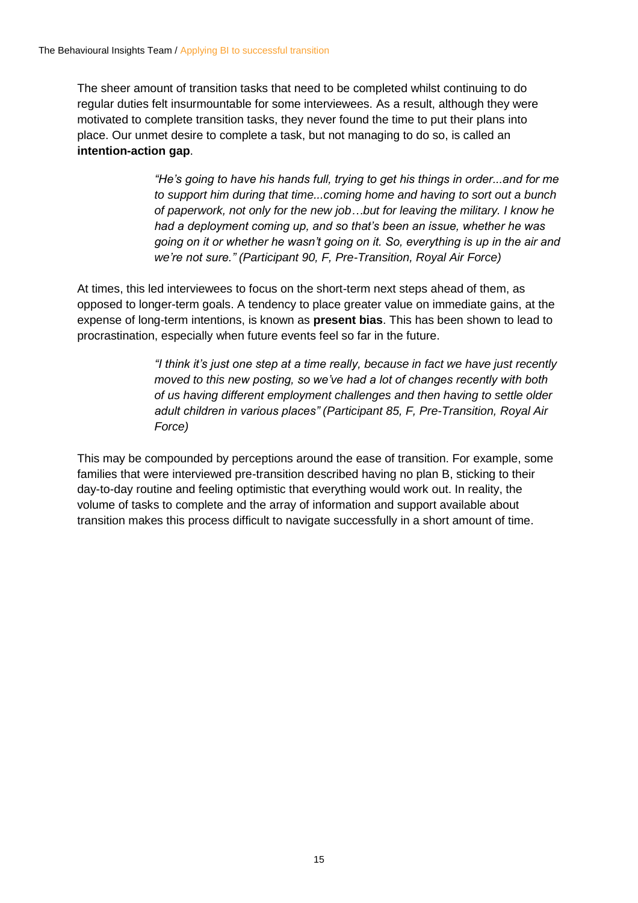The sheer amount of transition tasks that need to be completed whilst continuing to do regular duties felt insurmountable for some interviewees. As a result, although they were motivated to complete transition tasks, they never found the time to put their plans into place. Our unmet desire to complete a task, but not managing to do so, is called an **intention-action gap**.

> *"He's going to have his hands full, trying to get his things in order...and for me to support him during that time...coming home and having to sort out a bunch of paperwork, not only for the new job…but for leaving the military. I know he had a deployment coming up, and so that's been an issue, whether he was going on it or whether he wasn't going on it. So, everything is up in the air and we're not sure." (Participant 90, F, Pre-Transition, Royal Air Force)*

At times, this led interviewees to focus on the short-term next steps ahead of them, as opposed to longer-term goals. A tendency to place greater value on immediate gains, at the expense of long-term intentions, is known as **present bias**. This has been shown to lead to procrastination, especially when future events feel so far in the future.

> *"I think it's just one step at a time really, because in fact we have just recently moved to this new posting, so we've had a lot of changes recently with both of us having different employment challenges and then having to settle older adult children in various places" (Participant 85, F, Pre-Transition, Royal Air Force)*

This may be compounded by perceptions around the ease of transition. For example, some families that were interviewed pre-transition described having no plan B, sticking to their day-to-day routine and feeling optimistic that everything would work out. In reality, the volume of tasks to complete and the array of information and support available about transition makes this process difficult to navigate successfully in a short amount of time.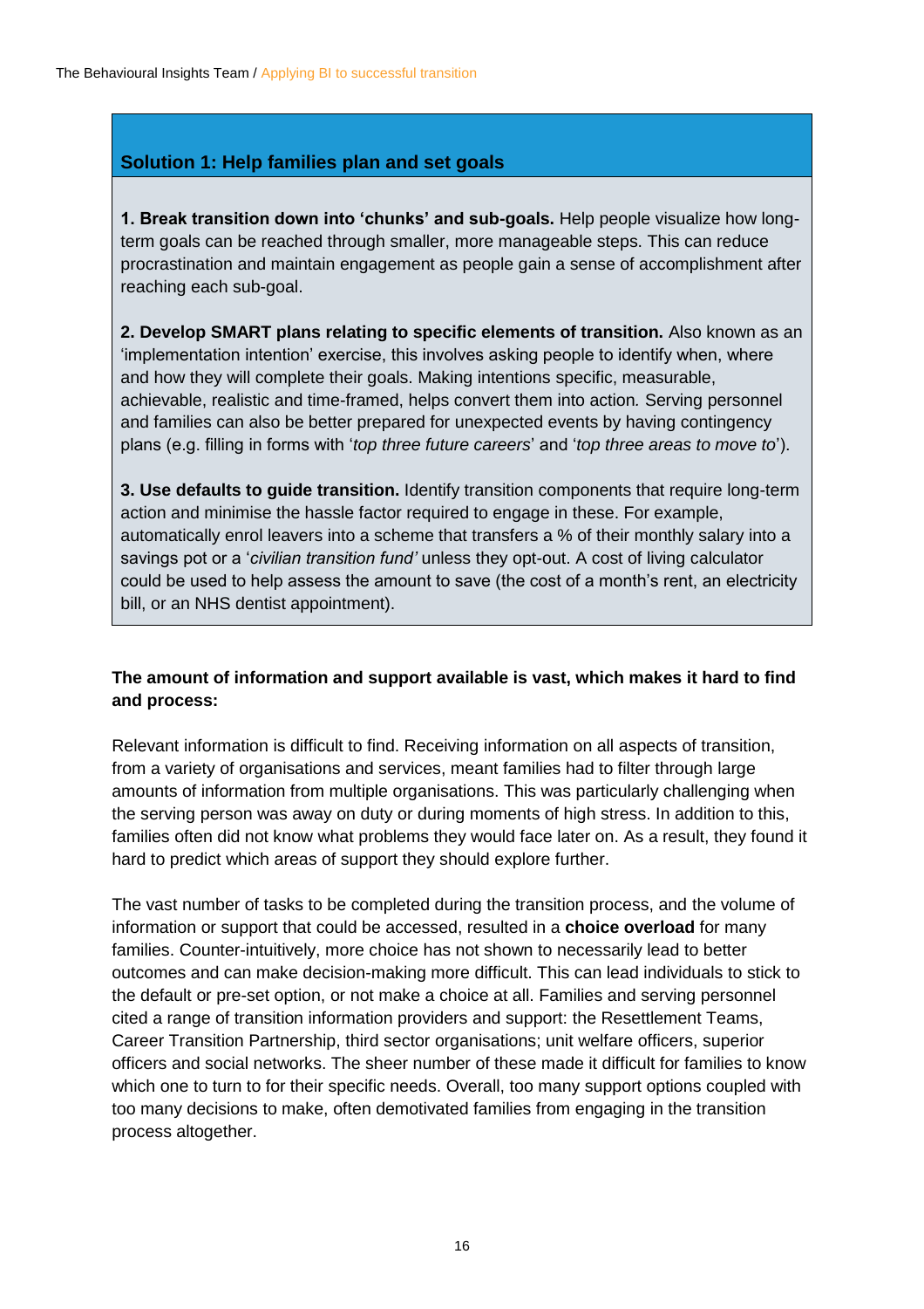### Solution 1: Help families plan and set goals

**1. Break transition down into 'chunks' and sub-goals.** Help people visualize how long-term goals can be reached through smaller, more manageable steps. This can reduce procrastination and maintain engagement as people gain a sense of accomplishment after reaching each sub-goal.

**2. Develop SMART plans relating to specific elements of transition.** Also known as an 'implementation intention' exercise, this involves asking people to identify when, where and how they will complete their goals. Making intentions specific, measurable, achievable, realistic and time-framed, helps convert them into action. Serving personnel and families can also be better prepared for unexpected events by having contingency plans (e.g. filling in forms with '*top three future careers*' and '*top three areas to move to*').

**3. Use defaults to guide transition.** Identify transition components that require long-term action and minimise the hassle factor required to engage in these. For example, automatically enrol leavers into a scheme that transfers a % of their monthly salary into a savings pot or a '*civilian transition fund'* unless they opt-out. A cost of living calculator could be used to help assess the amount to save (the cost of a month's rent, an electricity bill, or an NHS dentist appointment).

**The amount of information and support available is vast, which makes it hard to find and process:**

Relevant information is difficult to find. Receiving information on all aspects of transition, from a variety of organisations and services, meant families had to filter through large amounts of information from multiple organisations. This was particularly challenging when the serving person was away on duty or during moments of high stress. In addition to this, families often did not know what problems they would face later on. As a result, they found it hard to predict which areas of support they should explore further.

The vast number of tasks to be completed during the transition process, and the volume of information or support that could be accessed, resulted in a **choice overload** for many families. Counter-intuitively, more choice has not shown to necessarily lead to better outcomes and can make decision-making more difficult. This can lead individuals to stick to the default or pre-set option, or not make a choice at all. Families and serving personnel cited a range of transition information providers and support: the Resettlement Teams, Career Transition Partnership, third sector organisations; unit welfare officers, superior officers and social networks. The sheer number of these made it difficult for families to know which one to turn to for their specific needs. Overall, too many support options coupled with too many decisions to make, often demotivated families from engaging in the transition process altogether.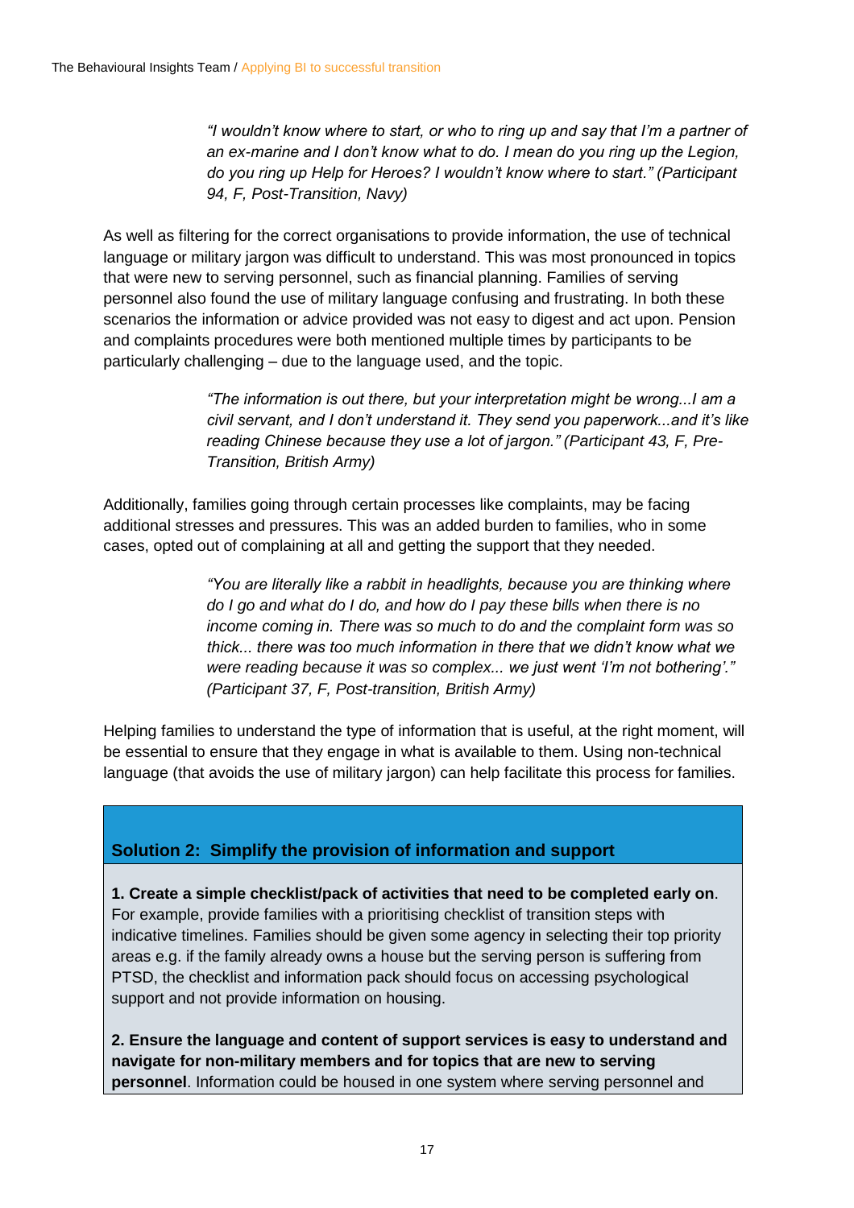> *"I wouldn't know where to start, or who to ring up and say that I'm a partner of an ex-marine and I don't know what to do. I mean do you ring up the Legion, do you ring up Help for Heroes? I wouldn't know where to start." (Participant 94, F, Post-Transition, Navy)*

As well as filtering for the correct organisations to provide information, the use of technical language or military jargon was difficult to understand. This was most pronounced in topics that were new to serving personnel, such as financial planning. Families of serving personnel also found the use of military language confusing and frustrating. In both these scenarios the information or advice provided was not easy to digest and act upon. Pension and complaints procedures were both mentioned multiple times by participants to be particularly challenging – due to the language used, and the topic.

> *"The information is out there, but your interpretation might be wrong...I am a civil servant, and I don't understand it. They send you paperwork...and it's like reading Chinese because they use a lot of jargon." (Participant 43, F, Pre-Transition, British Army)*

Additionally, families going through certain processes like complaints, may be facing additional stresses and pressures. This was an added burden to families, who in some cases, opted out of complaining at all and getting the support that they needed.

> *"You are literally like a rabbit in headlights, because you are thinking where do I go and what do I do, and how do I pay these bills when there is no income coming in. There was so much to do and the complaint form was so thick... there was too much information in there that we didn't know what we were reading because it was so complex... we just went 'I'm not bothering'." (Participant 37, F, Post-transition, British Army)*

Helping families to understand the type of information that is useful, at the right moment, will be essential to ensure that they engage in what is available to them. Using non-technical language (that avoids the use of military jargon) can help facilitate this process for families.

### Solution 2: Simplify the provision of information and support

**1. Create a simple checklist/pack of activities that need to be completed early on**. For example, provide families with a prioritising checklist of transition steps with indicative timelines. Families should be given some agency in selecting their top priority areas e.g. if the family already owns a house but the serving person is suffering from PTSD, the checklist and information pack should focus on accessing psychological support and not provide information on housing.

**2. Ensure the language and content of support services is easy to understand and navigate for non-military members and for topics that are new to serving personnel**. Information could be housed in one system where serving personnel and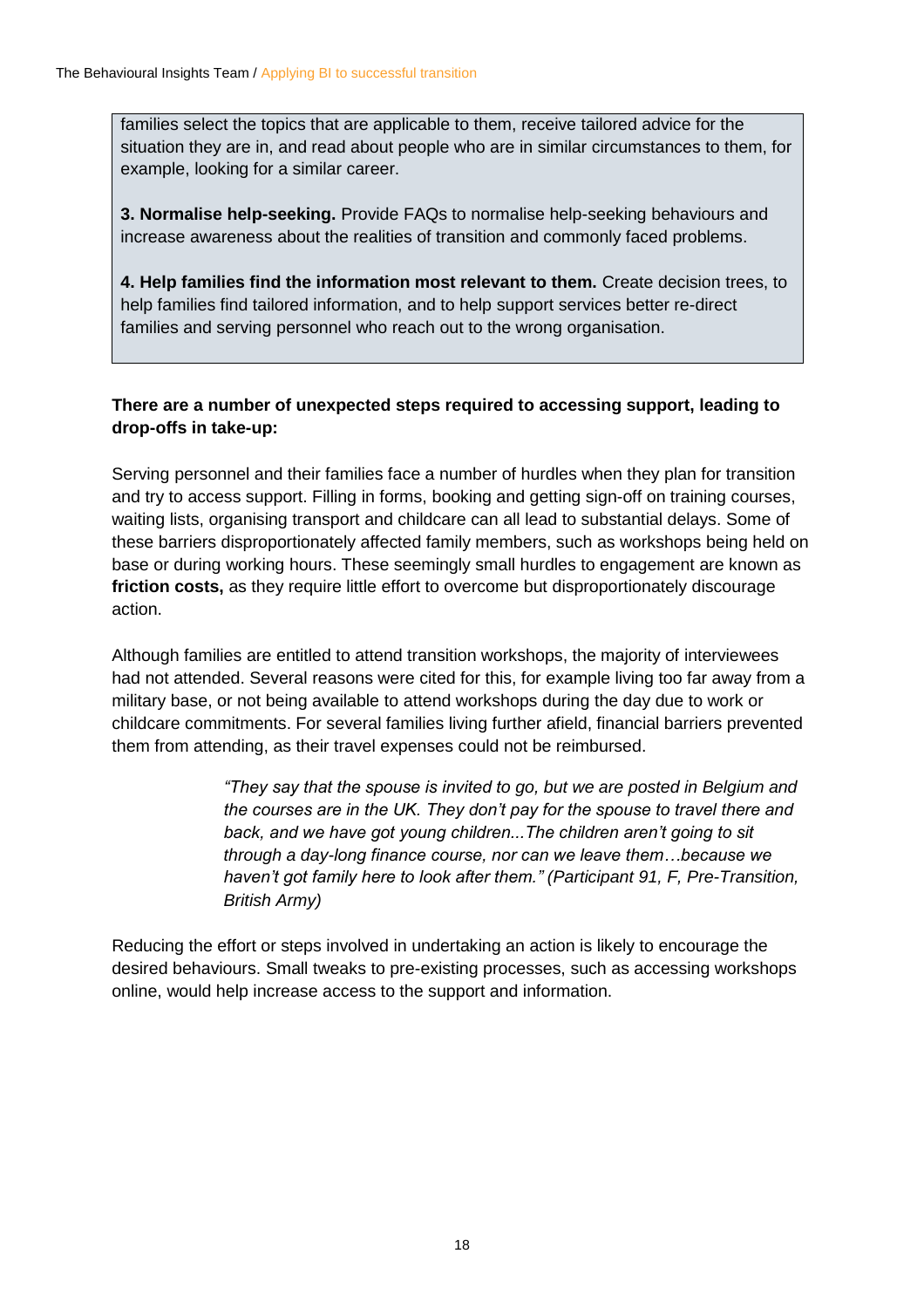families select the topics that are applicable to them, receive tailored advice for the situation they are in, and read about people who are in similar circumstances to them, for example, looking for a similar career.

**3. Normalise help-seeking.** Provide FAQs to normalise help-seeking behaviours and increase awareness about the realities of transition and commonly faced problems.

**4. Help families find the information most relevant to them.** Create decision trees, to help families find tailored information, and to help support services better re-direct families and serving personnel who reach out to the wrong organisation.

**There are a number of unexpected steps required to accessing support, leading to drop-offs in take-up:**

Serving personnel and their families face a number of hurdles when they plan for transition and try to access support. Filling in forms, booking and getting sign-off on training courses, waiting lists, organising transport and childcare can all lead to substantial delays. Some of these barriers disproportionately affected family members, such as workshops being held on base or during working hours. These seemingly small hurdles to engagement are known as **friction costs,** as they require little effort to overcome but disproportionately discourage action.

Although families are entitled to attend transition workshops, the majority of interviewees had not attended. Several reasons were cited for this, for example living too far away from a military base, or not being available to attend workshops during the day due to work or childcare commitments. For several families living further afield, financial barriers prevented them from attending, as their travel expenses could not be reimbursed.

> *"They say that the spouse is invited to go, but we are posted in Belgium and the courses are in the UK. They don't pay for the spouse to travel there and back, and we have got young children...The children aren't going to sit through a day-long finance course, nor can we leave them…because we haven't got family here to look after them." (Participant 91, F, Pre-Transition, British Army)*

Reducing the effort or steps involved in undertaking an action is likely to encourage the desired behaviours. Small tweaks to pre-existing processes, such as accessing workshops online, would help increase access to the support and information.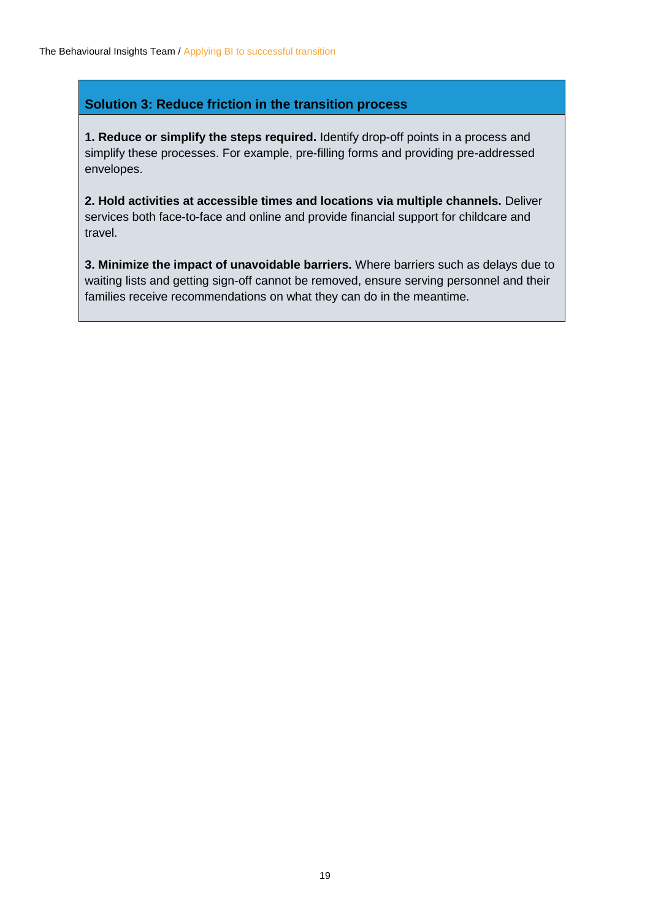### Solution 3: Reduce friction in the transition process

**1. Reduce or simplify the steps required.** Identify drop-off points in a process and simplify these processes. For example, pre-filling forms and providing pre-addressed envelopes.

**2. Hold activities at accessible times and locations via multiple channels.** Deliver services both face-to-face and online and provide financial support for childcare and travel.

**3. Minimize the impact of unavoidable barriers.** Where barriers such as delays due to waiting lists and getting sign-off cannot be removed, ensure serving personnel and their families receive recommendations on what they can do in the meantime.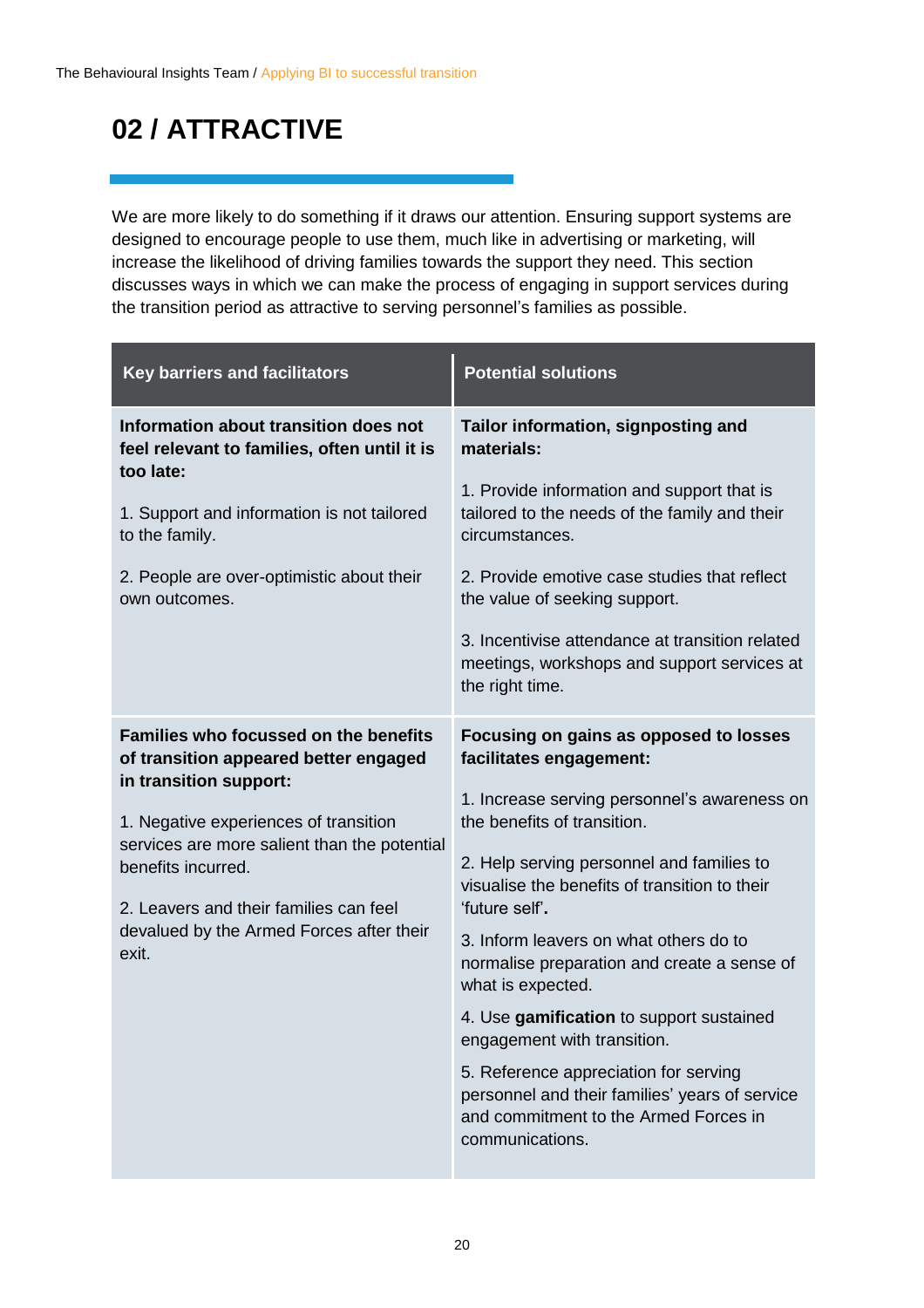## 02 / ATTRACTIVE

We are more likely to do something if it draws our attention. Ensuring support systems are designed to encourage people to use them, much like in advertising or marketing, will increase the likelihood of driving families towards the support they need. This section discusses ways in which we can make the process of engaging in support services during the transition period as attractive to serving personnel's families as possible.

| Key barriers and facilitators | Potential solutions |
|---|---|
| **Information about transition does not feel relevant to families, often until it is too late:**<br><br>1. Support and information is not tailored to the family.<br><br>2. People are over-optimistic about their own outcomes. | **Tailor information, signposting and materials:**<br><br>1. Provide information and support that is tailored to the needs of the family and their circumstances.<br><br>2. Provide emotive case studies that reflect the value of seeking support.<br><br>3. Incentivise attendance at transition related meetings, workshops and support services at the right time. |
| **Families who focussed on the benefits of transition appeared better engaged in transition support:**<br><br>1. Negative experiences of transition services are more salient than the potential benefits incurred.<br><br>2. Leavers and their families can feel devalued by the Armed Forces after their exit. | **Focusing on gains as opposed to losses facilitates engagement:**<br><br>1. Increase serving personnel's awareness on the benefits of transition.<br><br>2. Help serving personnel and families to visualise the benefits of transition to their 'future self'.<br><br>3. Inform leavers on what others do to normalise preparation and create a sense of what is expected.<br><br>4. Use **gamification** to support sustained engagement with transition.<br><br>5. Reference appreciation for serving personnel and their families' years of service and commitment to the Armed Forces in communications. |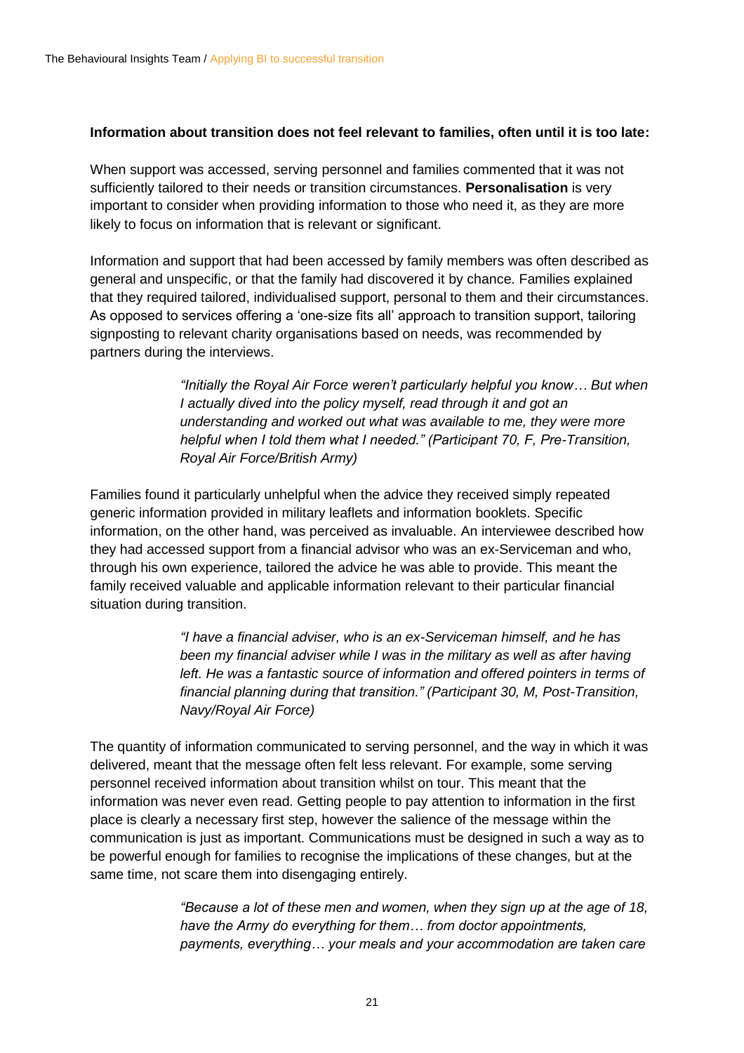**Information about transition does not feel relevant to families, often until it is too late:**

When support was accessed, serving personnel and families commented that it was not sufficiently tailored to their needs or transition circumstances. **Personalisation** is very important to consider when providing information to those who need it, as they are more likely to focus on information that is relevant or significant.

Information and support that had been accessed by family members was often described as general and unspecific, or that the family had discovered it by chance. Families explained that they required tailored, individualised support, personal to them and their circumstances. As opposed to services offering a 'one-size fits all' approach to transition support, tailoring signposting to relevant charity organisations based on needs, was recommended by partners during the interviews.

> *"Initially the Royal Air Force weren't particularly helpful you know… But when I actually dived into the policy myself, read through it and got an understanding and worked out what was available to me, they were more helpful when I told them what I needed." (Participant 70, F, Pre-Transition, Royal Air Force/British Army)*

Families found it particularly unhelpful when the advice they received simply repeated generic information provided in military leaflets and information booklets. Specific information, on the other hand, was perceived as invaluable. An interviewee described how they had accessed support from a financial advisor who was an ex-Serviceman and who, through his own experience, tailored the advice he was able to provide. This meant the family received valuable and applicable information relevant to their particular financial situation during transition.

> *"I have a financial adviser, who is an ex-Serviceman himself, and he has been my financial adviser while I was in the military as well as after having left. He was a fantastic source of information and offered pointers in terms of financial planning during that transition." (Participant 30, M, Post-Transition, Navy/Royal Air Force)*

The quantity of information communicated to serving personnel, and the way in which it was delivered, meant that the message often felt less relevant. For example, some serving personnel received information about transition whilst on tour. This meant that the information was never even read. Getting people to pay attention to information in the first place is clearly a necessary first step, however the salience of the message within the communication is just as important. Communications must be designed in such a way as to be powerful enough for families to recognise the implications of these changes, but at the same time, not scare them into disengaging entirely.

> *"Because a lot of these men and women, when they sign up at the age of 18, have the Army do everything for them… from doctor appointments, payments, everything… your meals and your accommodation are taken care*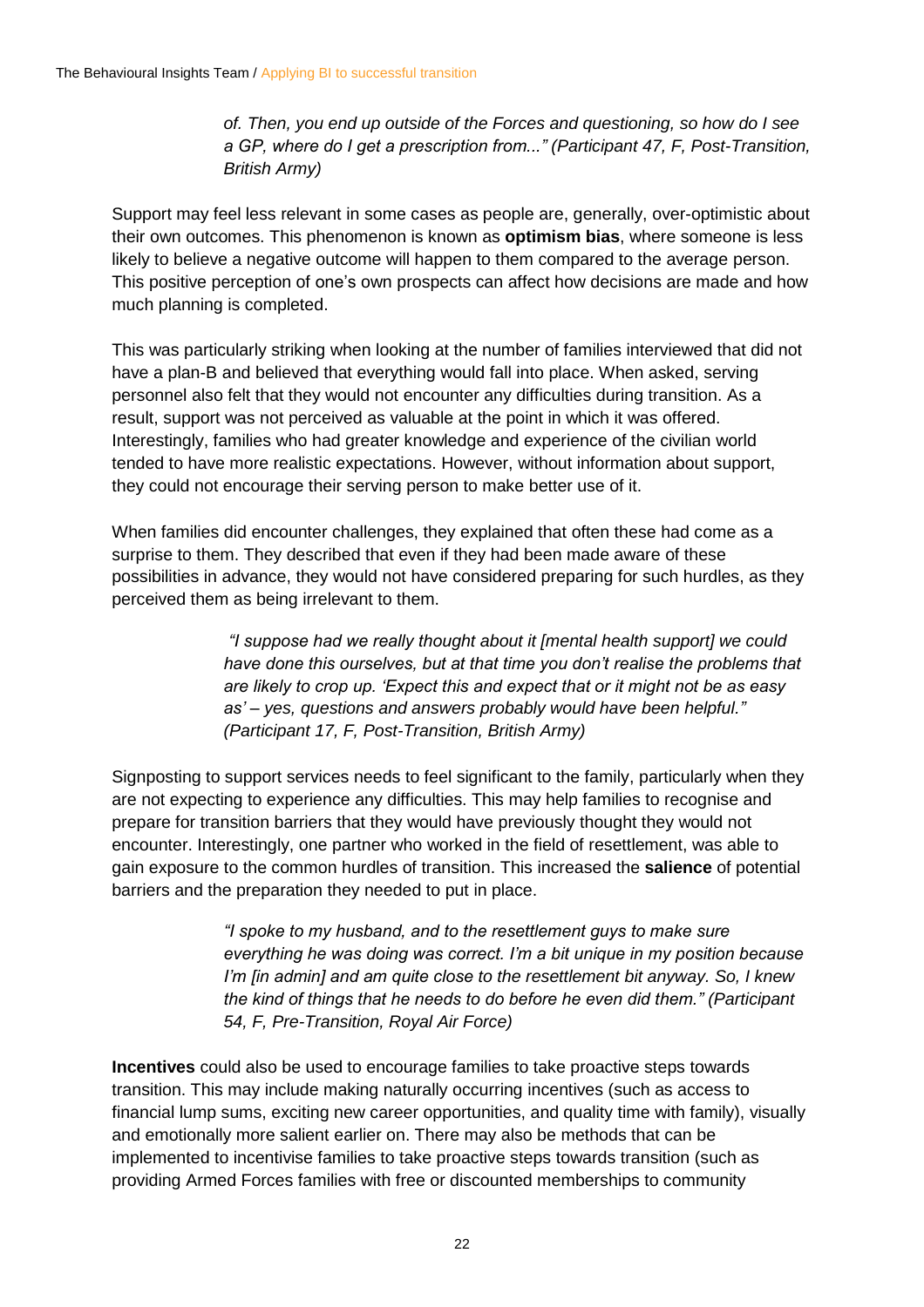*of. Then, you end up outside of the Forces and questioning, so how do I see a GP, where do I get a prescription from..." (Participant 47, F, Post-Transition, British Army)*

Support may feel less relevant in some cases as people are, generally, over-optimistic about their own outcomes. This phenomenon is known as **optimism bias**, where someone is less likely to believe a negative outcome will happen to them compared to the average person. This positive perception of one's own prospects can affect how decisions are made and how much planning is completed.

This was particularly striking when looking at the number of families interviewed that did not have a plan-B and believed that everything would fall into place. When asked, serving personnel also felt that they would not encounter any difficulties during transition. As a result, support was not perceived as valuable at the point in which it was offered. Interestingly, families who had greater knowledge and experience of the civilian world tended to have more realistic expectations. However, without information about support, they could not encourage their serving person to make better use of it.

When families did encounter challenges, they explained that often these had come as a surprise to them. They described that even if they had been made aware of these possibilities in advance, they would not have considered preparing for such hurdles, as they perceived them as being irrelevant to them.

> *"I suppose had we really thought about it [mental health support] we could have done this ourselves, but at that time you don't realise the problems that are likely to crop up. 'Expect this and expect that or it might not be as easy as' – yes, questions and answers probably would have been helpful." (Participant 17, F, Post-Transition, British Army)*

Signposting to support services needs to feel significant to the family, particularly when they are not expecting to experience any difficulties. This may help families to recognise and prepare for transition barriers that they would have previously thought they would not encounter. Interestingly, one partner who worked in the field of resettlement, was able to gain exposure to the common hurdles of transition. This increased the **salience** of potential barriers and the preparation they needed to put in place.

> *"I spoke to my husband, and to the resettlement guys to make sure everything he was doing was correct. I'm a bit unique in my position because I'm [in admin] and am quite close to the resettlement bit anyway. So, I knew the kind of things that he needs to do before he even did them." (Participant 54, F, Pre-Transition, Royal Air Force)*

**Incentives** could also be used to encourage families to take proactive steps towards transition. This may include making naturally occurring incentives (such as access to financial lump sums, exciting new career opportunities, and quality time with family), visually and emotionally more salient earlier on. There may also be methods that can be implemented to incentivise families to take proactive steps towards transition (such as providing Armed Forces families with free or discounted memberships to community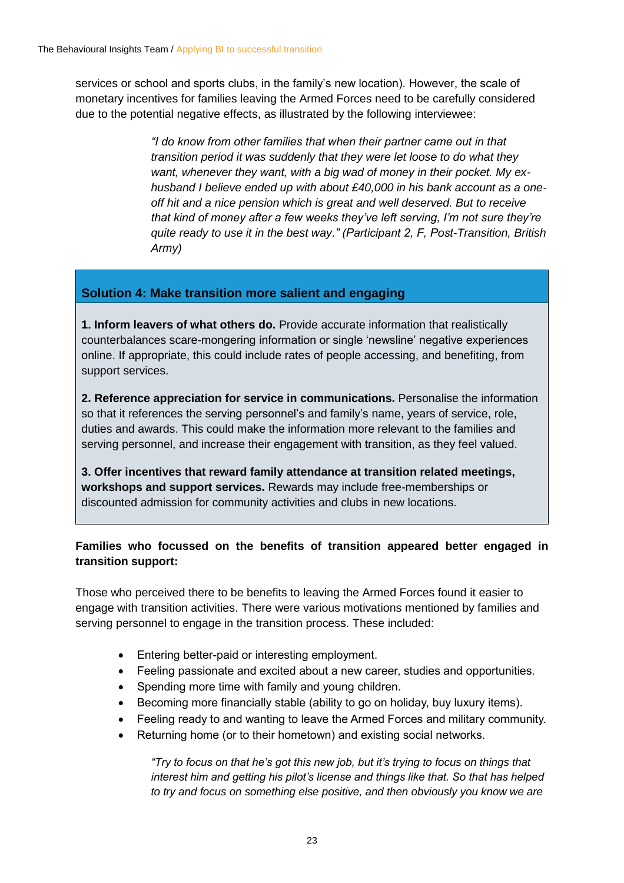services or school and sports clubs, in the family's new location). However, the scale of monetary incentives for families leaving the Armed Forces need to be carefully considered due to the potential negative effects, as illustrated by the following interviewee:

> *"I do know from other families that when their partner came out in that transition period it was suddenly that they were let loose to do what they want, whenever they want, with a big wad of money in their pocket. My ex-husband I believe ended up with about £40,000 in his bank account as a one-off hit and a nice pension which is great and well deserved. But to receive that kind of money after a few weeks they've left serving, I'm not sure they're quite ready to use it in the best way." (Participant 2, F, Post-Transition, British Army)*

### Solution 4: Make transition more salient and engaging

**1. Inform leavers of what others do.** Provide accurate information that realistically counterbalances scare-mongering information or single 'newsline' negative experiences online. If appropriate, this could include rates of people accessing, and benefiting, from support services.

**2. Reference appreciation for service in communications.** Personalise the information so that it references the serving personnel's and family's name, years of service, role, duties and awards. This could make the information more relevant to the families and serving personnel, and increase their engagement with transition, as they feel valued.

**3. Offer incentives that reward family attendance at transition related meetings, workshops and support services.** Rewards may include free-memberships or discounted admission for community activities and clubs in new locations.

**Families who focussed on the benefits of transition appeared better engaged in transition support:**

Those who perceived there to be benefits to leaving the Armed Forces found it easier to engage with transition activities. There were various motivations mentioned by families and serving personnel to engage in the transition process. These included:

- Entering better-paid or interesting employment.
- Feeling passionate and excited about a new career, studies and opportunities.
- Spending more time with family and young children.
- Becoming more financially stable (ability to go on holiday, buy luxury items).
- Feeling ready to and wanting to leave the Armed Forces and military community.
- Returning home (or to their hometown) and existing social networks.

> *"Try to focus on that he's got this new job, but it's trying to focus on things that interest him and getting his pilot's license and things like that. So that has helped to try and focus on something else positive, and then obviously you know we are*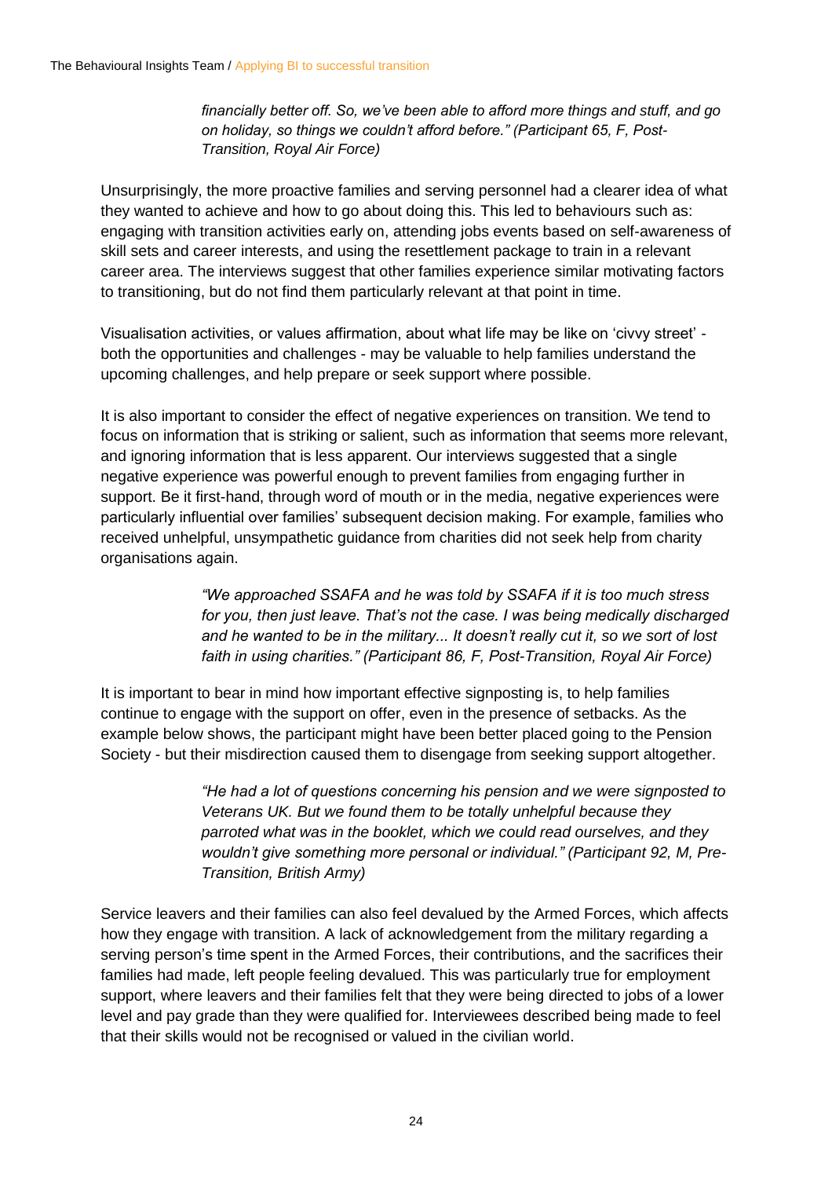> *financially better off. So, we've been able to afford more things and stuff, and go on holiday, so things we couldn't afford before." (Participant 65, F, Post-Transition, Royal Air Force)*

Unsurprisingly, the more proactive families and serving personnel had a clearer idea of what they wanted to achieve and how to go about doing this. This led to behaviours such as: engaging with transition activities early on, attending jobs events based on self-awareness of skill sets and career interests, and using the resettlement package to train in a relevant career area. The interviews suggest that other families experience similar motivating factors to transitioning, but do not find them particularly relevant at that point in time.

Visualisation activities, or values affirmation, about what life may be like on 'civvy street' - both the opportunities and challenges - may be valuable to help families understand the upcoming challenges, and help prepare or seek support where possible.

It is also important to consider the effect of negative experiences on transition. We tend to focus on information that is striking or salient, such as information that seems more relevant, and ignoring information that is less apparent. Our interviews suggested that a single negative experience was powerful enough to prevent families from engaging further in support. Be it first-hand, through word of mouth or in the media, negative experiences were particularly influential over families' subsequent decision making. For example, families who received unhelpful, unsympathetic guidance from charities did not seek help from charity organisations again.

> *"We approached SSAFA and he was told by SSAFA if it is too much stress for you, then just leave. That's not the case. I was being medically discharged and he wanted to be in the military... It doesn't really cut it, so we sort of lost faith in using charities." (Participant 86, F, Post-Transition, Royal Air Force)*

It is important to bear in mind how important effective signposting is, to help families continue to engage with the support on offer, even in the presence of setbacks. As the example below shows, the participant might have been better placed going to the Pension Society - but their misdirection caused them to disengage from seeking support altogether.

> *"He had a lot of questions concerning his pension and we were signposted to Veterans UK. But we found them to be totally unhelpful because they parroted what was in the booklet, which we could read ourselves, and they wouldn't give something more personal or individual." (Participant 92, M, Pre-Transition, British Army)*

Service leavers and their families can also feel devalued by the Armed Forces, which affects how they engage with transition. A lack of acknowledgement from the military regarding a serving person's time spent in the Armed Forces, their contributions, and the sacrifices their families had made, left people feeling devalued. This was particularly true for employment support, where leavers and their families felt that they were being directed to jobs of a lower level and pay grade than they were qualified for. Interviewees described being made to feel that their skills would not be recognised or valued in the civilian world.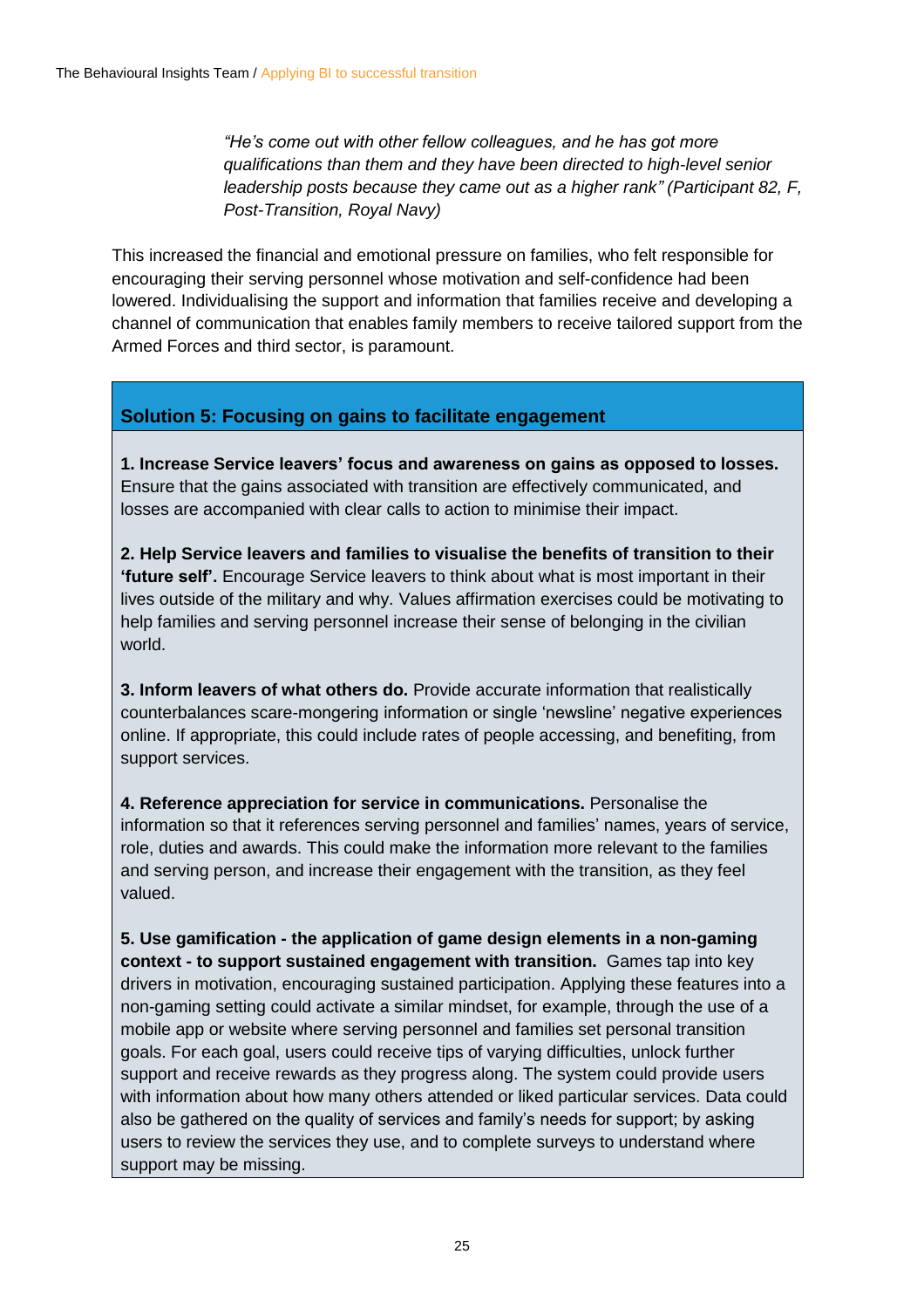> *"He's come out with other fellow colleagues, and he has got more qualifications than them and they have been directed to high-level senior leadership posts because they came out as a higher rank" (Participant 82, F, Post-Transition, Royal Navy)*

This increased the financial and emotional pressure on families, who felt responsible for encouraging their serving personnel whose motivation and self-confidence had been lowered. Individualising the support and information that families receive and developing a channel of communication that enables family members to receive tailored support from the Armed Forces and third sector, is paramount.

### Solution 5: Focusing on gains to facilitate engagement

**1. Increase Service leavers' focus and awareness on gains as opposed to losses.** Ensure that the gains associated with transition are effectively communicated, and losses are accompanied with clear calls to action to minimise their impact.

**2. Help Service leavers and families to visualise the benefits of transition to their 'future self'.** Encourage Service leavers to think about what is most important in their lives outside of the military and why. Values affirmation exercises could be motivating to help families and serving personnel increase their sense of belonging in the civilian world.

**3. Inform leavers of what others do.** Provide accurate information that realistically counterbalances scare-mongering information or single 'newsline' negative experiences online. If appropriate, this could include rates of people accessing, and benefiting, from support services.

**4. Reference appreciation for service in communications.** Personalise the information so that it references serving personnel and families' names, years of service, role, duties and awards. This could make the information more relevant to the families and serving person, and increase their engagement with the transition, as they feel valued.

**5. Use gamification - the application of game design elements in a non-gaming context - to support sustained engagement with transition.** Games tap into key drivers in motivation, encouraging sustained participation. Applying these features into a non-gaming setting could activate a similar mindset, for example, through the use of a mobile app or website where serving personnel and families set personal transition goals. For each goal, users could receive tips of varying difficulties, unlock further support and receive rewards as they progress along. The system could provide users with information about how many others attended or liked particular services. Data could also be gathered on the quality of services and family's needs for support; by asking users to review the services they use, and to complete surveys to understand where support may be missing.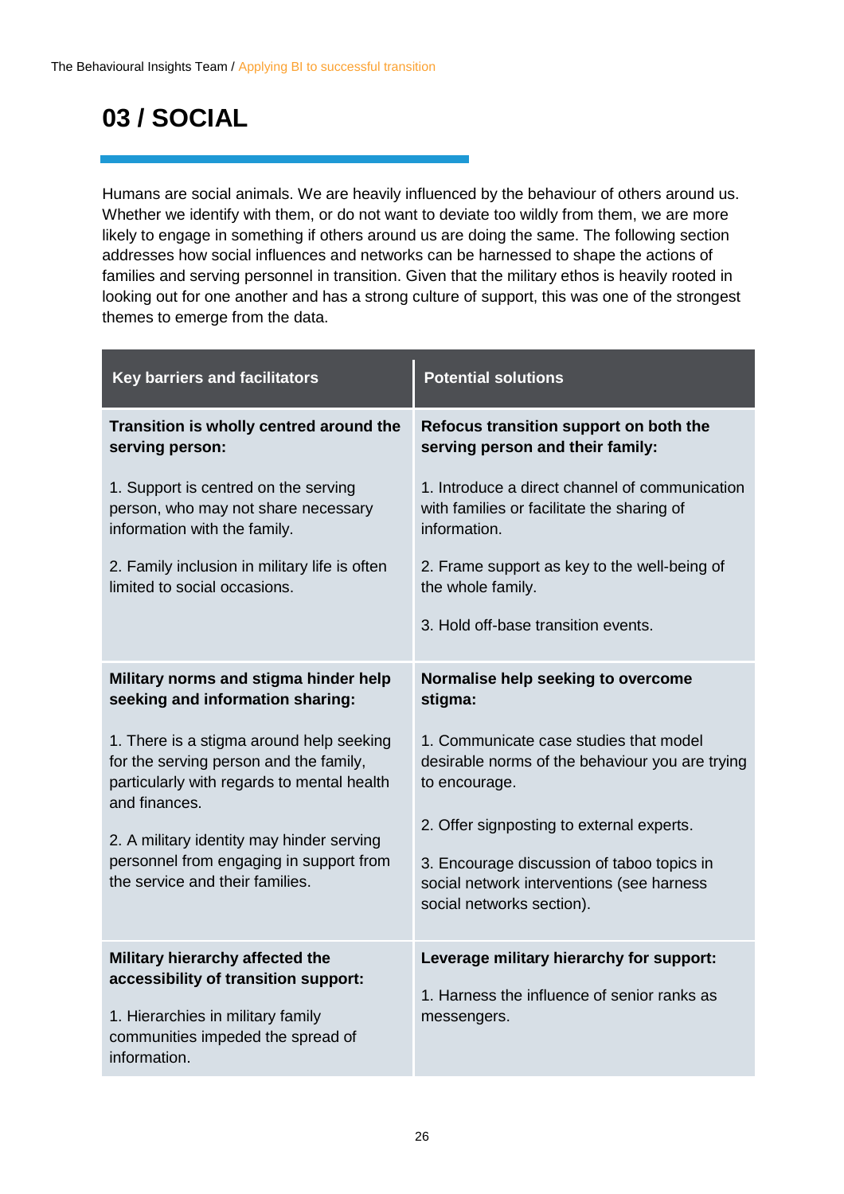# 03 / SOCIAL

Humans are social animals. We are heavily influenced by the behaviour of others around us. Whether we identify with them, or do not want to deviate too wildly from them, we are more likely to engage in something if others around us are doing the same. The following section addresses how social influences and networks can be harnessed to shape the actions of families and serving personnel in transition. Given that the military ethos is heavily rooted in looking out for one another and has a strong culture of support, this was one of the strongest themes to emerge from the data.

| Key barriers and facilitators | Potential solutions |
|---|---|
| **Transition is wholly centred around the serving person:**<br><br>1. Support is centred on the serving person, who may not share necessary information with the family.<br><br>2. Family inclusion in military life is often limited to social occasions. | **Refocus transition support on both the serving person and their family:**<br><br>1. Introduce a direct channel of communication with families or facilitate the sharing of information.<br><br>2. Frame support as key to the well-being of the whole family.<br><br>3. Hold off-base transition events. |
| **Military norms and stigma hinder help seeking and information sharing:**<br><br>1. There is a stigma around help seeking for the serving person and the family, particularly with regards to mental health and finances.<br><br>2. A military identity may hinder serving personnel from engaging in support from the service and their families. | **Normalise help seeking to overcome stigma:**<br><br>1. Communicate case studies that model desirable norms of the behaviour you are trying to encourage.<br><br>2. Offer signposting to external experts.<br><br>3. Encourage discussion of taboo topics in social network interventions (see harness social networks section). |
| **Military hierarchy affected the accessibility of transition support:**<br><br>1. Hierarchies in military family communities impeded the spread of information. | **Leverage military hierarchy for support:**<br><br>1. Harness the influence of senior ranks as messengers. |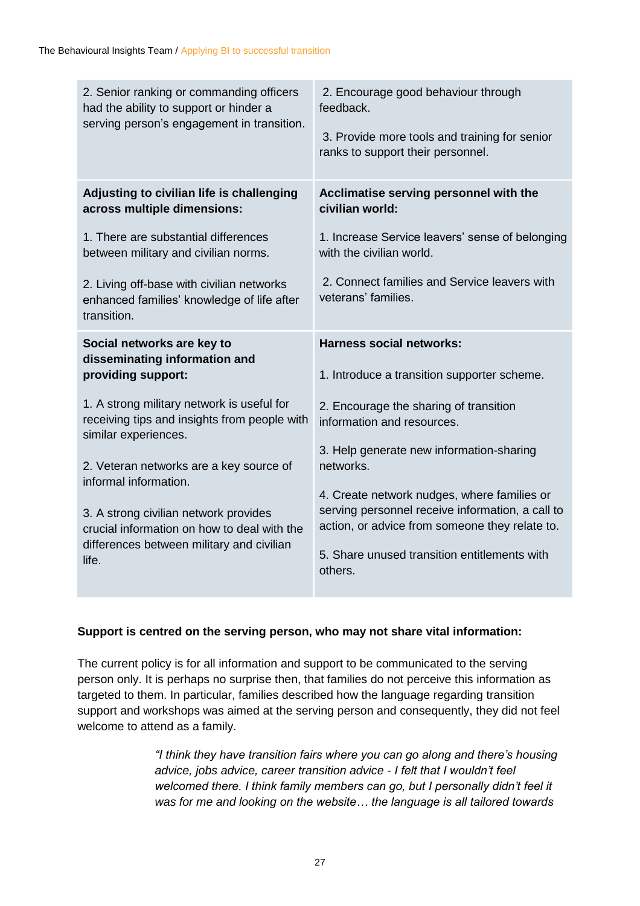| | |
|---|---|
| 2. Senior ranking or commanding officers had the ability to support or hinder a serving person's engagement in transition. | 2. Encourage good behaviour through feedback.<br><br>3. Provide more tools and training for senior ranks to support their personnel. |
| **Adjusting to civilian life is challenging across multiple dimensions:**<br><br>1. There are substantial differences between military and civilian norms.<br><br>2. Living off-base with civilian networks enhanced families' knowledge of life after transition. | **Acclimatise serving personnel with the civilian world:**<br><br>1. Increase Service leavers' sense of belonging with the civilian world.<br><br>2. Connect families and Service leavers with veterans' families. |
| **Social networks are key to disseminating information and providing support:**<br><br>1. A strong military network is useful for receiving tips and insights from people with similar experiences.<br><br>2. Veteran networks are a key source of informal information.<br><br>3. A strong civilian network provides crucial information on how to deal with the differences between military and civilian life. | **Harness social networks:**<br><br>1. Introduce a transition supporter scheme.<br><br>2. Encourage the sharing of transition information and resources.<br><br>3. Help generate new information-sharing networks.<br><br>4. Create network nudges, where families or serving personnel receive information, a call to action, or advice from someone they relate to.<br><br>5. Share unused transition entitlements with others. |

**Support is centred on the serving person, who may not share vital information:**

The current policy is for all information and support to be communicated to the serving person only. It is perhaps no surprise then, that families do not perceive this information as targeted to them. In particular, families described how the language regarding transition support and workshops was aimed at the serving person and consequently, they did not feel welcome to attend as a family.

> *"I think they have transition fairs where you can go along and there's housing advice, jobs advice, career transition advice - I felt that I wouldn't feel welcomed there. I think family members can go, but I personally didn't feel it was for me and looking on the website… the language is all tailored towards*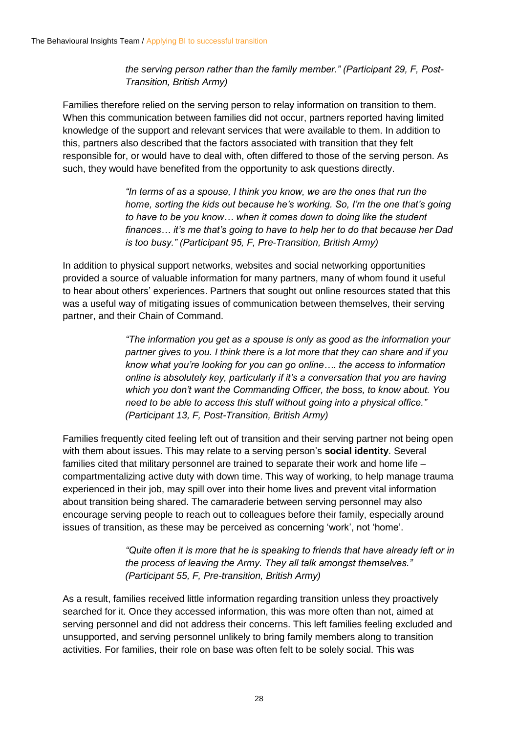> *the serving person rather than the family member." (Participant 29, F, Post-Transition, British Army)*

Families therefore relied on the serving person to relay information on transition to them. When this communication between families did not occur, partners reported having limited knowledge of the support and relevant services that were available to them. In addition to this, partners also described that the factors associated with transition that they felt responsible for, or would have to deal with, often differed to those of the serving person. As such, they would have benefited from the opportunity to ask questions directly.

> *"In terms of as a spouse, I think you know, we are the ones that run the home, sorting the kids out because he's working. So, I'm the one that's going to have to be you know… when it comes down to doing like the student finances… it's me that's going to have to help her to do that because her Dad is too busy." (Participant 95, F, Pre-Transition, British Army)*

In addition to physical support networks, websites and social networking opportunities provided a source of valuable information for many partners, many of whom found it useful to hear about others' experiences. Partners that sought out online resources stated that this was a useful way of mitigating issues of communication between themselves, their serving partner, and their Chain of Command.

> *"The information you get as a spouse is only as good as the information your partner gives to you. I think there is a lot more that they can share and if you know what you're looking for you can go online…. the access to information online is absolutely key, particularly if it's a conversation that you are having which you don't want the Commanding Officer, the boss, to know about. You need to be able to access this stuff without going into a physical office." (Participant 13, F, Post-Transition, British Army)*

Families frequently cited feeling left out of transition and their serving partner not being open with them about issues. This may relate to a serving person's **social identity**. Several families cited that military personnel are trained to separate their work and home life – compartmentalizing active duty with down time. This way of working, to help manage trauma experienced in their job, may spill over into their home lives and prevent vital information about transition being shared. The camaraderie between serving personnel may also encourage serving people to reach out to colleagues before their family, especially around issues of transition, as these may be perceived as concerning 'work', not 'home'.

> *"Quite often it is more that he is speaking to friends that have already left or in the process of leaving the Army. They all talk amongst themselves." (Participant 55, F, Pre-transition, British Army)*

As a result, families received little information regarding transition unless they proactively searched for it. Once they accessed information, this was more often than not, aimed at serving personnel and did not address their concerns. This left families feeling excluded and unsupported, and serving personnel unlikely to bring family members along to transition activities. For families, their role on base was often felt to be solely social. This was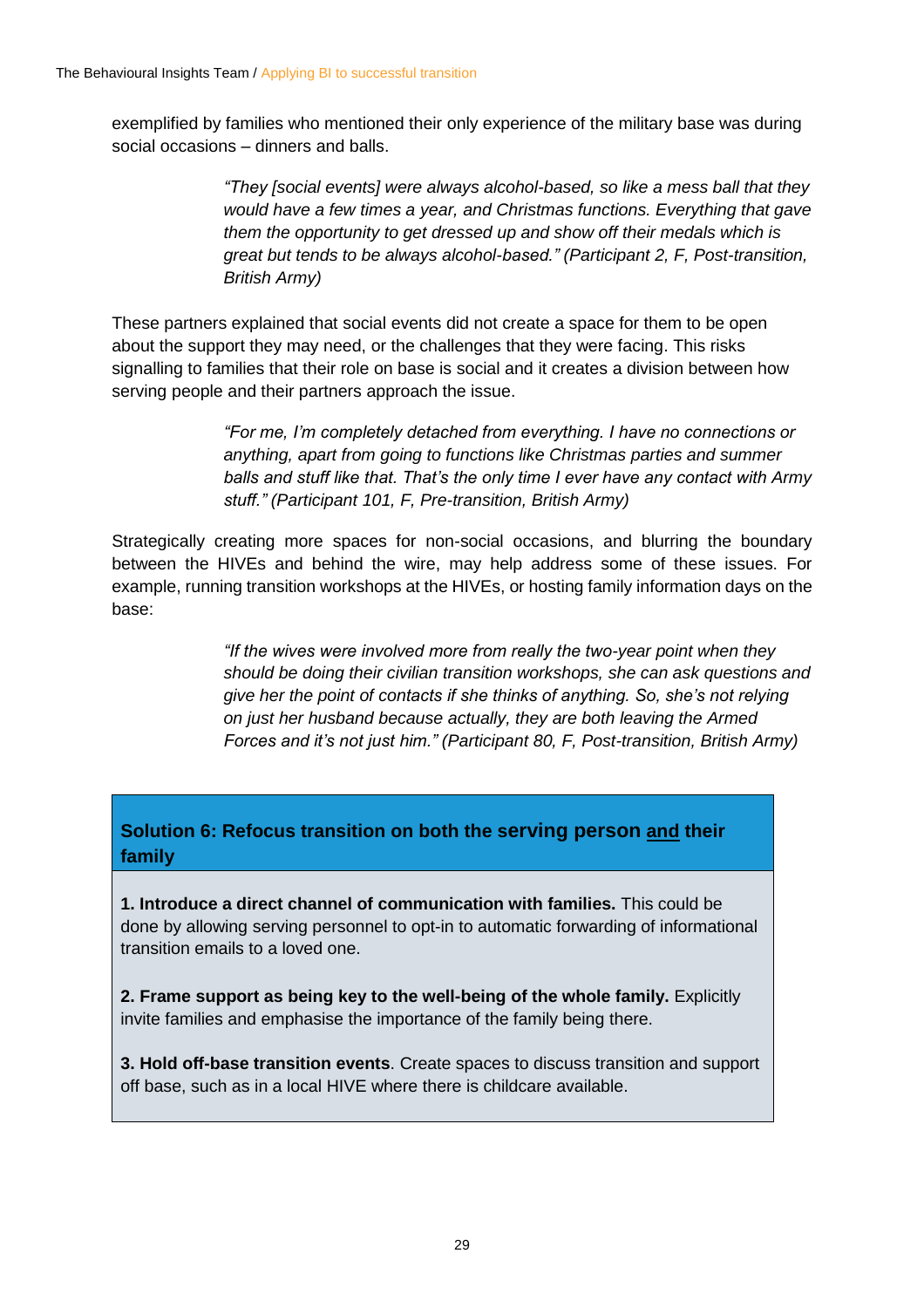exemplified by families who mentioned their only experience of the military base was during social occasions – dinners and balls.

> *"They [social events] were always alcohol-based, so like a mess ball that they would have a few times a year, and Christmas functions. Everything that gave them the opportunity to get dressed up and show off their medals which is great but tends to be always alcohol-based." (Participant 2, F, Post-transition, British Army)*

These partners explained that social events did not create a space for them to be open about the support they may need, or the challenges that they were facing. This risks signalling to families that their role on base is social and it creates a division between how serving people and their partners approach the issue.

> *"For me, I'm completely detached from everything. I have no connections or anything, apart from going to functions like Christmas parties and summer balls and stuff like that. That's the only time I ever have any contact with Army stuff." (Participant 101, F, Pre-transition, British Army)*

Strategically creating more spaces for non-social occasions, and blurring the boundary between the HIVEs and behind the wire, may help address some of these issues. For example, running transition workshops at the HIVEs, or hosting family information days on the base:

> *"If the wives were involved more from really the two-year point when they should be doing their civilian transition workshops, she can ask questions and give her the point of contacts if she thinks of anything. So, she's not relying on just her husband because actually, they are both leaving the Armed Forces and it's not just him." (Participant 80, F, Post-transition, British Army)*

### Solution 6: Refocus transition on both the serving person and their family

**1. Introduce a direct channel of communication with families.** This could be done by allowing serving personnel to opt-in to automatic forwarding of informational transition emails to a loved one.

**2. Frame support as being key to the well-being of the whole family.** Explicitly invite families and emphasise the importance of the family being there.

**3. Hold off-base transition events**. Create spaces to discuss transition and support off base, such as in a local HIVE where there is childcare available.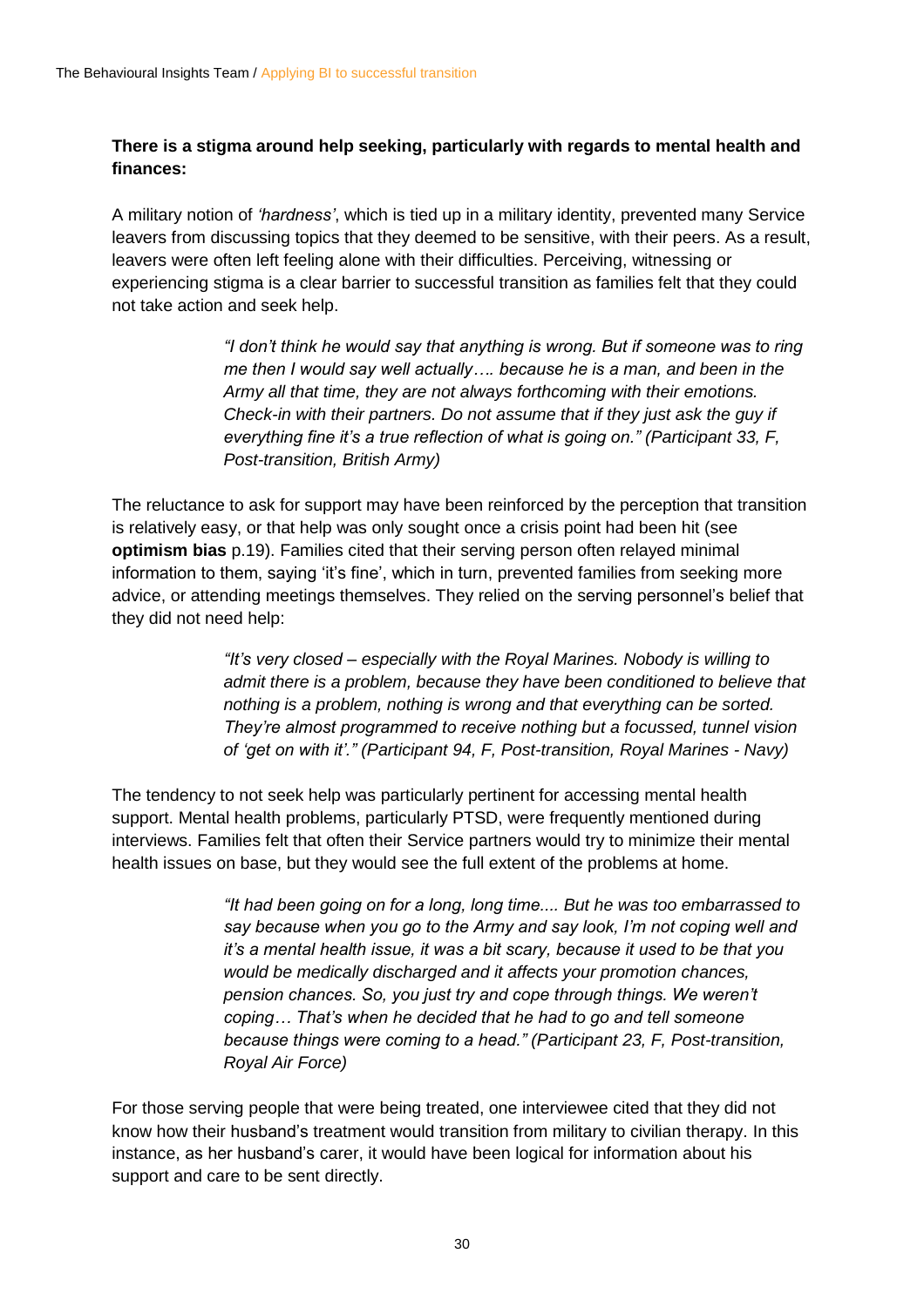**There is a stigma around help seeking, particularly with regards to mental health and finances:**

A military notion of *'hardness'*, which is tied up in a military identity, prevented many Service leavers from discussing topics that they deemed to be sensitive, with their peers. As a result, leavers were often left feeling alone with their difficulties. Perceiving, witnessing or experiencing stigma is a clear barrier to successful transition as families felt that they could not take action and seek help.

> *"I don't think he would say that anything is wrong. But if someone was to ring me then I would say well actually…. because he is a man, and been in the Army all that time, they are not always forthcoming with their emotions. Check-in with their partners. Do not assume that if they just ask the guy if everything fine it's a true reflection of what is going on." (Participant 33, F, Post-transition, British Army)*

The reluctance to ask for support may have been reinforced by the perception that transition is relatively easy, or that help was only sought once a crisis point had been hit (see **optimism bias** p.19). Families cited that their serving person often relayed minimal information to them, saying 'it's fine', which in turn, prevented families from seeking more advice, or attending meetings themselves. They relied on the serving personnel's belief that they did not need help:

> *"It's very closed – especially with the Royal Marines. Nobody is willing to admit there is a problem, because they have been conditioned to believe that nothing is a problem, nothing is wrong and that everything can be sorted. They're almost programmed to receive nothing but a focussed, tunnel vision of 'get on with it'." (Participant 94, F, Post-transition, Royal Marines - Navy)*

The tendency to not seek help was particularly pertinent for accessing mental health support. Mental health problems, particularly PTSD, were frequently mentioned during interviews. Families felt that often their Service partners would try to minimize their mental health issues on base, but they would see the full extent of the problems at home.

> *"It had been going on for a long, long time.... But he was too embarrassed to say because when you go to the Army and say look, I'm not coping well and it's a mental health issue, it was a bit scary, because it used to be that you would be medically discharged and it affects your promotion chances, pension chances. So, you just try and cope through things. We weren't coping… That's when he decided that he had to go and tell someone because things were coming to a head." (Participant 23, F, Post-transition, Royal Air Force)*

For those serving people that were being treated, one interviewee cited that they did not know how their husband's treatment would transition from military to civilian therapy. In this instance, as her husband's carer, it would have been logical for information about his support and care to be sent directly.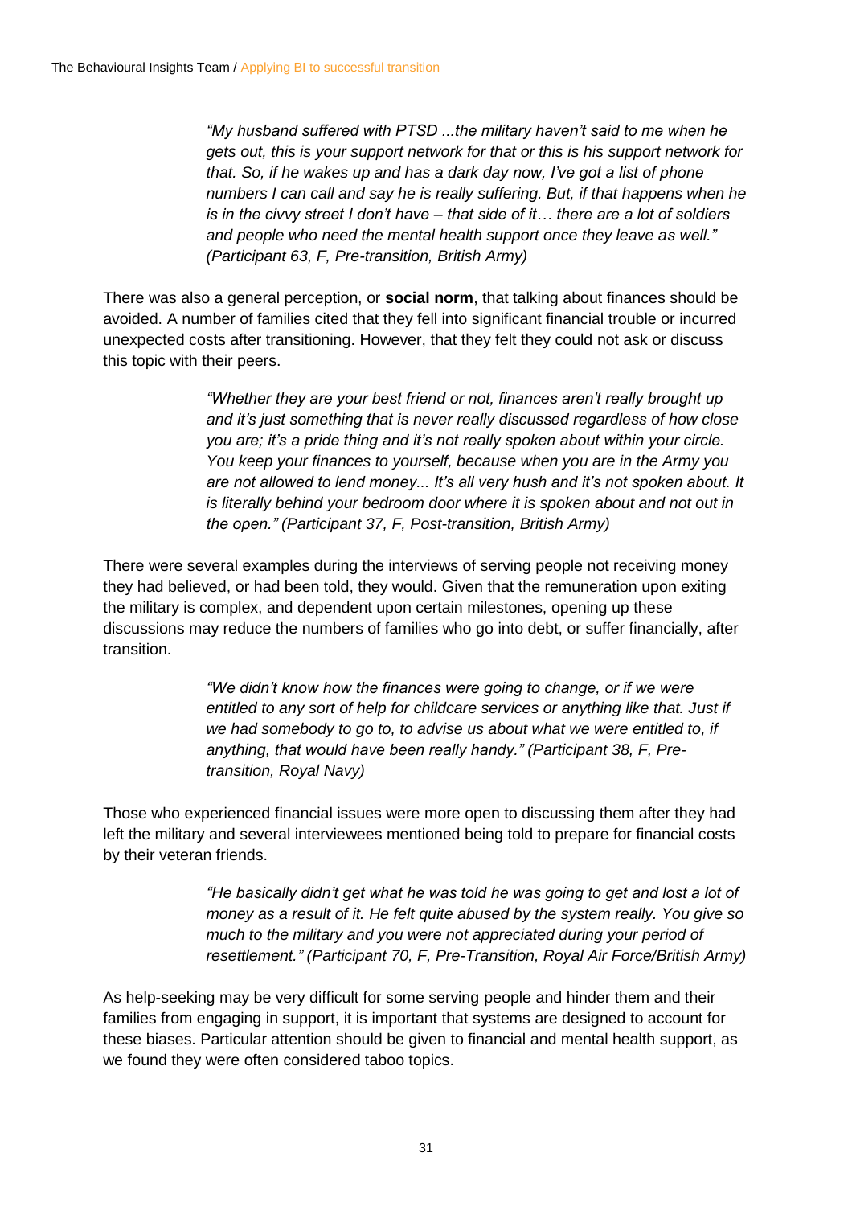> *"My husband suffered with PTSD ...the military haven't said to me when he gets out, this is your support network for that or this is his support network for that. So, if he wakes up and has a dark day now, I've got a list of phone numbers I can call and say he is really suffering. But, if that happens when he is in the civvy street I don't have – that side of it… there are a lot of soldiers and people who need the mental health support once they leave as well." (Participant 63, F, Pre-transition, British Army)*

There was also a general perception, or **social norm**, that talking about finances should be avoided. A number of families cited that they fell into significant financial trouble or incurred unexpected costs after transitioning. However, that they felt they could not ask or discuss this topic with their peers.

> *"Whether they are your best friend or not, finances aren't really brought up and it's just something that is never really discussed regardless of how close you are; it's a pride thing and it's not really spoken about within your circle. You keep your finances to yourself, because when you are in the Army you are not allowed to lend money... It's all very hush and it's not spoken about. It is literally behind your bedroom door where it is spoken about and not out in the open." (Participant 37, F, Post-transition, British Army)*

There were several examples during the interviews of serving people not receiving money they had believed, or had been told, they would. Given that the remuneration upon exiting the military is complex, and dependent upon certain milestones, opening up these discussions may reduce the numbers of families who go into debt, or suffer financially, after transition.

> *"We didn't know how the finances were going to change, or if we were entitled to any sort of help for childcare services or anything like that. Just if we had somebody to go to, to advise us about what we were entitled to, if anything, that would have been really handy." (Participant 38, F, Pre-transition, Royal Navy)*

Those who experienced financial issues were more open to discussing them after they had left the military and several interviewees mentioned being told to prepare for financial costs by their veteran friends.

> *"He basically didn't get what he was told he was going to get and lost a lot of money as a result of it. He felt quite abused by the system really. You give so much to the military and you were not appreciated during your period of resettlement." (Participant 70, F, Pre-Transition, Royal Air Force/British Army)*

As help-seeking may be very difficult for some serving people and hinder them and their families from engaging in support, it is important that systems are designed to account for these biases. Particular attention should be given to financial and mental health support, as we found they were often considered taboo topics.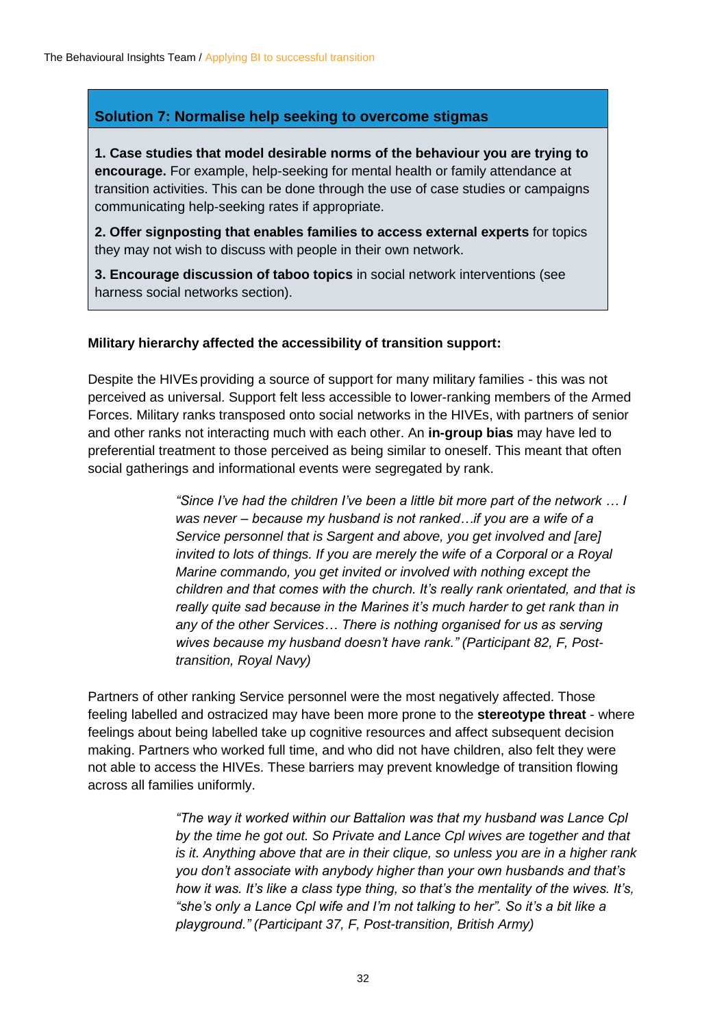### Solution 7: Normalise help seeking to overcome stigmas

**1. Case studies that model desirable norms of the behaviour you are trying to encourage.** For example, help-seeking for mental health or family attendance at transition activities. This can be done through the use of case studies or campaigns communicating help-seeking rates if appropriate.

**2. Offer signposting that enables families to access external experts** for topics they may not wish to discuss with people in their own network.

**3. Encourage discussion of taboo topics** in social network interventions (see harness social networks section).

**Military hierarchy affected the accessibility of transition support:**

Despite the HIVEs providing a source of support for many military families - this was not perceived as universal. Support felt less accessible to lower-ranking members of the Armed Forces. Military ranks transposed onto social networks in the HIVEs, with partners of senior and other ranks not interacting much with each other. An **in-group bias** may have led to preferential treatment to those perceived as being similar to oneself. This meant that often social gatherings and informational events were segregated by rank.

> *"Since I've had the children I've been a little bit more part of the network … I was never – because my husband is not ranked…if you are a wife of a Service personnel that is Sargent and above, you get involved and [are] invited to lots of things. If you are merely the wife of a Corporal or a Royal Marine commando, you get invited or involved with nothing except the children and that comes with the church. It's really rank orientated, and that is really quite sad because in the Marines it's much harder to get rank than in any of the other Services… There is nothing organised for us as serving wives because my husband doesn't have rank." (Participant 82, F, Post-transition, Royal Navy)*

Partners of other ranking Service personnel were the most negatively affected. Those feeling labelled and ostracized may have been more prone to the **stereotype threat** - where feelings about being labelled take up cognitive resources and affect subsequent decision making. Partners who worked full time, and who did not have children, also felt they were not able to access the HIVEs. These barriers may prevent knowledge of transition flowing across all families uniformly.

> *"The way it worked within our Battalion was that my husband was Lance Cpl by the time he got out. So Private and Lance Cpl wives are together and that is it. Anything above that are in their clique, so unless you are in a higher rank you don't associate with anybody higher than your own husbands and that's how it was. It's like a class type thing, so that's the mentality of the wives. It's, "she's only a Lance Cpl wife and I'm not talking to her". So it's a bit like a playground." (Participant 37, F, Post-transition, British Army)*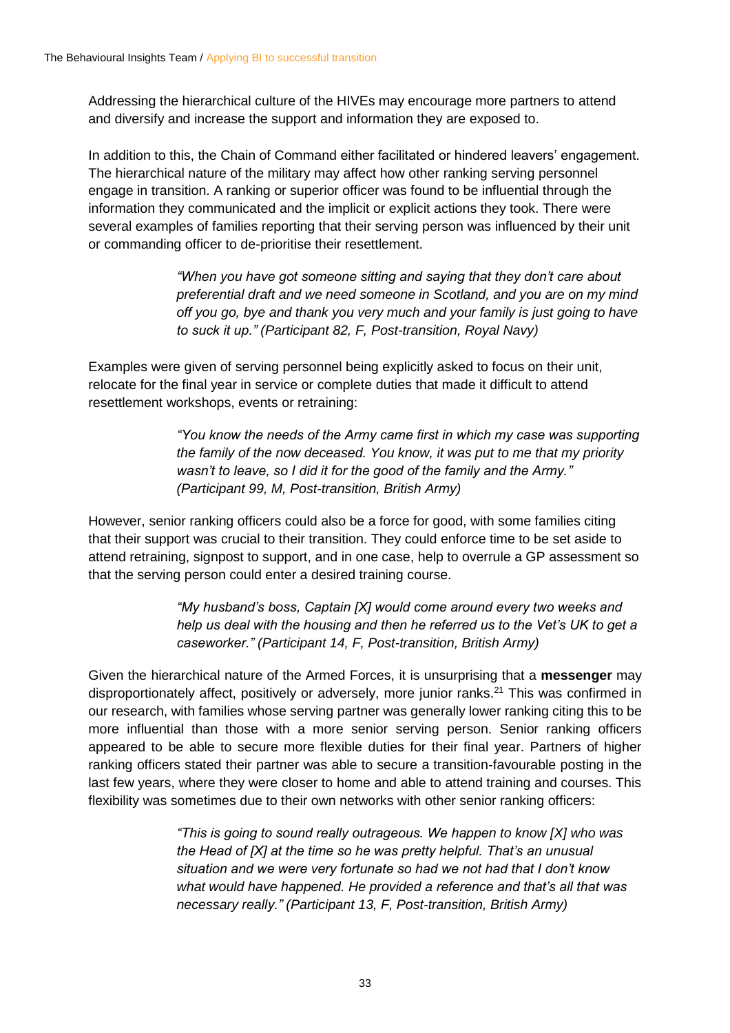Addressing the hierarchical culture of the HIVEs may encourage more partners to attend and diversify and increase the support and information they are exposed to.

In addition to this, the Chain of Command either facilitated or hindered leavers' engagement. The hierarchical nature of the military may affect how other ranking serving personnel engage in transition. A ranking or superior officer was found to be influential through the information they communicated and the implicit or explicit actions they took. There were several examples of families reporting that their serving person was influenced by their unit or commanding officer to de-prioritise their resettlement.

> *"When you have got someone sitting and saying that they don't care about preferential draft and we need someone in Scotland, and you are on my mind off you go, bye and thank you very much and your family is just going to have to suck it up." (Participant 82, F, Post-transition, Royal Navy)*

Examples were given of serving personnel being explicitly asked to focus on their unit, relocate for the final year in service or complete duties that made it difficult to attend resettlement workshops, events or retraining:

> *"You know the needs of the Army came first in which my case was supporting the family of the now deceased. You know, it was put to me that my priority wasn't to leave, so I did it for the good of the family and the Army." (Participant 99, M, Post-transition, British Army)*

However, senior ranking officers could also be a force for good, with some families citing that their support was crucial to their transition. They could enforce time to be set aside to attend retraining, signpost to support, and in one case, help to overrule a GP assessment so that the serving person could enter a desired training course.

> *"My husband's boss, Captain [X] would come around every two weeks and help us deal with the housing and then he referred us to the Vet's UK to get a caseworker." (Participant 14, F, Post-transition, British Army)*

Given the hierarchical nature of the Armed Forces, it is unsurprising that a **messenger** may disproportionately affect, positively or adversely, more junior ranks.[21] This was confirmed in our research, with families whose serving partner was generally lower ranking citing this to be more influential than those with a more senior serving person. Senior ranking officers appeared to be able to secure more flexible duties for their final year. Partners of higher ranking officers stated their partner was able to secure a transition-favourable posting in the last few years, where they were closer to home and able to attend training and courses. This flexibility was sometimes due to their own networks with other senior ranking officers:

> *"This is going to sound really outrageous. We happen to know [X] who was the Head of [X] at the time so he was pretty helpful. That's an unusual situation and we were very fortunate so had we not had that I don't know what would have happened. He provided a reference and that's all that was necessary really." (Participant 13, F, Post-transition, British Army)*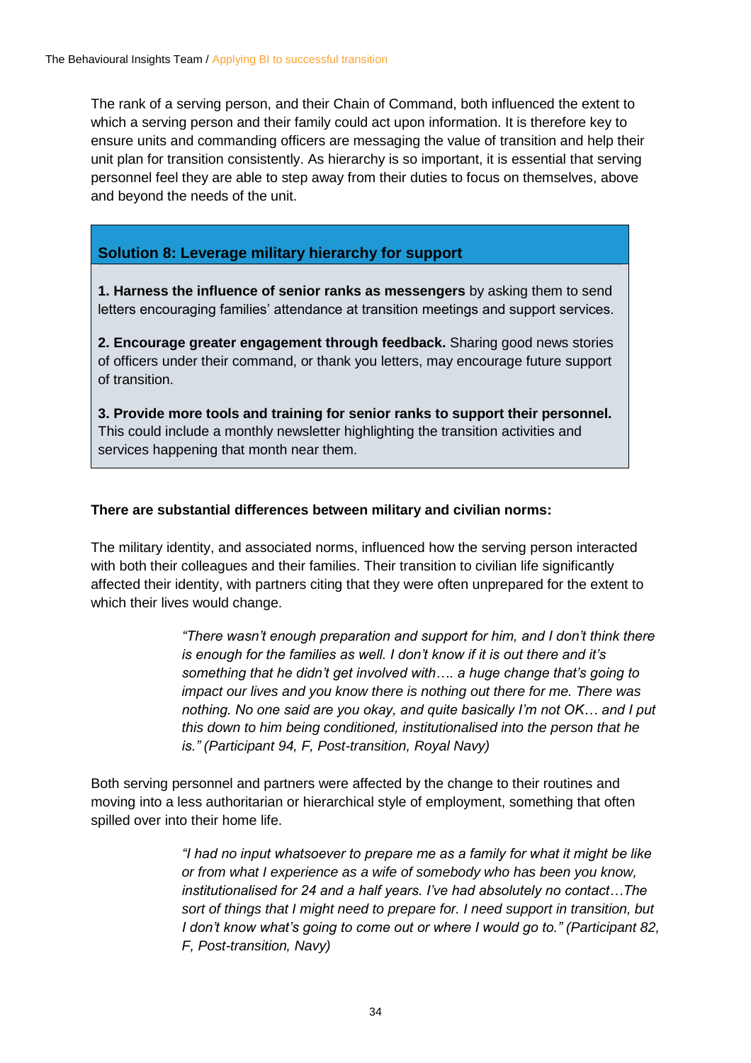The rank of a serving person, and their Chain of Command, both influenced the extent to which a serving person and their family could act upon information. It is therefore key to ensure units and commanding officers are messaging the value of transition and help their unit plan for transition consistently. As hierarchy is so important, it is essential that serving personnel feel they are able to step away from their duties to focus on themselves, above and beyond the needs of the unit.

> **Solution 8: Leverage military hierarchy for support**
>
> **1. Harness the influence of senior ranks as messengers** by asking them to send letters encouraging families' attendance at transition meetings and support services.
>
> **2. Encourage greater engagement through feedback.** Sharing good news stories of officers under their command, or thank you letters, may encourage future support of transition.
>
> **3. Provide more tools and training for senior ranks to support their personnel.** This could include a monthly newsletter highlighting the transition activities and services happening that month near them.

**There are substantial differences between military and civilian norms:**

The military identity, and associated norms, influenced how the serving person interacted with both their colleagues and their families. Their transition to civilian life significantly affected their identity, with partners citing that they were often unprepared for the extent to which their lives would change.

> *"There wasn't enough preparation and support for him, and I don't think there is enough for the families as well. I don't know if it is out there and it's something that he didn't get involved with…. a huge change that's going to impact our lives and you know there is nothing out there for me. There was nothing. No one said are you okay, and quite basically I'm not OK… and I put this down to him being conditioned, institutionalised into the person that he is." (Participant 94, F, Post-transition, Royal Navy)*

Both serving personnel and partners were affected by the change to their routines and moving into a less authoritarian or hierarchical style of employment, something that often spilled over into their home life.

> *"I had no input whatsoever to prepare me as a family for what it might be like or from what I experience as a wife of somebody who has been you know, institutionalised for 24 and a half years. I've had absolutely no contact…The sort of things that I might need to prepare for. I need support in transition, but I don't know what's going to come out or where I would go to." (Participant 82, F, Post-transition, Navy)*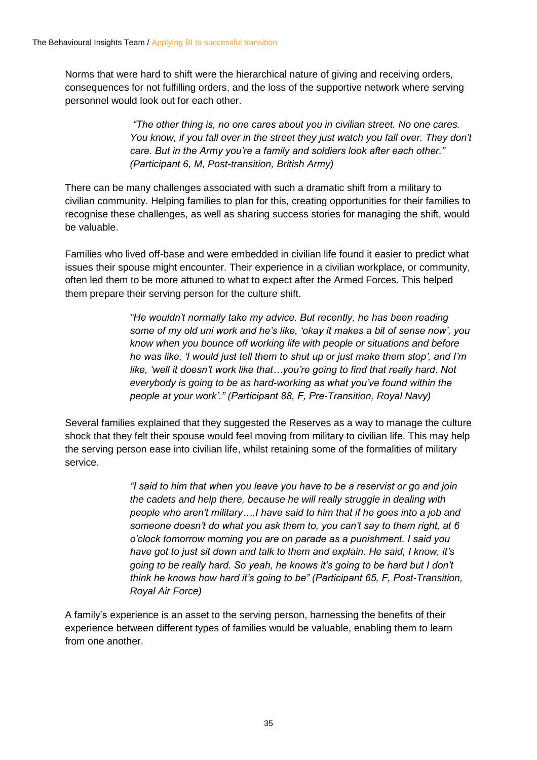Norms that were hard to shift were the hierarchical nature of giving and receiving orders, consequences for not fulfilling orders, and the loss of the supportive network where serving personnel would look out for each other.

> *"The other thing is, no one cares about you in civilian street. No one cares. You know, if you fall over in the street they just watch you fall over. They don't care. But in the Army you're a family and soldiers look after each other." (Participant 6, M, Post-transition, British Army)*

There can be many challenges associated with such a dramatic shift from a military to civilian community. Helping families to plan for this, creating opportunities for their families to recognise these challenges, as well as sharing success stories for managing the shift, would be valuable.

Families who lived off-base and were embedded in civilian life found it easier to predict what issues their spouse might encounter. Their experience in a civilian workplace, or community, often led them to be more attuned to what to expect after the Armed Forces. This helped them prepare their serving person for the culture shift.

> *"He wouldn't normally take my advice. But recently, he has been reading some of my old uni work and he's like, 'okay it makes a bit of sense now', you know when you bounce off working life with people or situations and before he was like, 'I would just tell them to shut up or just make them stop', and I'm like, 'well it doesn't work like that…you're going to find that really hard. Not everybody is going to be as hard-working as what you've found within the people at your work'." (Participant 88, F, Pre-Transition, Royal Navy)*

Several families explained that they suggested the Reserves as a way to manage the culture shock that they felt their spouse would feel moving from military to civilian life. This may help the serving person ease into civilian life, whilst retaining some of the formalities of military service.

> *"I said to him that when you leave you have to be a reservist or go and join the cadets and help there, because he will really struggle in dealing with people who aren't military….I have said to him that if he goes into a job and someone doesn't do what you ask them to, you can't say to them right, at 6 o'clock tomorrow morning you are on parade as a punishment. I said you have got to just sit down and talk to them and explain. He said, I know, it's going to be really hard. So yeah, he knows it's going to be hard but I don't think he knows how hard it's going to be" (Participant 65, F, Post-Transition, Royal Air Force)*

A family's experience is an asset to the serving person, harnessing the benefits of their experience between different types of families would be valuable, enabling them to learn from one another.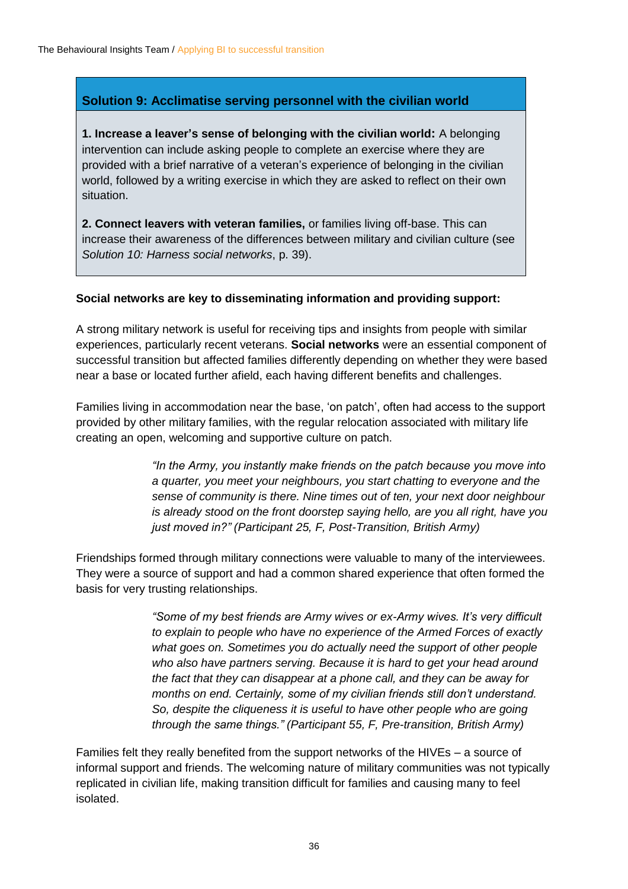### Solution 9: Acclimatise serving personnel with the civilian world

**1. Increase a leaver's sense of belonging with the civilian world:** A belonging intervention can include asking people to complete an exercise where they are provided with a brief narrative of a veteran's experience of belonging in the civilian world, followed by a writing exercise in which they are asked to reflect on their own situation.

**2. Connect leavers with veteran families,** or families living off-base. This can increase their awareness of the differences between military and civilian culture (see *Solution 10: Harness social networks*, p. 39).

**Social networks are key to disseminating information and providing support:**

A strong military network is useful for receiving tips and insights from people with similar experiences, particularly recent veterans. **Social networks** were an essential component of successful transition but affected families differently depending on whether they were based near a base or located further afield, each having different benefits and challenges.

Families living in accommodation near the base, 'on patch', often had access to the support provided by other military families, with the regular relocation associated with military life creating an open, welcoming and supportive culture on patch.

> *"In the Army, you instantly make friends on the patch because you move into a quarter, you meet your neighbours, you start chatting to everyone and the sense of community is there. Nine times out of ten, your next door neighbour is already stood on the front doorstep saying hello, are you all right, have you just moved in?" (Participant 25, F, Post-Transition, British Army)*

Friendships formed through military connections were valuable to many of the interviewees. They were a source of support and had a common shared experience that often formed the basis for very trusting relationships.

> *"Some of my best friends are Army wives or ex-Army wives. It's very difficult to explain to people who have no experience of the Armed Forces of exactly what goes on. Sometimes you do actually need the support of other people who also have partners serving. Because it is hard to get your head around the fact that they can disappear at a phone call, and they can be away for months on end. Certainly, some of my civilian friends still don't understand. So, despite the cliqueness it is useful to have other people who are going through the same things." (Participant 55, F, Pre-transition, British Army)*

Families felt they really benefited from the support networks of the HIVEs – a source of informal support and friends. The welcoming nature of military communities was not typically replicated in civilian life, making transition difficult for families and causing many to feel isolated.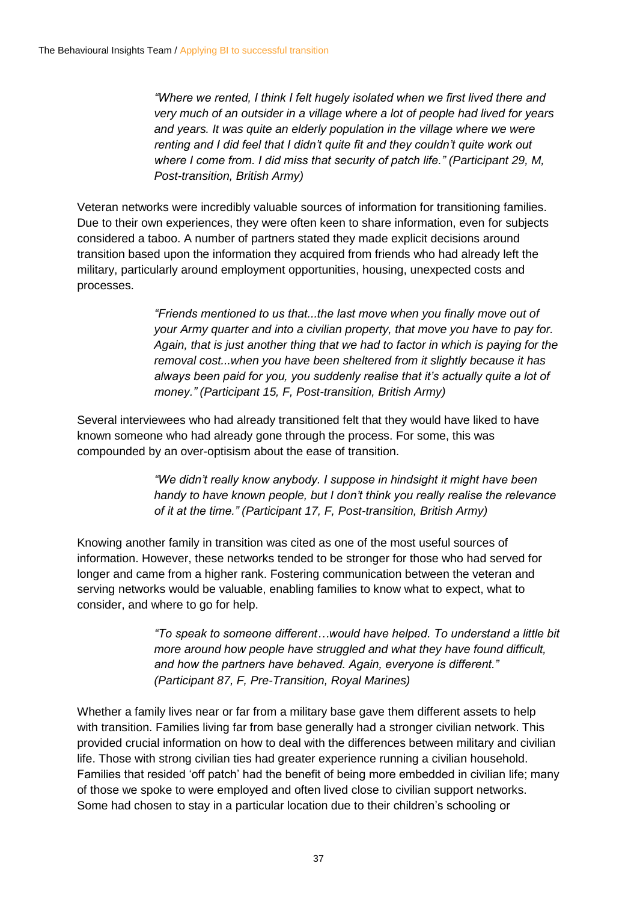> *"Where we rented, I think I felt hugely isolated when we first lived there and very much of an outsider in a village where a lot of people had lived for years and years. It was quite an elderly population in the village where we were renting and I did feel that I didn't quite fit and they couldn't quite work out where I come from. I did miss that security of patch life." (Participant 29, M, Post-transition, British Army)*

Veteran networks were incredibly valuable sources of information for transitioning families. Due to their own experiences, they were often keen to share information, even for subjects considered a taboo. A number of partners stated they made explicit decisions around transition based upon the information they acquired from friends who had already left the military, particularly around employment opportunities, housing, unexpected costs and processes.

> *"Friends mentioned to us that...the last move when you finally move out of your Army quarter and into a civilian property, that move you have to pay for. Again, that is just another thing that we had to factor in which is paying for the removal cost...when you have been sheltered from it slightly because it has always been paid for you, you suddenly realise that it's actually quite a lot of money." (Participant 15, F, Post-transition, British Army)*

Several interviewees who had already transitioned felt that they would have liked to have known someone who had already gone through the process. For some, this was compounded by an over-optism about the ease of transition.

> *"We didn't really know anybody. I suppose in hindsight it might have been handy to have known people, but I don't think you really realise the relevance of it at the time." (Participant 17, F, Post-transition, British Army)*

Knowing another family in transition was cited as one of the most useful sources of information. However, these networks tended to be stronger for those who had served for longer and came from a higher rank. Fostering communication between the veteran and serving networks would be valuable, enabling families to know what to expect, what to consider, and where to go for help.

> *"To speak to someone different…would have helped. To understand a little bit more around how people have struggled and what they have found difficult, and how the partners have behaved. Again, everyone is different." (Participant 87, F, Pre-Transition, Royal Marines)*

Whether a family lives near or far from a military base gave them different assets to help with transition. Families living far from base generally had a stronger civilian network. This provided crucial information on how to deal with the differences between military and civilian life. Those with strong civilian ties had greater experience running a civilian household. Families that resided 'off patch' had the benefit of being more embedded in civilian life; many of those we spoke to were employed and often lived close to civilian support networks. Some had chosen to stay in a particular location due to their children's schooling or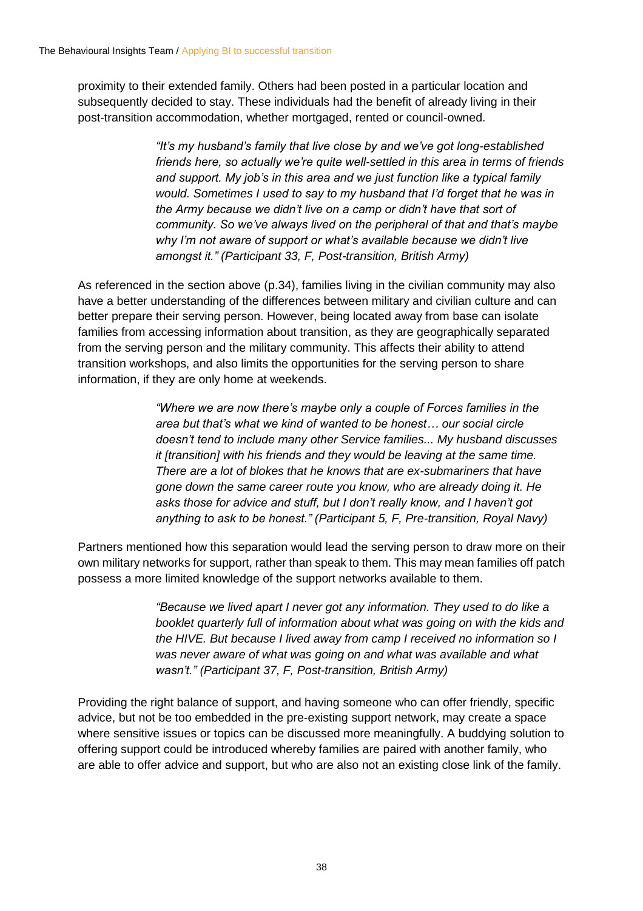proximity to their extended family. Others had been posted in a particular location and subsequently decided to stay. These individuals had the benefit of already living in their post-transition accommodation, whether mortgaged, rented or council-owned.

> *"It's my husband's family that live close by and we've got long-established friends here, so actually we're quite well-settled in this area in terms of friends and support. My job's in this area and we just function like a typical family would. Sometimes I used to say to my husband that I'd forget that he was in the Army because we didn't live on a camp or didn't have that sort of community. So we've always lived on the peripheral of that and that's maybe why I'm not aware of support or what's available because we didn't live amongst it." (Participant 33, F, Post-transition, British Army)*

As referenced in the section above (p.34), families living in the civilian community may also have a better understanding of the differences between military and civilian culture and can better prepare their serving person. However, being located away from base can isolate families from accessing information about transition, as they are geographically separated from the serving person and the military community. This affects their ability to attend transition workshops, and also limits the opportunities for the serving person to share information, if they are only home at weekends.

> *"Where we are now there's maybe only a couple of Forces families in the area but that's what we kind of wanted to be honest… our social circle doesn't tend to include many other Service families... My husband discusses it [transition] with his friends and they would be leaving at the same time. There are a lot of blokes that he knows that are ex-submariners that have gone down the same career route you know, who are already doing it. He asks those for advice and stuff, but I don't really know, and I haven't got anything to ask to be honest." (Participant 5, F, Pre-transition, Royal Navy)*

Partners mentioned how this separation would lead the serving person to draw more on their own military networks for support, rather than speak to them. This may mean families off patch possess a more limited knowledge of the support networks available to them.

> *"Because we lived apart I never got any information. They used to do like a booklet quarterly full of information about what was going on with the kids and the HIVE. But because I lived away from camp I received no information so I was never aware of what was going on and what was available and what wasn't." (Participant 37, F, Post-transition, British Army)*

Providing the right balance of support, and having someone who can offer friendly, specific advice, but not be too embedded in the pre-existing support network, may create a space where sensitive issues or topics can be discussed more meaningfully. A buddying solution to offering support could be introduced whereby families are paired with another family, who are able to offer advice and support, but who are also not an existing close link of the family.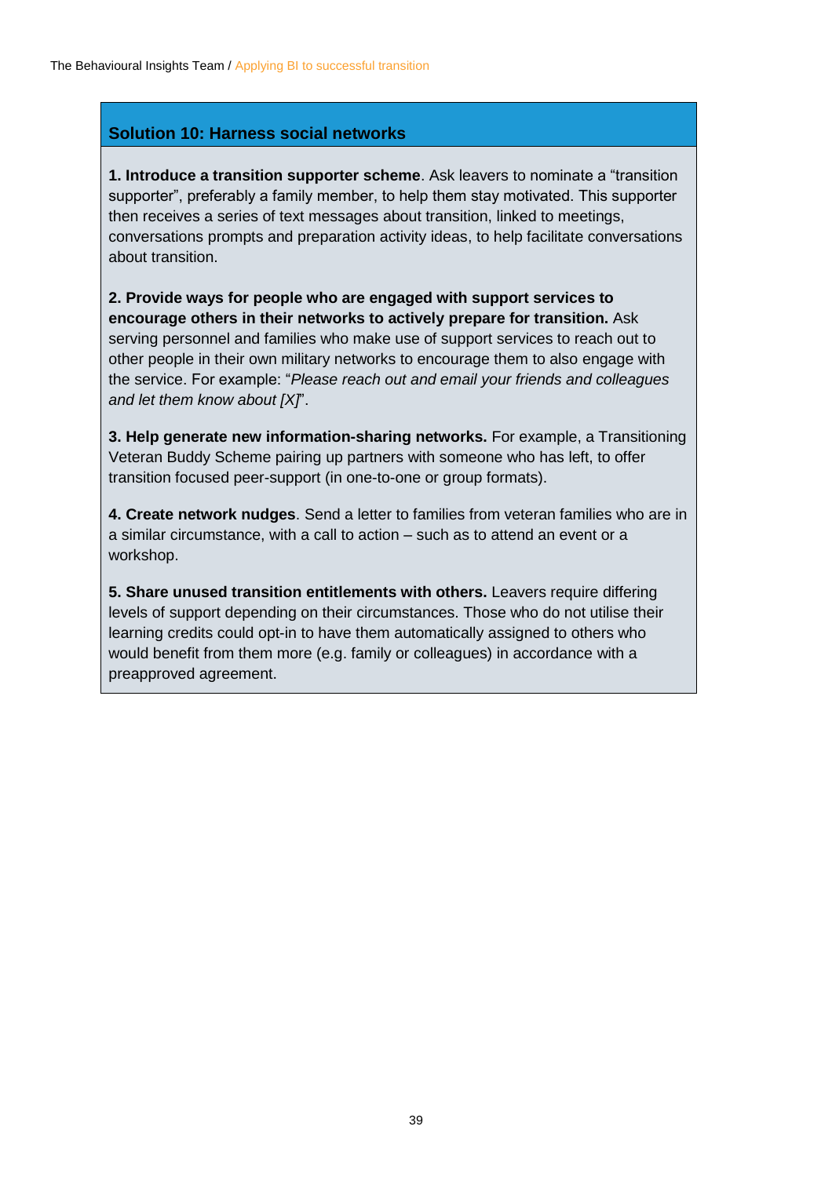### Solution 10: Harness social networks

**1. Introduce a transition supporter scheme**. Ask leavers to nominate a “transition supporter”, preferably a family member, to help them stay motivated. This supporter then receives a series of text messages about transition, linked to meetings, conversations prompts and preparation activity ideas, to help facilitate conversations about transition.

**2. Provide ways for people who are engaged with support services to encourage others in their networks to actively prepare for transition.** Ask serving personnel and families who make use of support services to reach out to other people in their own military networks to encourage them to also engage with the service. For example: “*Please reach out and email your friends and colleagues and let them know about [X]*”.

**3. Help generate new information-sharing networks.** For example, a Transitioning Veteran Buddy Scheme pairing up partners with someone who has left, to offer transition focused peer-support (in one-to-one or group formats).

**4. Create network nudges**. Send a letter to families from veteran families who are in a similar circumstance, with a call to action – such as to attend an event or a workshop.

**5. Share unused transition entitlements with others.** Leavers require differing levels of support depending on their circumstances. Those who do not utilise their learning credits could opt-in to have them automatically assigned to others who would benefit from them more (e.g. family or colleagues) in accordance with a preapproved agreement.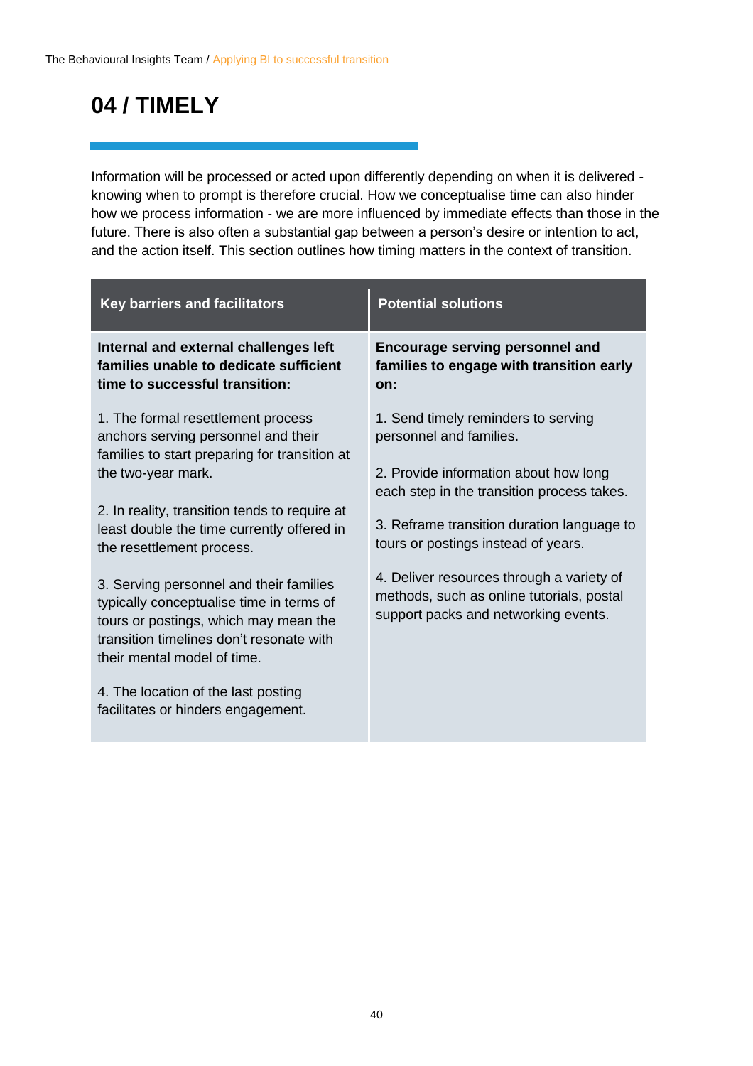# 04 / TIMELY

Information will be processed or acted upon differently depending on when it is delivered - knowing when to prompt is therefore crucial. How we conceptualise time can also hinder how we process information - we are more influenced by immediate effects than those in the future. There is also often a substantial gap between a person's desire or intention to act, and the action itself. This section outlines how timing matters in the context of transition.

| Key barriers and facilitators | Potential solutions |
|---|---|
| **Internal and external challenges left families unable to dedicate sufficient time to successful transition:**<br><br>1. The formal resettlement process anchors serving personnel and their families to start preparing for transition at the two-year mark.<br><br>2. In reality, transition tends to require at least double the time currently offered in the resettlement process.<br><br>3. Serving personnel and their families typically conceptualise time in terms of tours or postings, which may mean the transition timelines don't resonate with their mental model of time.<br><br>4. The location of the last posting facilitates or hinders engagement. | **Encourage serving personnel and families to engage with transition early on:**<br><br>1. Send timely reminders to serving personnel and families.<br><br>2. Provide information about how long each step in the transition process takes.<br><br>3. Reframe transition duration language to tours or postings instead of years.<br><br>4. Deliver resources through a variety of methods, such as online tutorials, postal support packs and networking events. |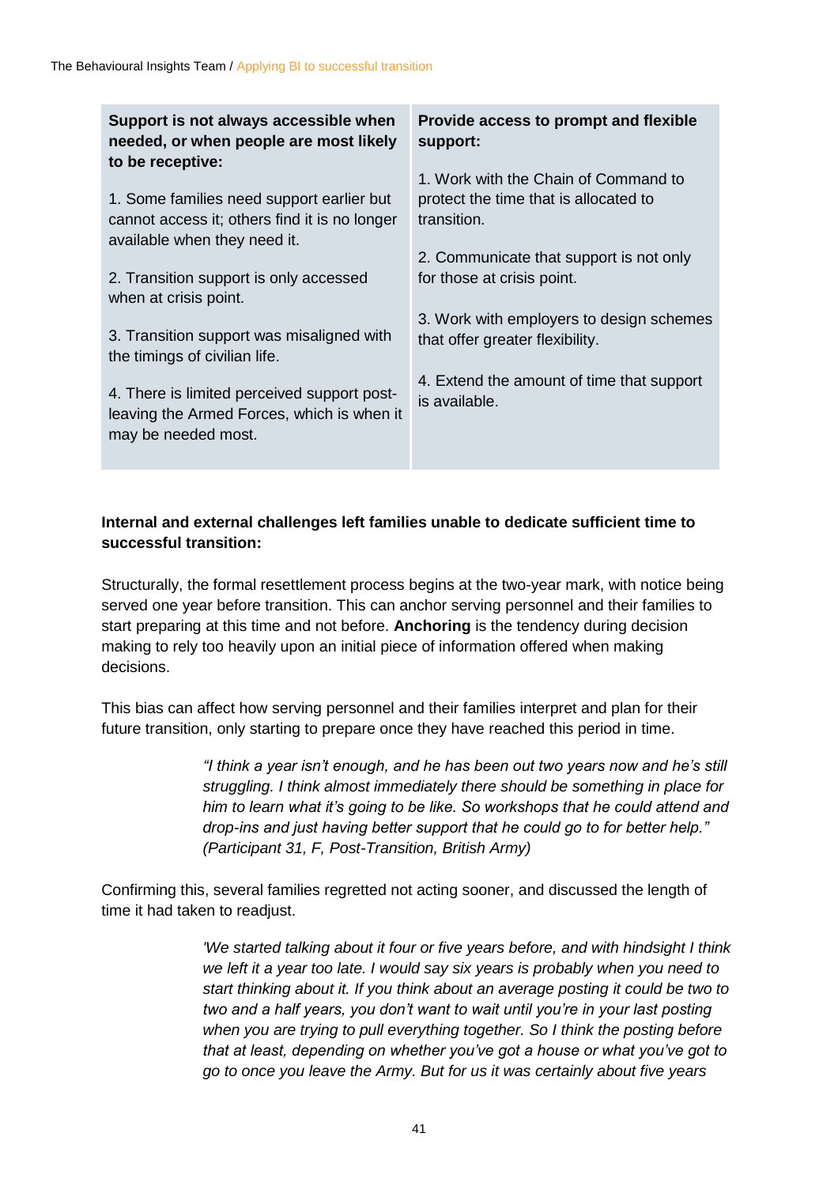| Support is not always accessible when needed, or when people are most likely to be receptive: | Provide access to prompt and flexible support: |
|---|---|
| 1. Some families need support earlier but cannot access it; others find it is no longer available when they need it.<br><br>2. Transition support is only accessed when at crisis point.<br><br>3. Transition support was misaligned with the timings of civilian life.<br><br>4. There is limited perceived support post-leaving the Armed Forces, which is when it may be needed most. | 1. Work with the Chain of Command to protect the time that is allocated to transition.<br><br>2. Communicate that support is not only for those at crisis point.<br><br>3. Work with employers to design schemes that offer greater flexibility.<br><br>4. Extend the amount of time that support is available. |

**Internal and external challenges left families unable to dedicate sufficient time to successful transition:**

Structurally, the formal resettlement process begins at the two-year mark, with notice being served one year before transition. This can anchor serving personnel and their families to start preparing at this time and not before. **Anchoring** is the tendency during decision making to rely too heavily upon an initial piece of information offered when making decisions.

This bias can affect how serving personnel and their families interpret and plan for their future transition, only starting to prepare once they have reached this period in time.

> *"I think a year isn't enough, and he has been out two years now and he's still struggling. I think almost immediately there should be something in place for him to learn what it's going to be like. So workshops that he could attend and drop-ins and just having better support that he could go to for better help." (Participant 31, F, Post-Transition, British Army)*

Confirming this, several families regretted not acting sooner, and discussed the length of time it had taken to readjust.

> *'We started talking about it four or five years before, and with hindsight I think we left it a year too late. I would say six years is probably when you need to start thinking about it. If you think about an average posting it could be two to two and a half years, you don't want to wait until you're in your last posting when you are trying to pull everything together. So I think the posting before that at least, depending on whether you've got a house or what you've got to go to once you leave the Army. But for us it was certainly about five years*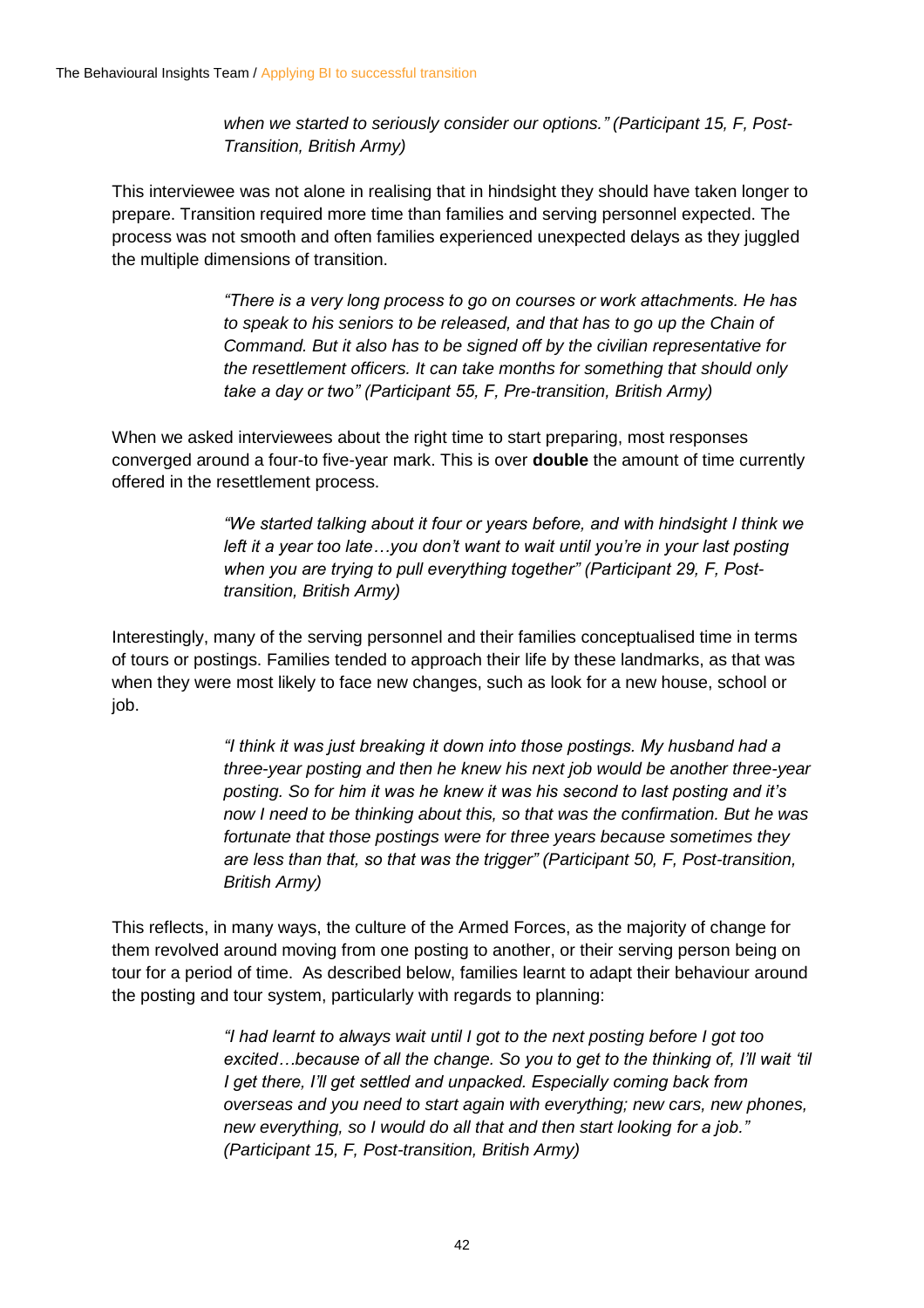*when we started to seriously consider our options." (Participant 15, F, Post-Transition, British Army)*

This interviewee was not alone in realising that in hindsight they should have taken longer to prepare. Transition required more time than families and serving personnel expected. The process was not smooth and often families experienced unexpected delays as they juggled the multiple dimensions of transition.

> *"There is a very long process to go on courses or work attachments. He has to speak to his seniors to be released, and that has to go up the Chain of Command. But it also has to be signed off by the civilian representative for the resettlement officers. It can take months for something that should only take a day or two" (Participant 55, F, Pre-transition, British Army)*

When we asked interviewees about the right time to start preparing, most responses converged around a four-to five-year mark. This is over **double** the amount of time currently offered in the resettlement process.

> *"We started talking about it four or years before, and with hindsight I think we left it a year too late…you don't want to wait until you're in your last posting when you are trying to pull everything together" (Participant 29, F, Post-transition, British Army)*

Interestingly, many of the serving personnel and their families conceptualised time in terms of tours or postings. Families tended to approach their life by these landmarks, as that was when they were most likely to face new changes, such as look for a new house, school or job.

> *"I think it was just breaking it down into those postings. My husband had a three-year posting and then he knew his next job would be another three-year posting. So for him it was he knew it was his second to last posting and it's now I need to be thinking about this, so that was the confirmation. But he was fortunate that those postings were for three years because sometimes they are less than that, so that was the trigger" (Participant 50, F, Post-transition, British Army)*

This reflects, in many ways, the culture of the Armed Forces, as the majority of change for them revolved around moving from one posting to another, or their serving person being on tour for a period of time. As described below, families learnt to adapt their behaviour around the posting and tour system, particularly with regards to planning:

> *"I had learnt to always wait until I got to the next posting before I got too excited…because of all the change. So you to get to the thinking of, I'll wait 'til I get there, I'll get settled and unpacked. Especially coming back from overseas and you need to start again with everything; new cars, new phones, new everything, so I would do all that and then start looking for a job." (Participant 15, F, Post-transition, British Army)*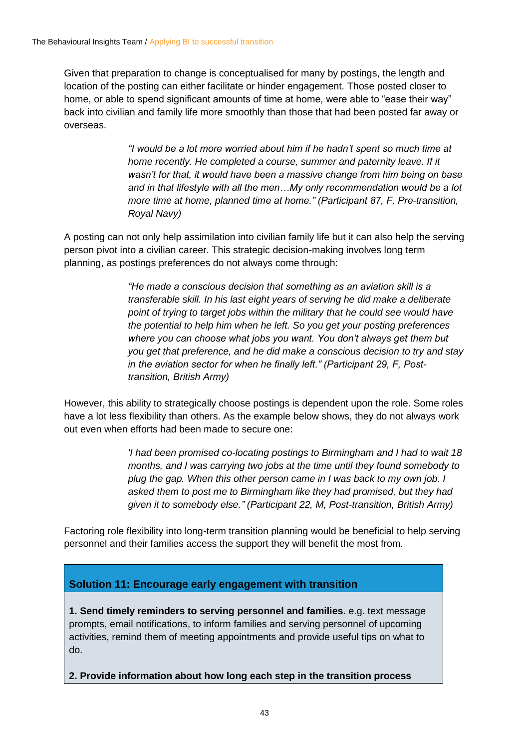Given that preparation to change is conceptualised for many by postings, the length and location of the posting can either facilitate or hinder engagement. Those posted closer to home, or able to spend significant amounts of time at home, were able to “ease their way” back into civilian and family life more smoothly than those that had been posted far away or overseas.

> *“I would be a lot more worried about him if he hadn’t spent so much time at home recently. He completed a course, summer and paternity leave. If it wasn’t for that, it would have been a massive change from him being on base and in that lifestyle with all the men…My only recommendation would be a lot more time at home, planned time at home.” (Participant 87, F, Pre-transition, Royal Navy)*

A posting can not only help assimilation into civilian family life but it can also help the serving person pivot into a civilian career. This strategic decision-making involves long term planning, as postings preferences do not always come through:

> *“He made a conscious decision that something as an aviation skill is a transferable skill. In his last eight years of serving he did make a deliberate point of trying to target jobs within the military that he could see would have the potential to help him when he left. So you get your posting preferences where you can choose what jobs you want. You don’t always get them but you get that preference, and he did make a conscious decision to try and stay in the aviation sector for when he finally left.” (Participant 29, F, Post-transition, British Army)*

However, this ability to strategically choose postings is dependent upon the role. Some roles have a lot less flexibility than others. As the example below shows, they do not always work out even when efforts had been made to secure one:

> *'I had been promised co-locating postings to Birmingham and I had to wait 18 months, and I was carrying two jobs at the time until they found somebody to plug the gap. When this other person came in I was back to my own job. I asked them to post me to Birmingham like they had promised, but they had given it to somebody else.” (Participant 22, M, Post-transition, British Army)*

Factoring role flexibility into long-term transition planning would be beneficial to help serving personnel and their families access the support they will benefit the most from.

**Solution 11: Encourage early engagement with transition**

**1. Send timely reminders to serving personnel and families.** e.g. text message prompts, email notifications, to inform families and serving personnel of upcoming activities, remind them of meeting appointments and provide useful tips on what to do.

**2. Provide information about how long each step in the transition process**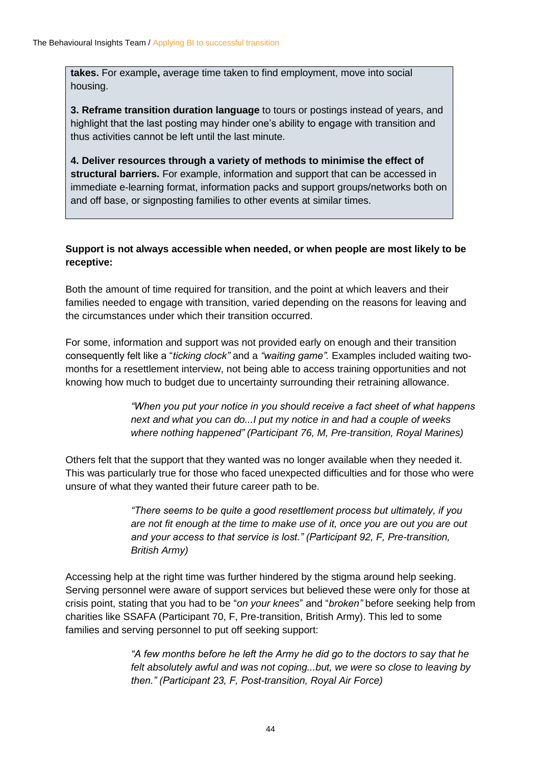**takes.** For example**,** average time taken to find employment, move into social housing.

**3. Reframe transition duration language** to tours or postings instead of years, and highlight that the last posting may hinder one's ability to engage with transition and thus activities cannot be left until the last minute.

**4. Deliver resources through a variety of methods to minimise the effect of structural barriers.** For example, information and support that can be accessed in immediate e-learning format, information packs and support groups/networks both on and off base, or signposting families to other events at similar times.

**Support is not always accessible when needed, or when people are most likely to be receptive:**

Both the amount of time required for transition, and the point at which leavers and their families needed to engage with transition, varied depending on the reasons for leaving and the circumstances under which their transition occurred.

For some, information and support was not provided early on enough and their transition consequently felt like a "*ticking clock"* and a *"waiting game".* Examples included waiting two-months for a resettlement interview, not being able to access training opportunities and not knowing how much to budget due to uncertainty surrounding their retraining allowance.

> *"When you put your notice in you should receive a fact sheet of what happens next and what you can do...I put my notice in and had a couple of weeks where nothing happened" (Participant 76, M, Pre-transition, Royal Marines)*

Others felt that the support that they wanted was no longer available when they needed it. This was particularly true for those who faced unexpected difficulties and for those who were unsure of what they wanted their future career path to be.

> *"There seems to be quite a good resettlement process but ultimately, if you are not fit enough at the time to make use of it, once you are out you are out and your access to that service is lost." (Participant 92, F, Pre-transition, British Army)*

Accessing help at the right time was further hindered by the stigma around help seeking. Serving personnel were aware of support services but believed these were only for those at crisis point, stating that you had to be "*on your knees*" and "*broken"* before seeking help from charities like SSAFA (Participant 70, F, Pre-transition, British Army). This led to some families and serving personnel to put off seeking support:

> *"A few months before he left the Army he did go to the doctors to say that he felt absolutely awful and was not coping...but, we were so close to leaving by then." (Participant 23, F, Post-transition, Royal Air Force)*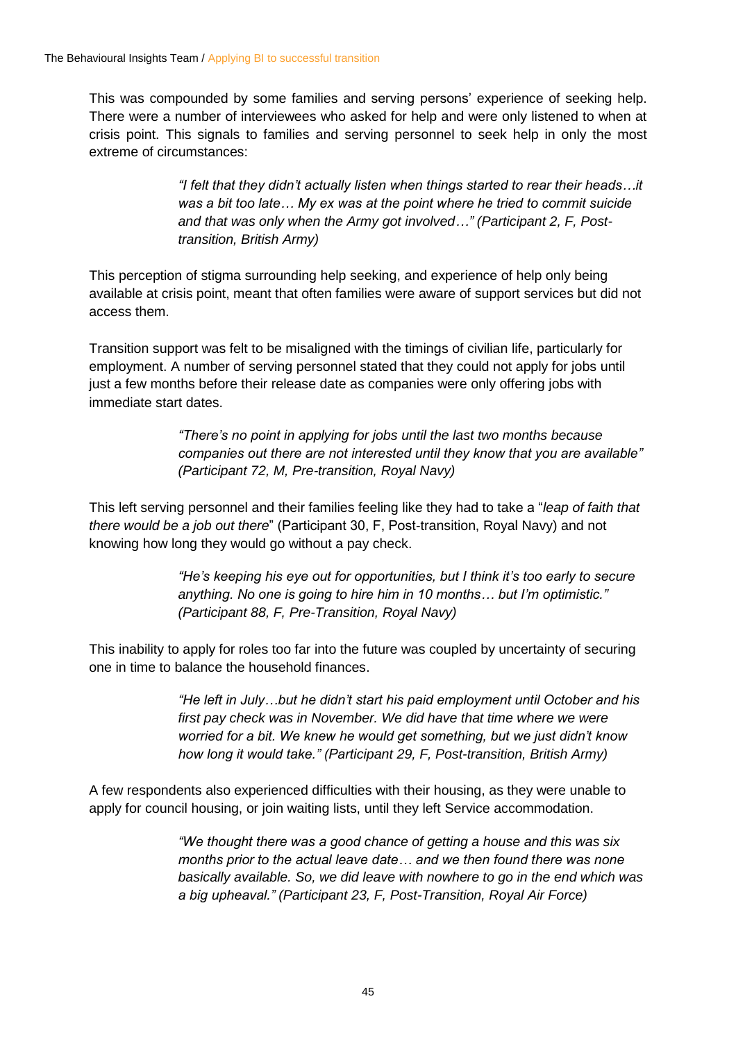This was compounded by some families and serving persons' experience of seeking help. There were a number of interviewees who asked for help and were only listened to when at crisis point. This signals to families and serving personnel to seek help in only the most extreme of circumstances:

> *"I felt that they didn't actually listen when things started to rear their heads…it was a bit too late… My ex was at the point where he tried to commit suicide and that was only when the Army got involved…" (Participant 2, F, Post-transition, British Army)*

This perception of stigma surrounding help seeking, and experience of help only being available at crisis point, meant that often families were aware of support services but did not access them.

Transition support was felt to be misaligned with the timings of civilian life, particularly for employment. A number of serving personnel stated that they could not apply for jobs until just a few months before their release date as companies were only offering jobs with immediate start dates.

> *"There's no point in applying for jobs until the last two months because companies out there are not interested until they know that you are available" (Participant 72, M, Pre-transition, Royal Navy)*

This left serving personnel and their families feeling like they had to take a "*leap of faith that there would be a job out there*" (Participant 30, F, Post-transition, Royal Navy) and not knowing how long they would go without a pay check.

> *"He's keeping his eye out for opportunities, but I think it's too early to secure anything. No one is going to hire him in 10 months… but I'm optimistic." (Participant 88, F, Pre-Transition, Royal Navy)*

This inability to apply for roles too far into the future was coupled by uncertainty of securing one in time to balance the household finances.

> *"He left in July…but he didn't start his paid employment until October and his first pay check was in November. We did have that time where we were worried for a bit. We knew he would get something, but we just didn't know how long it would take." (Participant 29, F, Post-transition, British Army)*

A few respondents also experienced difficulties with their housing, as they were unable to apply for council housing, or join waiting lists, until they left Service accommodation.

> *"We thought there was a good chance of getting a house and this was six months prior to the actual leave date… and we then found there was none basically available. So, we did leave with nowhere to go in the end which was a big upheaval." (Participant 23, F, Post-Transition, Royal Air Force)*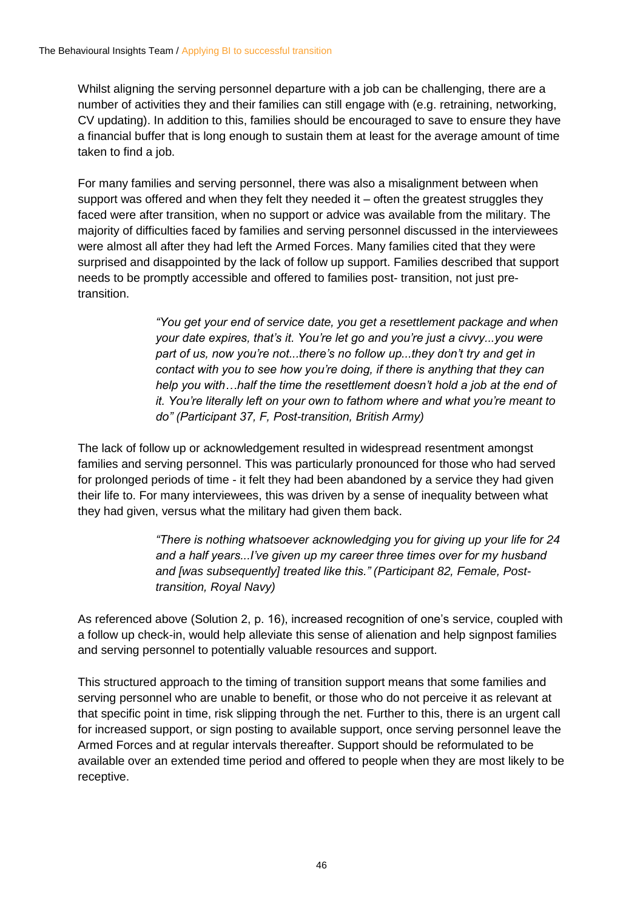Whilst aligning the serving personnel departure with a job can be challenging, there are a number of activities they and their families can still engage with (e.g. retraining, networking, CV updating). In addition to this, families should be encouraged to save to ensure they have a financial buffer that is long enough to sustain them at least for the average amount of time taken to find a job.

For many families and serving personnel, there was also a misalignment between when support was offered and when they felt they needed it – often the greatest struggles they faced were after transition, when no support or advice was available from the military. The majority of difficulties faced by families and serving personnel discussed in the interviewees were almost all after they had left the Armed Forces. Many families cited that they were surprised and disappointed by the lack of follow up support. Families described that support needs to be promptly accessible and offered to families post- transition, not just pre-transition.

> *"You get your end of service date, you get a resettlement package and when your date expires, that's it. You're let go and you're just a civvy...you were part of us, now you're not...there's no follow up...they don't try and get in contact with you to see how you're doing, if there is anything that they can help you with…half the time the resettlement doesn't hold a job at the end of it. You're literally left on your own to fathom where and what you're meant to do" (Participant 37, F, Post-transition, British Army)*

The lack of follow up or acknowledgement resulted in widespread resentment amongst families and serving personnel. This was particularly pronounced for those who had served for prolonged periods of time - it felt they had been abandoned by a service they had given their life to. For many interviewees, this was driven by a sense of inequality between what they had given, versus what the military had given them back.

> *"There is nothing whatsoever acknowledging you for giving up your life for 24 and a half years...I've given up my career three times over for my husband and [was subsequently] treated like this." (Participant 82, Female, Post-transition, Royal Navy)*

As referenced above (Solution 2, p. 16), increased recognition of one's service, coupled with a follow up check-in, would help alleviate this sense of alienation and help signpost families and serving personnel to potentially valuable resources and support.

This structured approach to the timing of transition support means that some families and serving personnel who are unable to benefit, or those who do not perceive it as relevant at that specific point in time, risk slipping through the net. Further to this, there is an urgent call for increased support, or sign posting to available support, once serving personnel leave the Armed Forces and at regular intervals thereafter. Support should be reformulated to be available over an extended time period and offered to people when they are most likely to be receptive.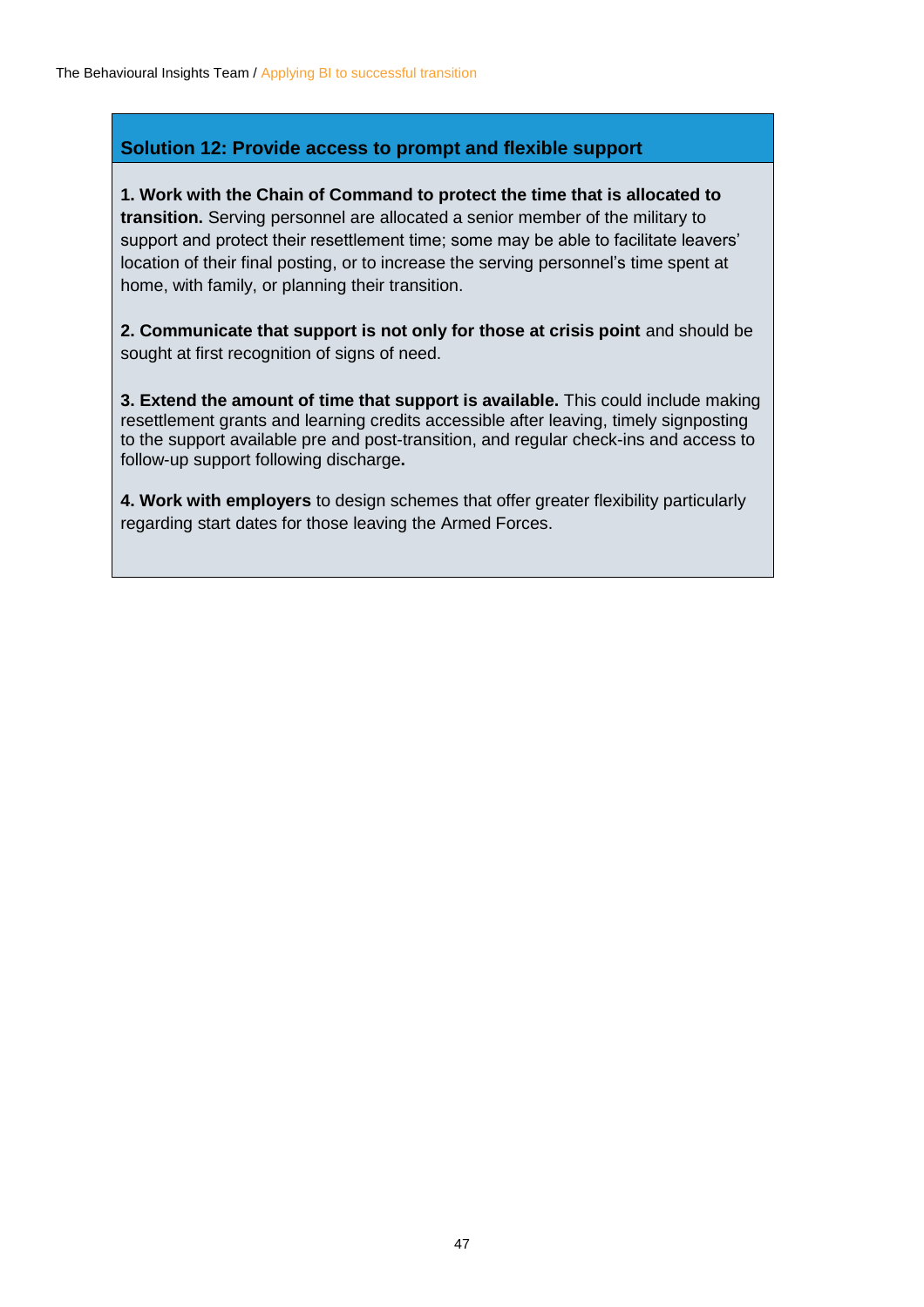### Solution 12: Provide access to prompt and flexible support

**1. Work with the Chain of Command to protect the time that is allocated to transition.** Serving personnel are allocated a senior member of the military to support and protect their resettlement time; some may be able to facilitate leavers' location of their final posting, or to increase the serving personnel's time spent at home, with family, or planning their transition.

**2. Communicate that support is not only for those at crisis point** and should be sought at first recognition of signs of need.

**3. Extend the amount of time that support is available.** This could include making resettlement grants and learning credits accessible after leaving, timely signposting to the support available pre and post-transition, and regular check-ins and access to follow-up support following discharge**.**

**4. Work with employers** to design schemes that offer greater flexibility particularly regarding start dates for those leaving the Armed Forces.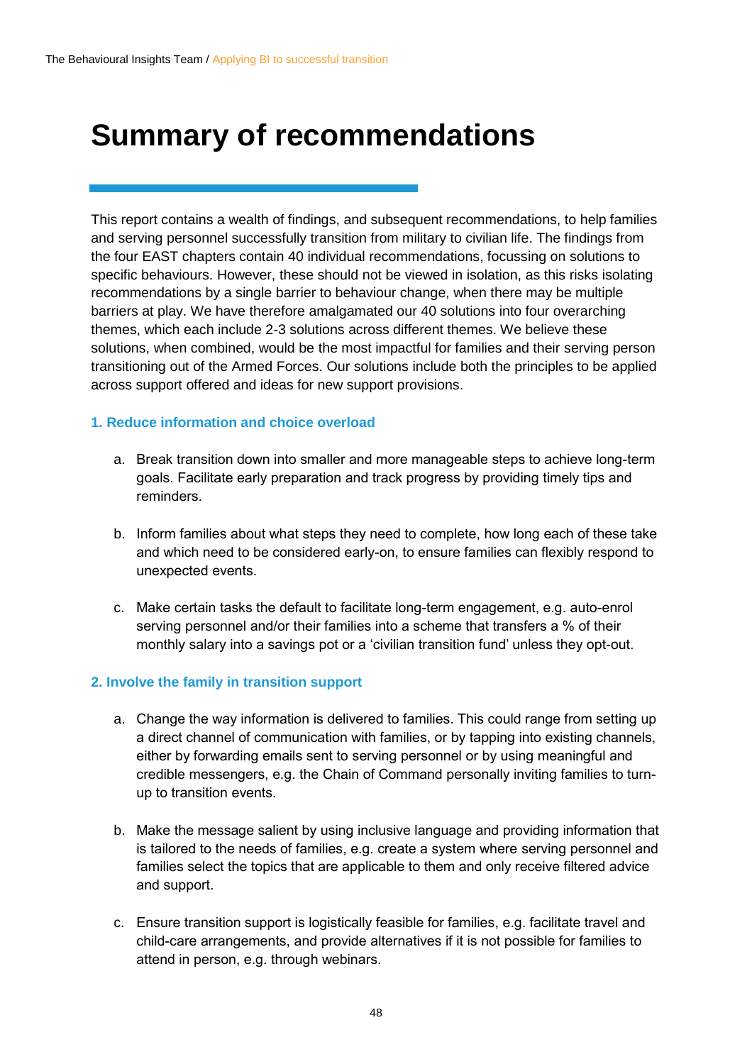# Summary of recommendations

This report contains a wealth of findings, and subsequent recommendations, to help families and serving personnel successfully transition from military to civilian life. The findings from the four EAST chapters contain 40 individual recommendations, focussing on solutions to specific behaviours. However, these should not be viewed in isolation, as this risks isolating recommendations by a single barrier to behaviour change, when there may be multiple barriers at play. We have therefore amalgamated our 40 solutions into four overarching themes, which each include 2-3 solutions across different themes. We believe these solutions, when combined, would be the most impactful for families and their serving person transitioning out of the Armed Forces. Our solutions include both the principles to be applied across support offered and ideas for new support provisions.

### 1. Reduce information and choice overload

a. Break transition down into smaller and more manageable steps to achieve long-term goals. Facilitate early preparation and track progress by providing timely tips and reminders.

b. Inform families about what steps they need to complete, how long each of these take and which need to be considered early-on, to ensure families can flexibly respond to unexpected events.

c. Make certain tasks the default to facilitate long-term engagement, e.g. auto-enrol serving personnel and/or their families into a scheme that transfers a % of their monthly salary into a savings pot or a 'civilian transition fund' unless they opt-out.

### 2. Involve the family in transition support

a. Change the way information is delivered to families. This could range from setting up a direct channel of communication with families, or by tapping into existing channels, either by forwarding emails sent to serving personnel or by using meaningful and credible messengers, e.g. the Chain of Command personally inviting families to turn-up to transition events.

b. Make the message salient by using inclusive language and providing information that is tailored to the needs of families, e.g. create a system where serving personnel and families select the topics that are applicable to them and only receive filtered advice and support.

c. Ensure transition support is logistically feasible for families, e.g. facilitate travel and child-care arrangements, and provide alternatives if it is not possible for families to attend in person, e.g. through webinars.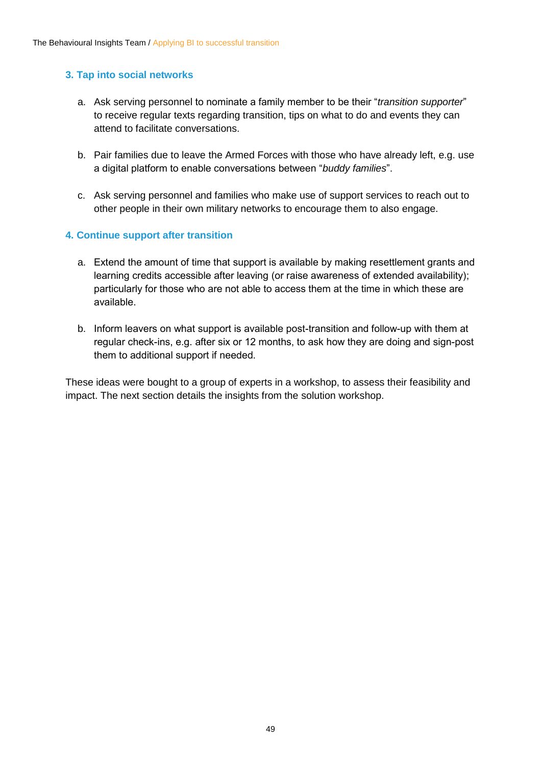### 3. Tap into social networks

a. Ask serving personnel to nominate a family member to be their "*transition supporter*" to receive regular texts regarding transition, tips on what to do and events they can attend to facilitate conversations.

b. Pair families due to leave the Armed Forces with those who have already left, e.g. use a digital platform to enable conversations between "*buddy families*".

c. Ask serving personnel and families who make use of support services to reach out to other people in their own military networks to encourage them to also engage.

### 4. Continue support after transition

a. Extend the amount of time that support is available by making resettlement grants and learning credits accessible after leaving (or raise awareness of extended availability); particularly for those who are not able to access them at the time in which these are available.

b. Inform leavers on what support is available post-transition and follow-up with them at regular check-ins, e.g. after six or 12 months, to ask how they are doing and sign-post them to additional support if needed.

These ideas were bought to a group of experts in a workshop, to assess their feasibility and impact. The next section details the insights from the solution workshop.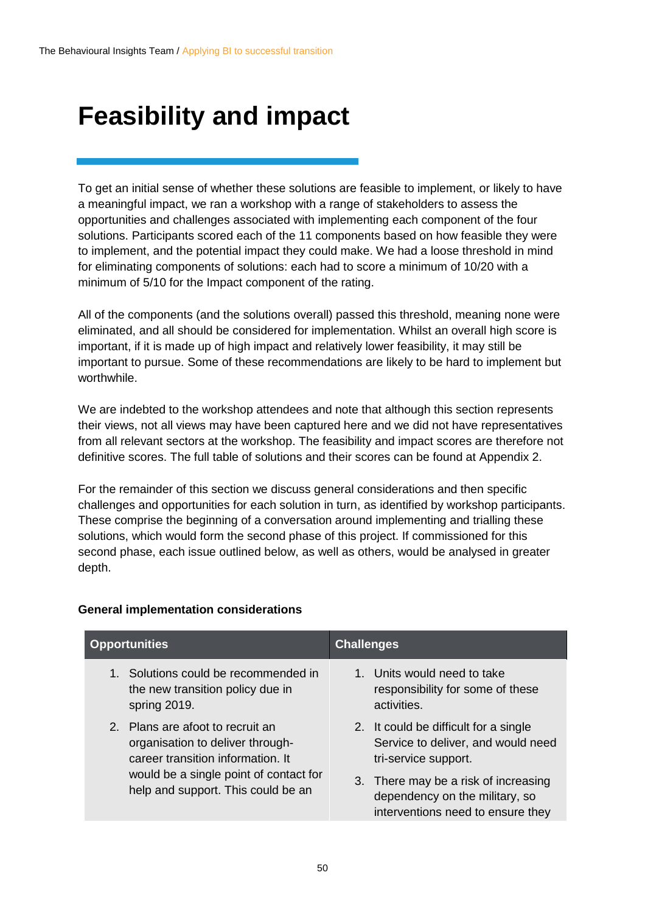# Feasibility and impact

To get an initial sense of whether these solutions are feasible to implement, or likely to have a meaningful impact, we ran a workshop with a range of stakeholders to assess the opportunities and challenges associated with implementing each component of the four solutions. Participants scored each of the 11 components based on how feasible they were to implement, and the potential impact they could make. We had a loose threshold in mind for eliminating components of solutions: each had to score a minimum of 10/20 with a minimum of 5/10 for the Impact component of the rating.

All of the components (and the solutions overall) passed this threshold, meaning none were eliminated, and all should be considered for implementation. Whilst an overall high score is important, if it is made up of high impact and relatively lower feasibility, it may still be important to pursue. Some of these recommendations are likely to be hard to implement but worthwhile.

We are indebted to the workshop attendees and note that although this section represents their views, not all views may have been captured here and we did not have representatives from all relevant sectors at the workshop. The feasibility and impact scores are therefore not definitive scores. The full table of solutions and their scores can be found at Appendix 2.

For the remainder of this section we discuss general considerations and then specific challenges and opportunities for each solution in turn, as identified by workshop participants. These comprise the beginning of a conversation around implementing and trialling these solutions, which would form the second phase of this project. If commissioned for this second phase, each issue outlined below, as well as others, would be analysed in greater depth.

**General implementation considerations**

| Opportunities | Challenges |
| --- | --- |
| 1. Solutions could be recommended in the new transition policy due in spring 2019.<br>2. Plans are afoot to recruit an organisation to deliver through-career transition information. It would be a single point of contact for help and support. This could be an | 1. Units would need to take responsibility for some of these activities.<br>2. It could be difficult for a single Service to deliver, and would need tri-service support.<br>3. There may be a risk of increasing dependency on the military, so interventions need to ensure they |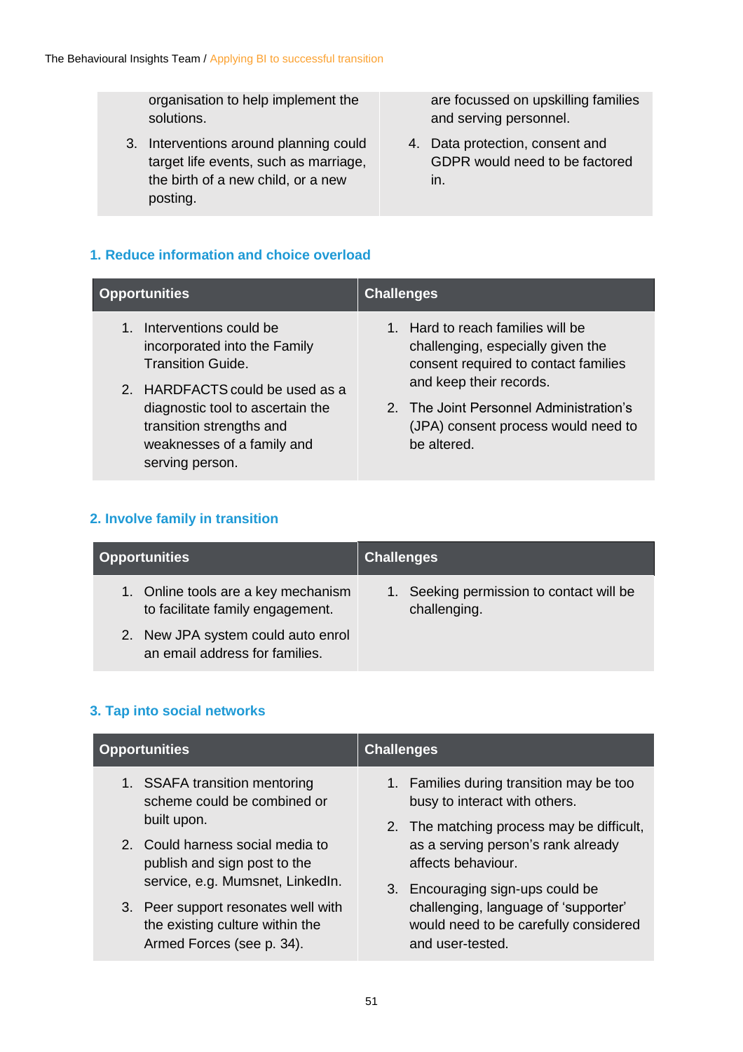| | |
|---|---|
| organisation to help implement the solutions.<br>3. Interventions around planning could target life events, such as marriage, the birth of a new child, or a new posting. | are focussed on upskilling families and serving personnel.<br>4. Data protection, consent and GDPR would need to be factored in. |

### 1. Reduce information and choice overload

| Opportunities | Challenges |
|---|---|
| 1. Interventions could be incorporated into the Family Transition Guide.<br>2. HARDFACTS could be used as a diagnostic tool to ascertain the transition strengths and weaknesses of a family and serving person. | 1. Hard to reach families will be challenging, especially given the consent required to contact families and keep their records.<br>2. The Joint Personnel Administration's (JPA) consent process would need to be altered. |

### 2. Involve family in transition

| Opportunities | Challenges |
|---|---|
| 1. Online tools are a key mechanism to facilitate family engagement.<br>2. New JPA system could auto enrol an email address for families. | 1. Seeking permission to contact will be challenging. |

### 3. Tap into social networks

| Opportunities | Challenges |
|---|---|
| 1. SSAFA transition mentoring scheme could be combined or built upon.<br>2. Could harness social media to publish and sign post to the service, e.g. Mumsnet, LinkedIn.<br>3. Peer support resonates well with the existing culture within the Armed Forces (see p. 34). | 1. Families during transition may be too busy to interact with others.<br>2. The matching process may be difficult, as a serving person's rank already affects behaviour.<br>3. Encouraging sign-ups could be challenging, language of 'supporter' would need to be carefully considered and user-tested. |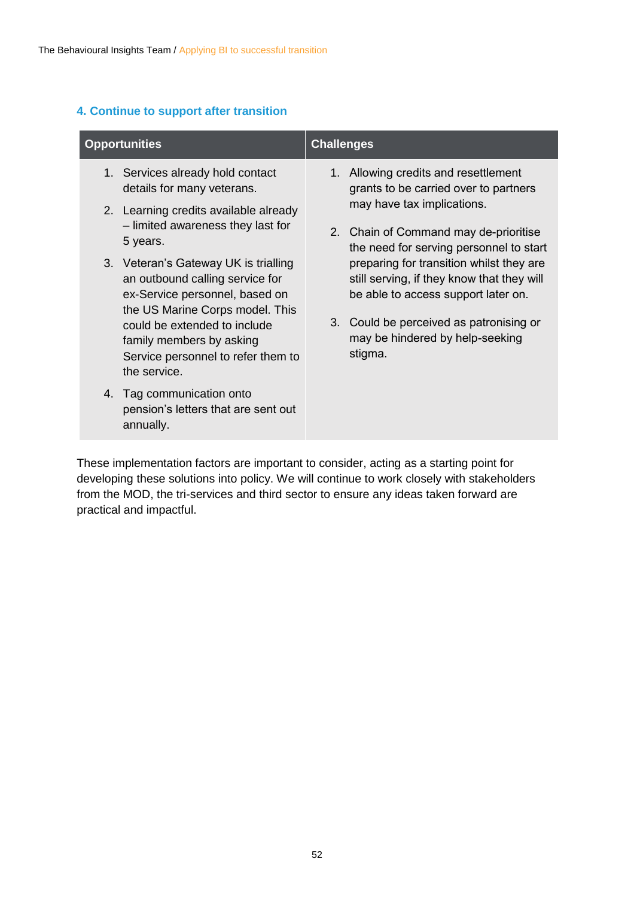### 4. Continue to support after transition

| Opportunities | Challenges |
|---|---|
| 1. Services already hold contact details for many veterans.<br>2. Learning credits available already – limited awareness they last for 5 years.<br>3. Veteran's Gateway UK is trialling an outbound calling service for ex-Service personnel, based on the US Marine Corps model. This could be extended to include family members by asking Service personnel to refer them to the service.<br>4. Tag communication onto pension's letters that are sent out annually. | 1. Allowing credits and resettlement grants to be carried over to partners may have tax implications.<br>2. Chain of Command may de-prioritise the need for serving personnel to start preparing for transition whilst they are still serving, if they know that they will be able to access support later on.<br>3. Could be perceived as patronising or may be hindered by help-seeking stigma. |

These implementation factors are important to consider, acting as a starting point for developing these solutions into policy. We will continue to work closely with stakeholders from the MOD, the tri-services and third sector to ensure any ideas taken forward are practical and impactful.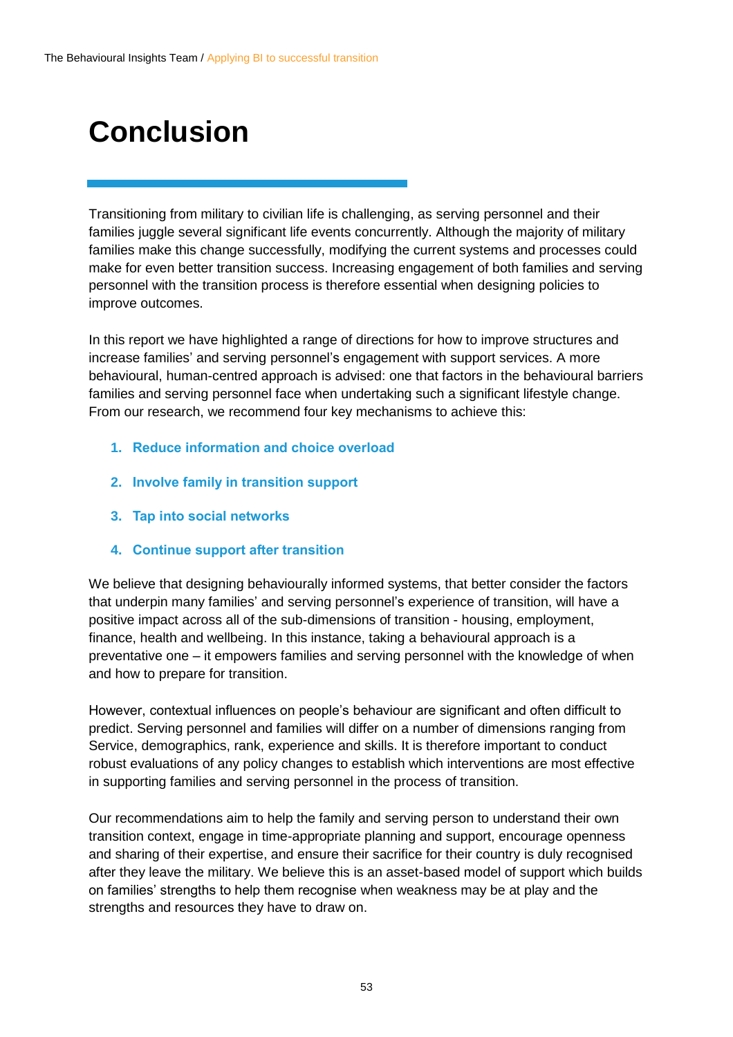# Conclusion

Transitioning from military to civilian life is challenging, as serving personnel and their families juggle several significant life events concurrently. Although the majority of military families make this change successfully, modifying the current systems and processes could make for even better transition success. Increasing engagement of both families and serving personnel with the transition process is therefore essential when designing policies to improve outcomes.

In this report we have highlighted a range of directions for how to improve structures and increase families' and serving personnel's engagement with support services. A more behavioural, human-centred approach is advised: one that factors in the behavioural barriers families and serving personnel face when undertaking such a significant lifestyle change. From our research, we recommend four key mechanisms to achieve this:

1. **Reduce information and choice overload**
2. **Involve family in transition support**
3. **Tap into social networks**
4. **Continue support after transition**

We believe that designing behaviourally informed systems, that better consider the factors that underpin many families' and serving personnel's experience of transition, will have a positive impact across all of the sub-dimensions of transition - housing, employment, finance, health and wellbeing. In this instance, taking a behavioural approach is a preventative one – it empowers families and serving personnel with the knowledge of when and how to prepare for transition.

However, contextual influences on people's behaviour are significant and often difficult to predict. Serving personnel and families will differ on a number of dimensions ranging from Service, demographics, rank, experience and skills. It is therefore important to conduct robust evaluations of any policy changes to establish which interventions are most effective in supporting families and serving personnel in the process of transition.

Our recommendations aim to help the family and serving person to understand their own transition context, engage in time-appropriate planning and support, encourage openness and sharing of their expertise, and ensure their sacrifice for their country is duly recognised after they leave the military. We believe this is an asset-based model of support which builds on families' strengths to help them recognise when weakness may be at play and the strengths and resources they have to draw on.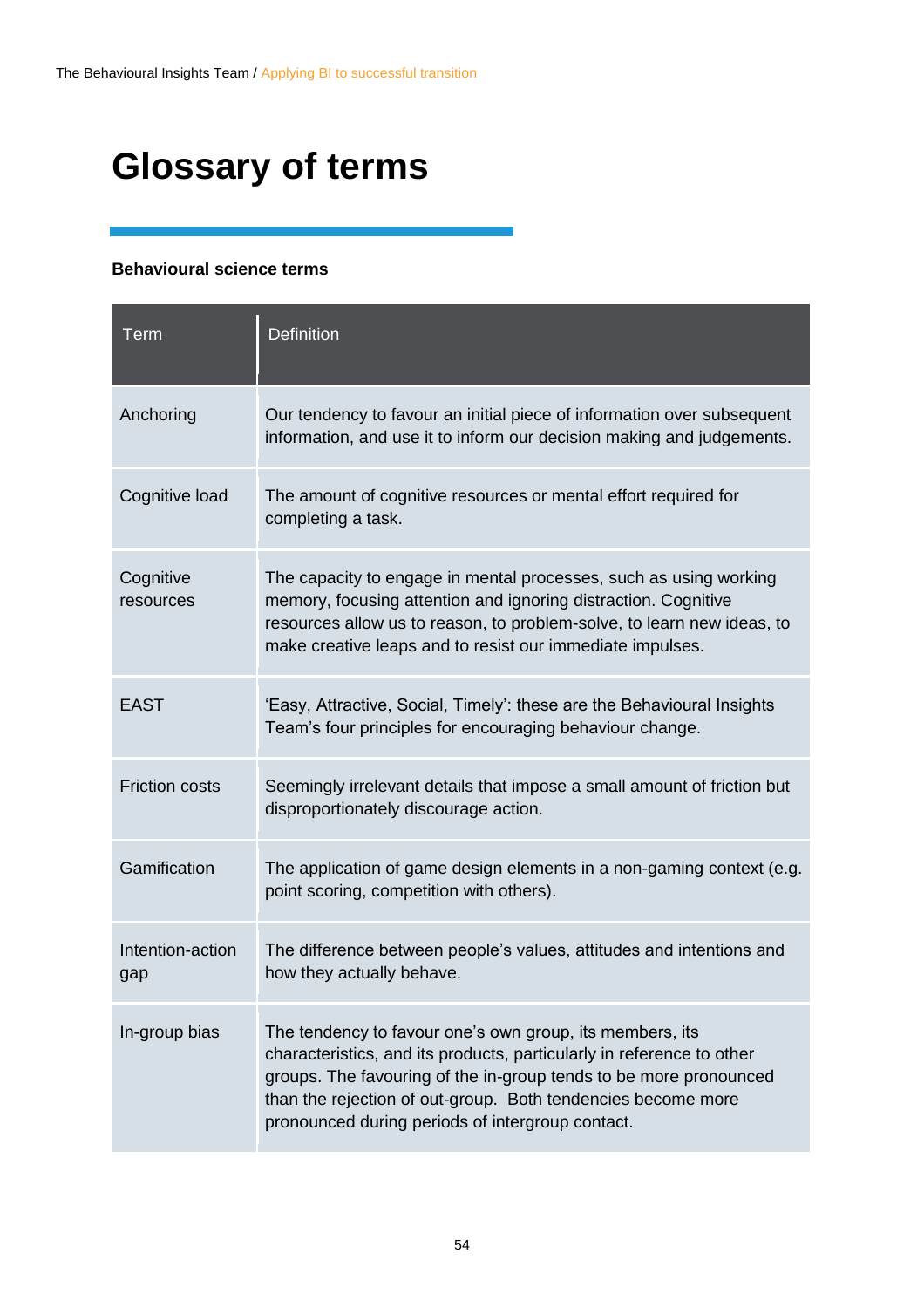# Glossary of terms

**Behavioural science terms**

| Term | Definition |
| --- | --- |
| Anchoring | Our tendency to favour an initial piece of information over subsequent information, and use it to inform our decision making and judgements. |
| Cognitive load | The amount of cognitive resources or mental effort required for completing a task. |
| Cognitive resources | The capacity to engage in mental processes, such as using working memory, focusing attention and ignoring distraction. Cognitive resources allow us to reason, to problem-solve, to learn new ideas, to make creative leaps and to resist our immediate impulses. |
| EAST | 'Easy, Attractive, Social, Timely': these are the Behavioural Insights Team's four principles for encouraging behaviour change. |
| Friction costs | Seemingly irrelevant details that impose a small amount of friction but disproportionately discourage action. |
| Gamification | The application of game design elements in a non-gaming context (e.g. point scoring, competition with others). |
| Intention-action gap | The difference between people's values, attitudes and intentions and how they actually behave. |
| In-group bias | The tendency to favour one's own group, its members, its characteristics, and its products, particularly in reference to other groups. The favouring of the in-group tends to be more pronounced than the rejection of out-group. Both tendencies become more pronounced during periods of intergroup contact. |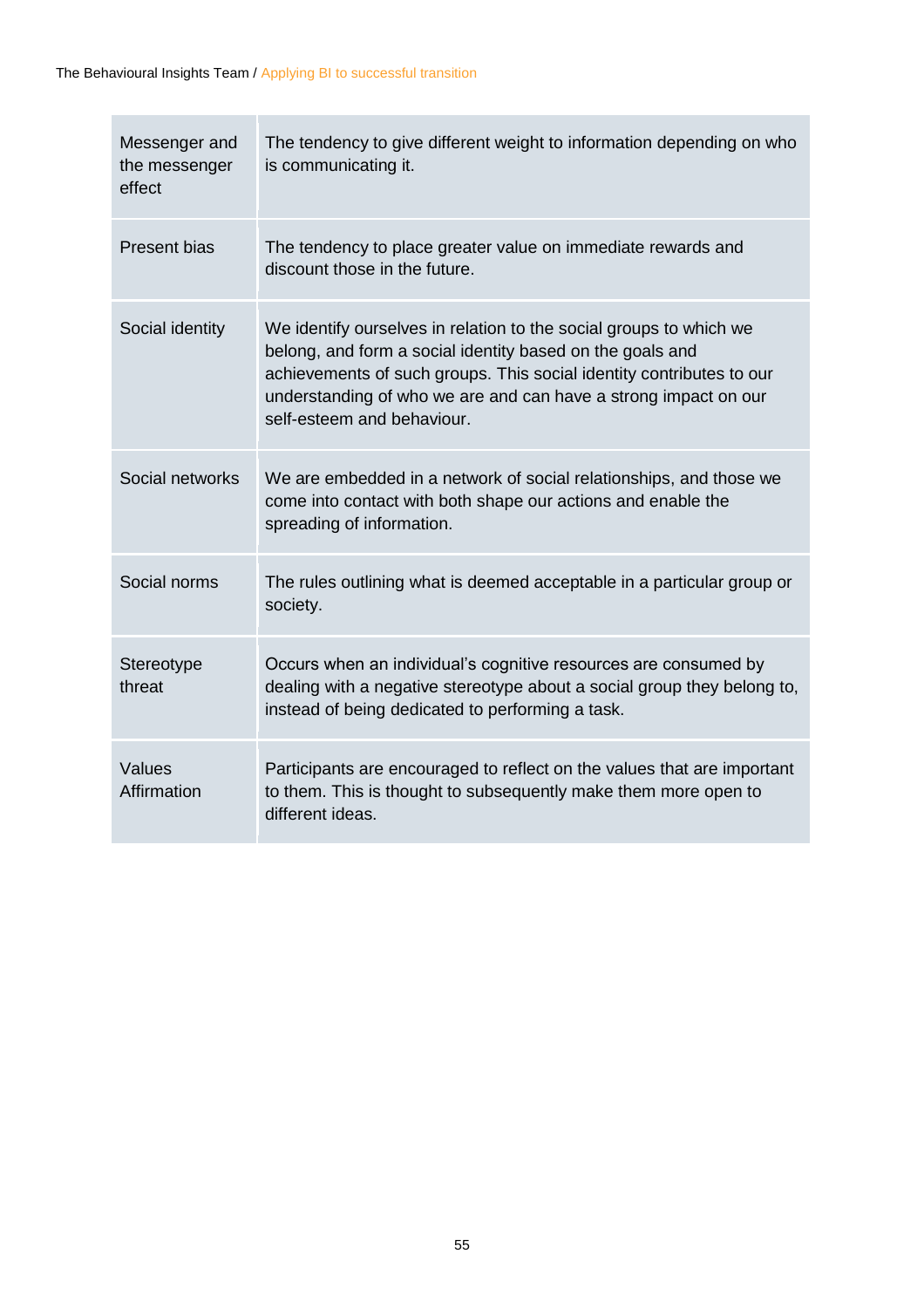| | |
|---|---|
| Messenger and the messenger effect | The tendency to give different weight to information depending on who is communicating it. |
| Present bias | The tendency to place greater value on immediate rewards and discount those in the future. |
| Social identity | We identify ourselves in relation to the social groups to which we belong, and form a social identity based on the goals and achievements of such groups. This social identity contributes to our understanding of who we are and can have a strong impact on our self-esteem and behaviour. |
| Social networks | We are embedded in a network of social relationships, and those we come into contact with both shape our actions and enable the spreading of information. |
| Social norms | The rules outlining what is deemed acceptable in a particular group or society. |
| Stereotype threat | Occurs when an individual's cognitive resources are consumed by dealing with a negative stereotype about a social group they belong to, instead of being dedicated to performing a task. |
| Values Affirmation | Participants are encouraged to reflect on the values that are important to them. This is thought to subsequently make them more open to different ideas. |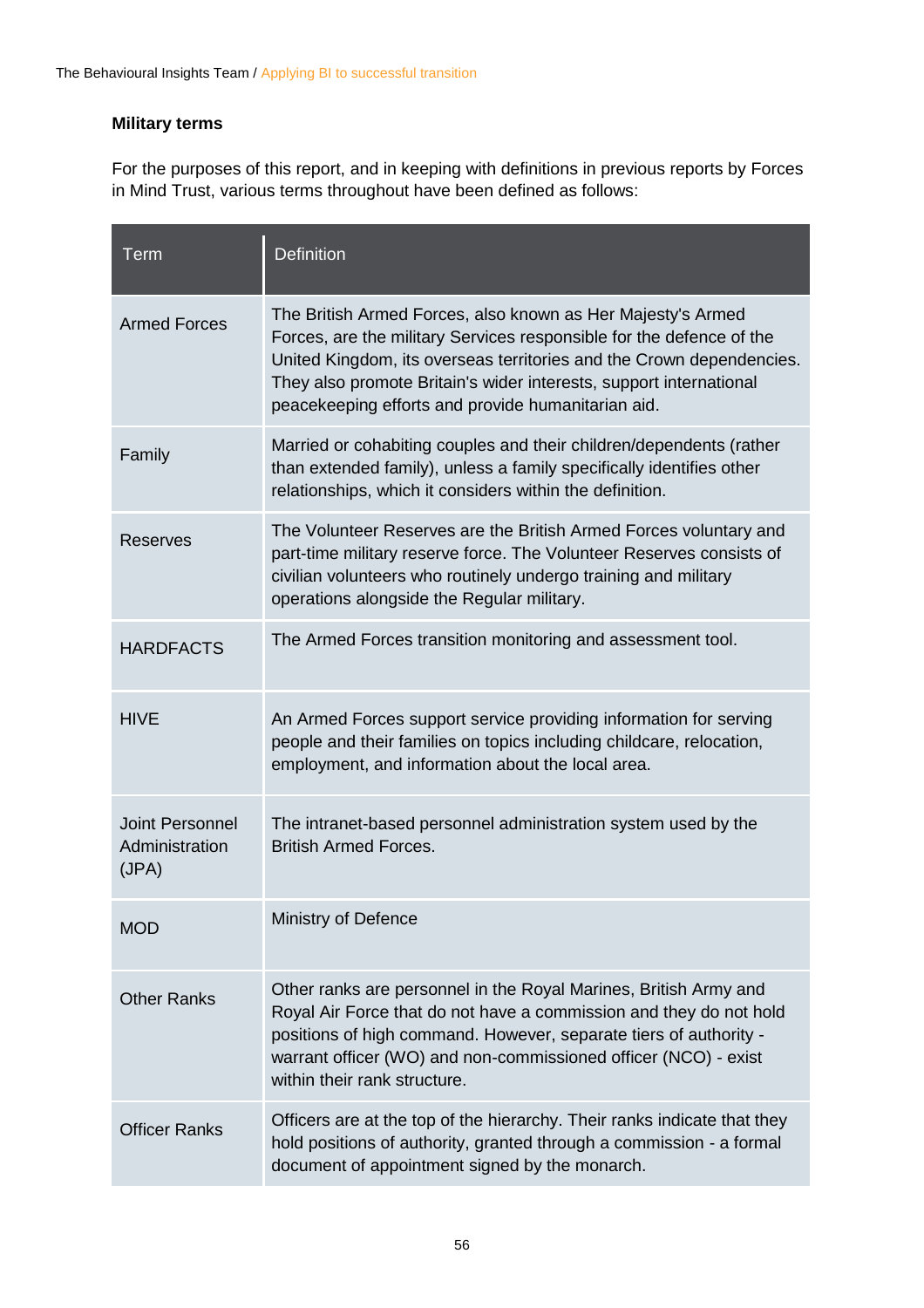**Military terms**

For the purposes of this report, and in keeping with definitions in previous reports by Forces in Mind Trust, various terms throughout have been defined as follows:

| Term | Definition |
|---|---|
| Armed Forces | The British Armed Forces, also known as Her Majesty's Armed Forces, are the military Services responsible for the defence of the United Kingdom, its overseas territories and the Crown dependencies. They also promote Britain's wider interests, support international peacekeeping efforts and provide humanitarian aid. |
| Family | Married or cohabiting couples and their children/dependents (rather than extended family), unless a family specifically identifies other relationships, which it considers within the definition. |
| Reserves | The Volunteer Reserves are the British Armed Forces voluntary and part-time military reserve force. The Volunteer Reserves consists of civilian volunteers who routinely undergo training and military operations alongside the Regular military. |
| HARDFACTS | The Armed Forces transition monitoring and assessment tool. |
| HIVE | An Armed Forces support service providing information for serving people and their families on topics including childcare, relocation, employment, and information about the local area. |
| Joint Personnel Administration (JPA) | The intranet-based personnel administration system used by the British Armed Forces. |
| MOD | Ministry of Defence |
| Other Ranks | Other ranks are personnel in the Royal Marines, British Army and Royal Air Force that do not have a commission and they do not hold positions of high command. However, separate tiers of authority - warrant officer (WO) and non-commissioned officer (NCO) - exist within their rank structure. |
| Officer Ranks | Officers are at the top of the hierarchy. Their ranks indicate that they hold positions of authority, granted through a commission - a formal document of appointment signed by the monarch. |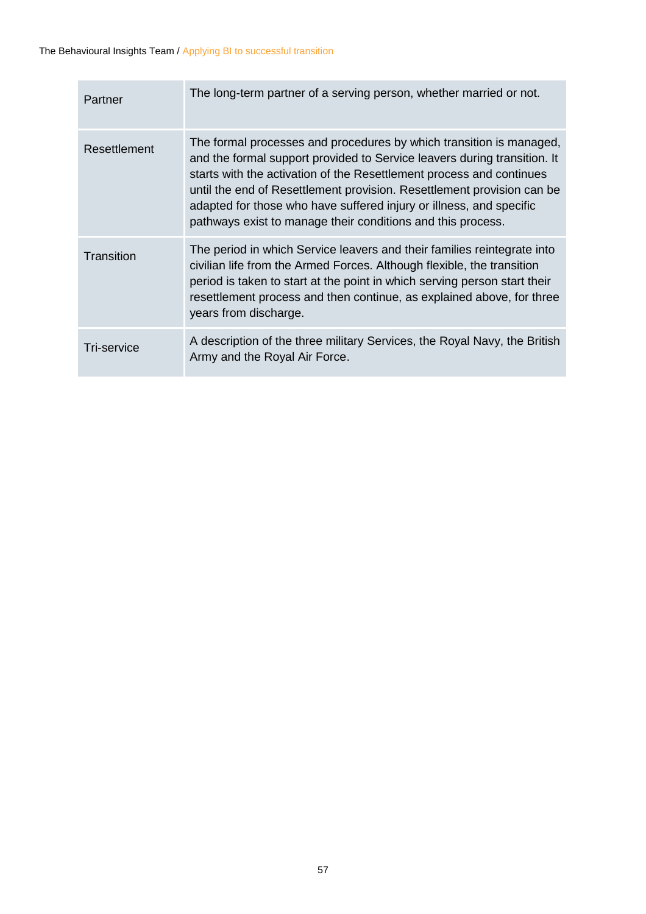| | |
|---|---|
| Partner | The long-term partner of a serving person, whether married or not. |
| Resettlement | The formal processes and procedures by which transition is managed, and the formal support provided to Service leavers during transition. It starts with the activation of the Resettlement process and continues until the end of Resettlement provision. Resettlement provision can be adapted for those who have suffered injury or illness, and specific pathways exist to manage their conditions and this process. |
| Transition | The period in which Service leavers and their families reintegrate into civilian life from the Armed Forces. Although flexible, the transition period is taken to start at the point in which serving person start their resettlement process and then continue, as explained above, for three years from discharge. |
| Tri-service | A description of the three military Services, the Royal Navy, the British Army and the Royal Air Force. |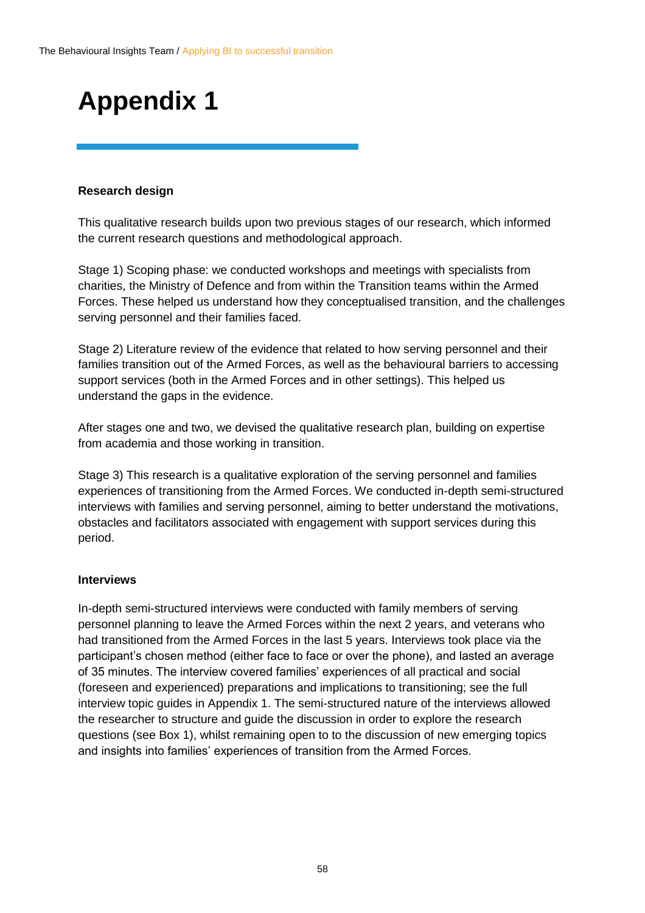# Appendix 1

**Research design**

This qualitative research builds upon two previous stages of our research, which informed the current research questions and methodological approach.

Stage 1) Scoping phase: we conducted workshops and meetings with specialists from charities, the Ministry of Defence and from within the Transition teams within the Armed Forces. These helped us understand how they conceptualised transition, and the challenges serving personnel and their families faced.

Stage 2) Literature review of the evidence that related to how serving personnel and their families transition out of the Armed Forces, as well as the behavioural barriers to accessing support services (both in the Armed Forces and in other settings). This helped us understand the gaps in the evidence.

After stages one and two, we devised the qualitative research plan, building on expertise from academia and those working in transition.

Stage 3) This research is a qualitative exploration of the serving personnel and families experiences of transitioning from the Armed Forces. We conducted in-depth semi-structured interviews with families and serving personnel, aiming to better understand the motivations, obstacles and facilitators associated with engagement with support services during this period.

**Interviews**

In-depth semi-structured interviews were conducted with family members of serving personnel planning to leave the Armed Forces within the next 2 years, and veterans who had transitioned from the Armed Forces in the last 5 years. Interviews took place via the participant's chosen method (either face to face or over the phone), and lasted an average of 35 minutes. The interview covered families' experiences of all practical and social (foreseen and experienced) preparations and implications to transitioning; see the full interview topic guides in Appendix 1. The semi-structured nature of the interviews allowed the researcher to structure and guide the discussion in order to explore the research questions (see Box 1), whilst remaining open to to the discussion of new emerging topics and insights into families' experiences of transition from the Armed Forces.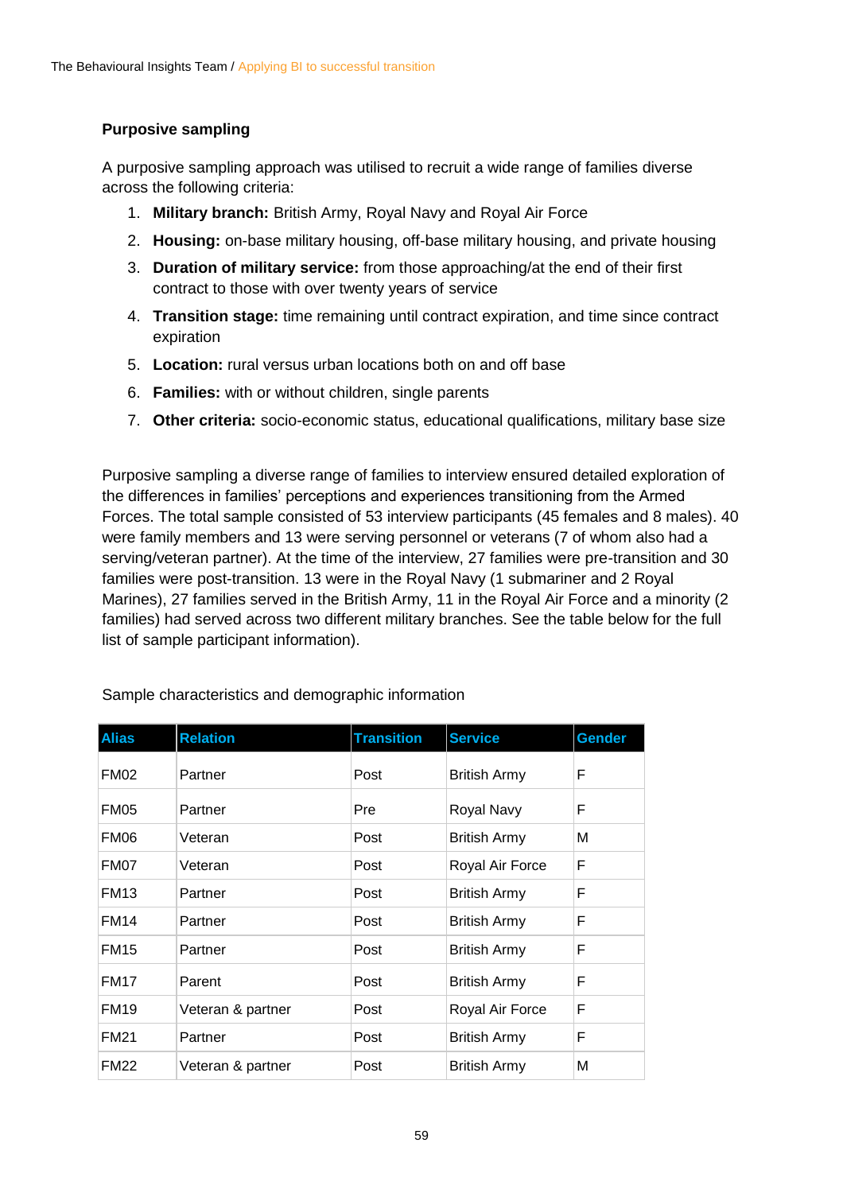### Purposive sampling

A purposive sampling approach was utilised to recruit a wide range of families diverse across the following criteria:

1. **Military branch:** British Army, Royal Navy and Royal Air Force
2. **Housing:** on-base military housing, off-base military housing, and private housing
3. **Duration of military service:** from those approaching/at the end of their first contract to those with over twenty years of service
4. **Transition stage:** time remaining until contract expiration, and time since contract expiration
5. **Location:** rural versus urban locations both on and off base
6. **Families:** with or without children, single parents
7. **Other criteria:** socio-economic status, educational qualifications, military base size

Purposive sampling a diverse range of families to interview ensured detailed exploration of the differences in families' perceptions and experiences transitioning from the Armed Forces. The total sample consisted of 53 interview participants (45 females and 8 males). 40 were family members and 13 were serving personnel or veterans (7 of whom also had a serving/veteran partner). At the time of the interview, 27 families were pre-transition and 30 families were post-transition. 13 were in the Royal Navy (1 submariner and 2 Royal Marines), 27 families served in the British Army, 11 in the Royal Air Force and a minority (2 families) had served across two different military branches. See the table below for the full list of sample participant information).

Sample characteristics and demographic information

| Alias | Relation | Transition | Service | Gender |
|---|---|---|---|---|
| FM02 | Partner | Post | British Army | F |
| FM05 | Partner | Pre | Royal Navy | F |
| FM06 | Veteran | Post | British Army | M |
| FM07 | Veteran | Post | Royal Air Force | F |
| FM13 | Partner | Post | British Army | F |
| FM14 | Partner | Post | British Army | F |
| FM15 | Partner | Post | British Army | F |
| FM17 | Parent | Post | British Army | F |
| FM19 | Veteran & partner | Post | Royal Air Force | F |
| FM21 | Partner | Post | British Army | F |
| FM22 | Veteran & partner | Post | British Army | M |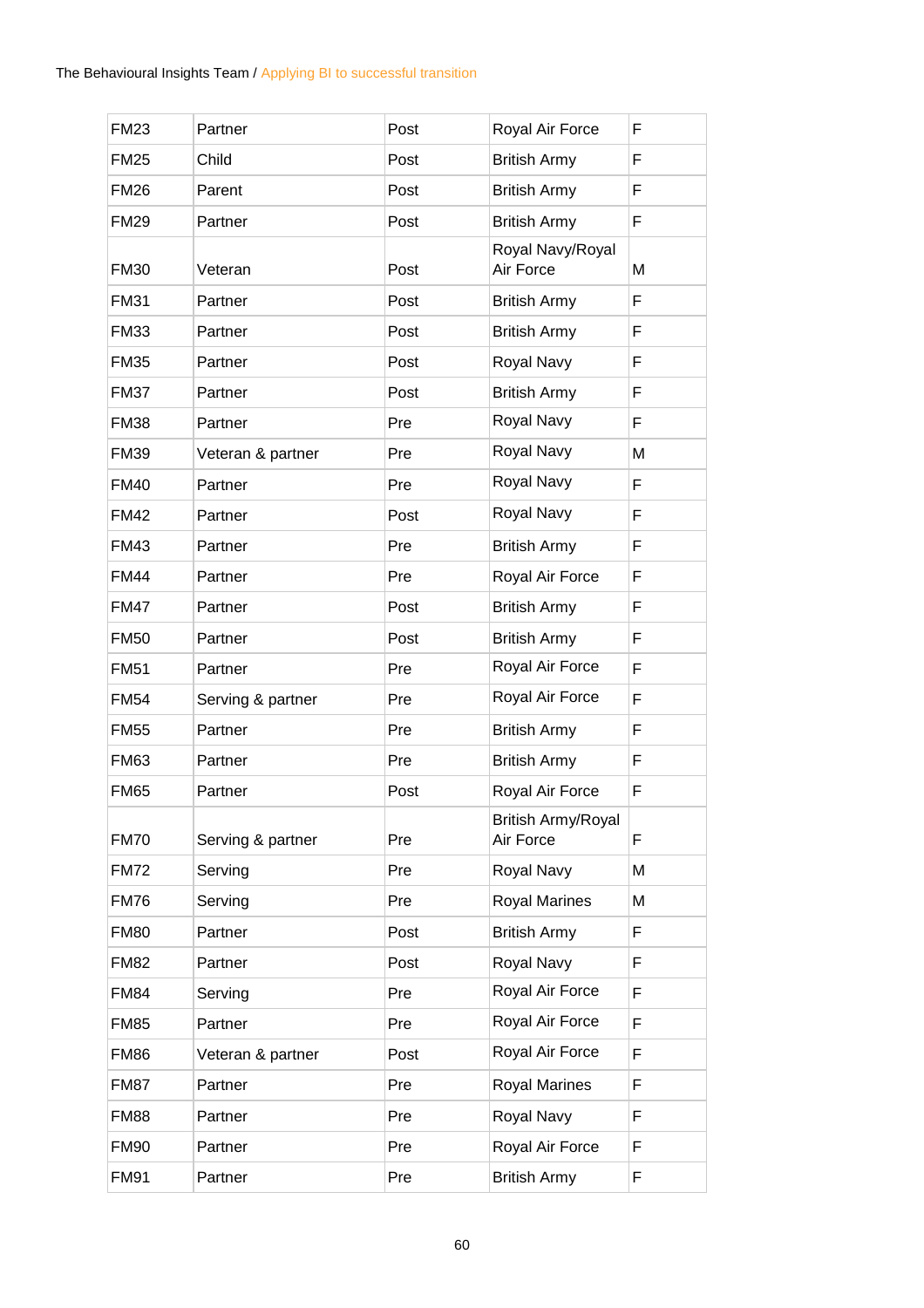| FM23 | Partner | Post | Royal Air Force | F |
|---|---|---|---|---|
| FM25 | Child | Post | British Army | F |
| FM26 | Parent | Post | British Army | F |
| FM29 | Partner | Post | British Army | F |
| FM30 | Veteran | Post | Royal Navy/Royal Air Force | M |
| FM31 | Partner | Post | British Army | F |
| FM33 | Partner | Post | British Army | F |
| FM35 | Partner | Post | Royal Navy | F |
| FM37 | Partner | Post | British Army | F |
| FM38 | Partner | Pre | Royal Navy | F |
| FM39 | Veteran & partner | Pre | Royal Navy | M |
| FM40 | Partner | Pre | Royal Navy | F |
| FM42 | Partner | Post | Royal Navy | F |
| FM43 | Partner | Pre | British Army | F |
| FM44 | Partner | Pre | Royal Air Force | F |
| FM47 | Partner | Post | British Army | F |
| FM50 | Partner | Post | British Army | F |
| FM51 | Partner | Pre | Royal Air Force | F |
| FM54 | Serving & partner | Pre | Royal Air Force | F |
| FM55 | Partner | Pre | British Army | F |
| FM63 | Partner | Pre | British Army | F |
| FM65 | Partner | Post | Royal Air Force | F |
| FM70 | Serving & partner | Pre | British Army/Royal Air Force | F |
| FM72 | Serving | Pre | Royal Navy | M |
| FM76 | Serving | Pre | Royal Marines | M |
| FM80 | Partner | Post | British Army | F |
| FM82 | Partner | Post | Royal Navy | F |
| FM84 | Serving | Pre | Royal Air Force | F |
| FM85 | Partner | Pre | Royal Air Force | F |
| FM86 | Veteran & partner | Post | Royal Air Force | F |
| FM87 | Partner | Pre | Royal Marines | F |
| FM88 | Partner | Pre | Royal Navy | F |
| FM90 | Partner | Pre | Royal Air Force | F |
| FM91 | Partner | Pre | British Army | F |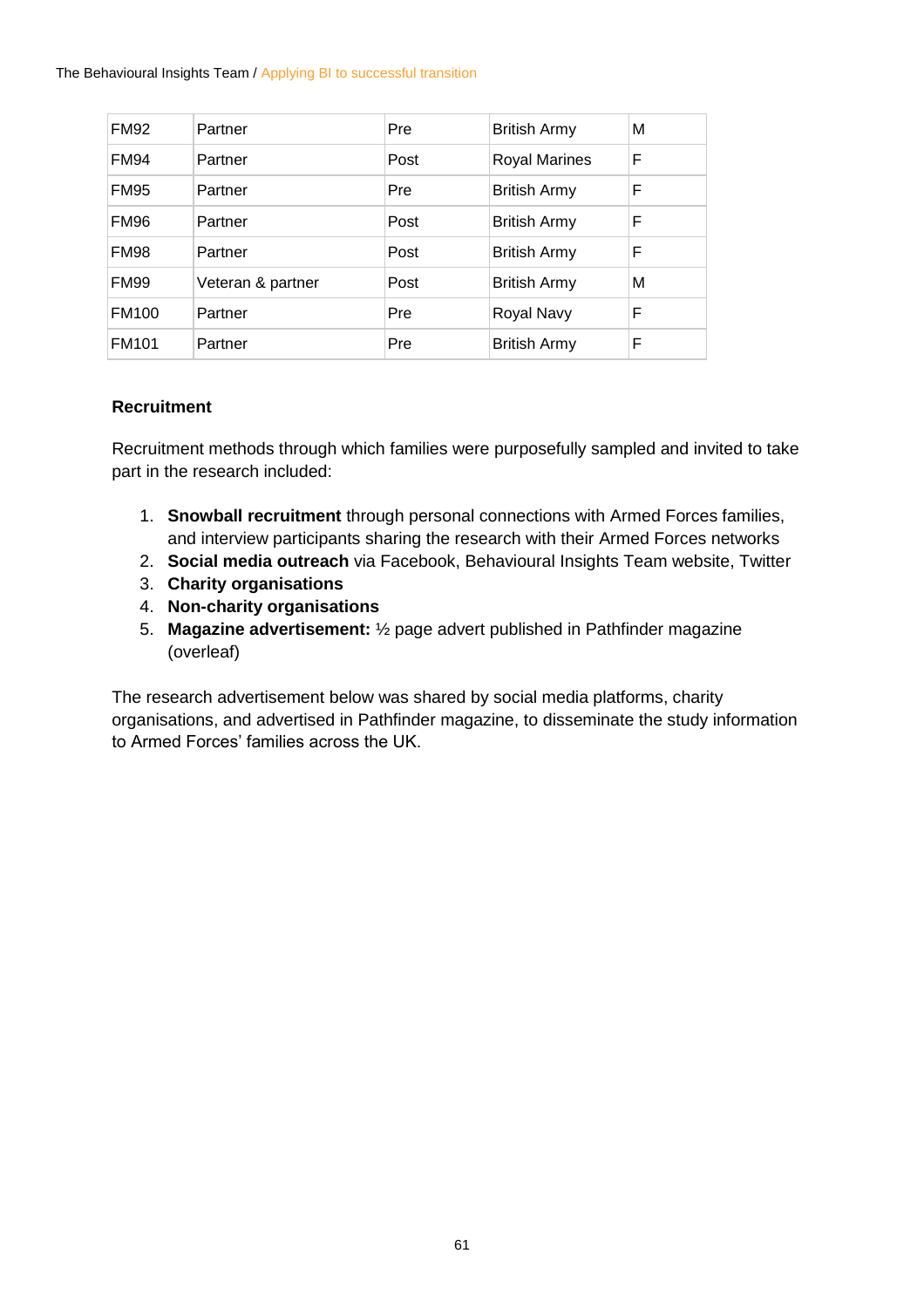| FM92 | Partner | Pre | British Army | M |
|---|---|---|---|---|
| FM94 | Partner | Post | Royal Marines | F |
| FM95 | Partner | Pre | British Army | F |
| FM96 | Partner | Post | British Army | F |
| FM98 | Partner | Post | British Army | F |
| FM99 | Veteran & partner | Post | British Army | M |
| FM100 | Partner | Pre | Royal Navy | F |
| FM101 | Partner | Pre | British Army | F |

**Recruitment**

Recruitment methods through which families were purposefully sampled and invited to take part in the research included:

1. **Snowball recruitment** through personal connections with Armed Forces families, and interview participants sharing the research with their Armed Forces networks
2. **Social media outreach** via Facebook, Behavioural Insights Team website, Twitter
3. **Charity organisations**
4. **Non-charity organisations**
5. **Magazine advertisement:** ½ page advert published in Pathfinder magazine (overleaf)

The research advertisement below was shared by social media platforms, charity organisations, and advertised in Pathfinder magazine, to disseminate the study information to Armed Forces' families across the UK.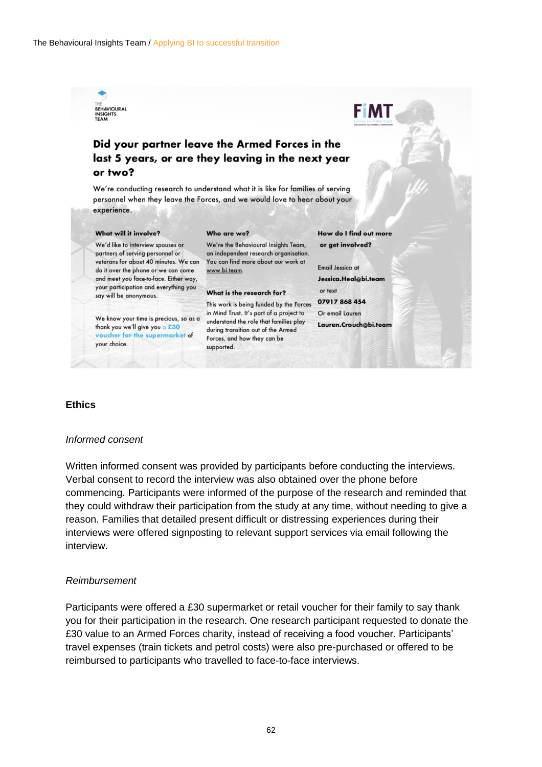THE BEHAVIOURAL INSIGHTS TEAM

FiMT

## Did your partner leave the Armed Forces in the last 5 years, or are they leaving in the next year or two?

We're conducting research to understand what it is like for families of serving personnel when they leave the Forces, and we would love to hear about your experience.

**What will it involve?**

We'd like to interview spouses or partners of serving personnel or veterans for about 40 minutes. We can do it over the phone or we can come and meet you face-to-face. Either way, your participation and everything you say will be anonymous.

We know your time is precious, so as a thank you we'll give you a £30 voucher for the supermarket of your choice.

**Who are we?**

We're the Behavioural Insights Team, an independent research organisation. You can find more about our work at www.bi.team.

**What is the research for?**

This work is being funded by the Forces in Mind Trust. It's part of a project to understand the role that families play during transition out of the Armed Forces, and how they can be supported.

**How do I find out more or get involved?**

Email Jessica at **Jessica.Heal@bi.team**

or text **07917 868 454**

Or email Lauren **Lauren.Crouch@bi.team**

## Ethics

*Informed consent*

Written informed consent was provided by participants before conducting the interviews. Verbal consent to record the interview was also obtained over the phone before commencing. Participants were informed of the purpose of the research and reminded that they could withdraw their participation from the study at any time, without needing to give a reason. Families that detailed present difficult or distressing experiences during their interviews were offered signposting to relevant support services via email following the interview.

*Reimbursement*

Participants were offered a £30 supermarket or retail voucher for their family to say thank you for their participation in the research. One research participant requested to donate the £30 value to an Armed Forces charity, instead of receiving a food voucher. Participants' travel expenses (train tickets and petrol costs) were also pre-purchased or offered to be reimbursed to participants who travelled to face-to-face interviews.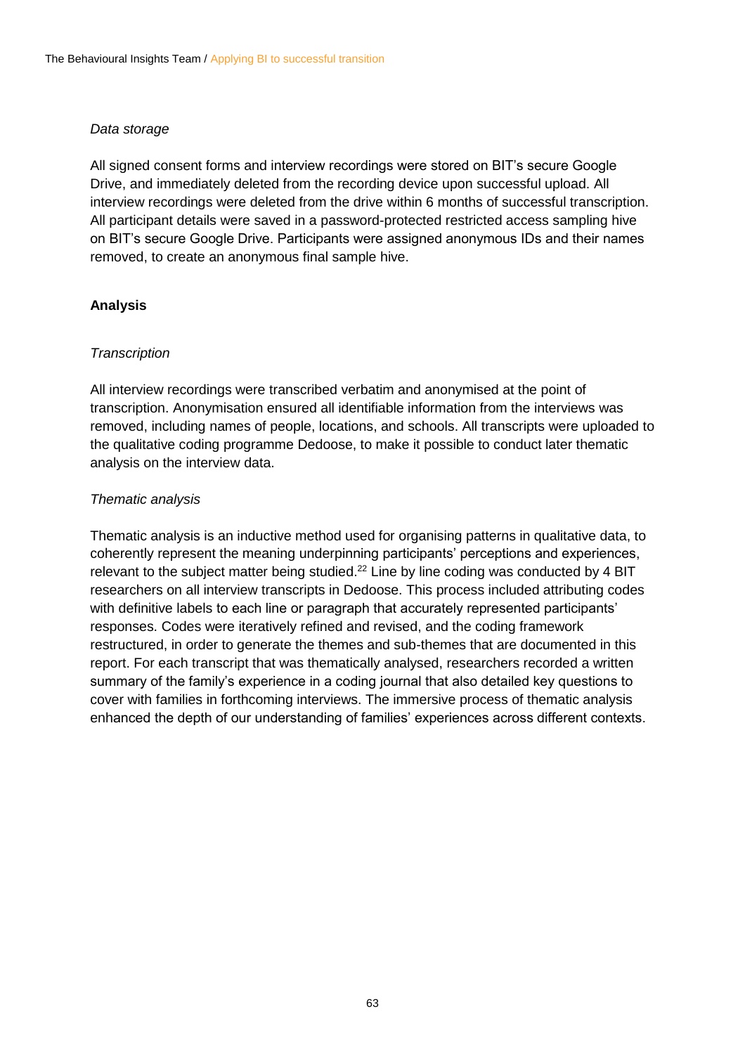*Data storage*

All signed consent forms and interview recordings were stored on BIT's secure Google Drive, and immediately deleted from the recording device upon successful upload. All interview recordings were deleted from the drive within 6 months of successful transcription. All participant details were saved in a password-protected restricted access sampling hive on BIT's secure Google Drive. Participants were assigned anonymous IDs and their names removed, to create an anonymous final sample hive.

**Analysis**

*Transcription*

All interview recordings were transcribed verbatim and anonymised at the point of transcription. Anonymisation ensured all identifiable information from the interviews was removed, including names of people, locations, and schools. All transcripts were uploaded to the qualitative coding programme Dedoose, to make it possible to conduct later thematic analysis on the interview data.

*Thematic analysis*

Thematic analysis is an inductive method used for organising patterns in qualitative data, to coherently represent the meaning underpinning participants' perceptions and experiences, relevant to the subject matter being studied.[22] Line by line coding was conducted by 4 BIT researchers on all interview transcripts in Dedoose. This process included attributing codes with definitive labels to each line or paragraph that accurately represented participants' responses. Codes were iteratively refined and revised, and the coding framework restructured, in order to generate the themes and sub-themes that are documented in this report. For each transcript that was thematically analysed, researchers recorded a written summary of the family's experience in a coding journal that also detailed key questions to cover with families in forthcoming interviews. The immersive process of thematic analysis enhanced the depth of our understanding of families' experiences across different contexts.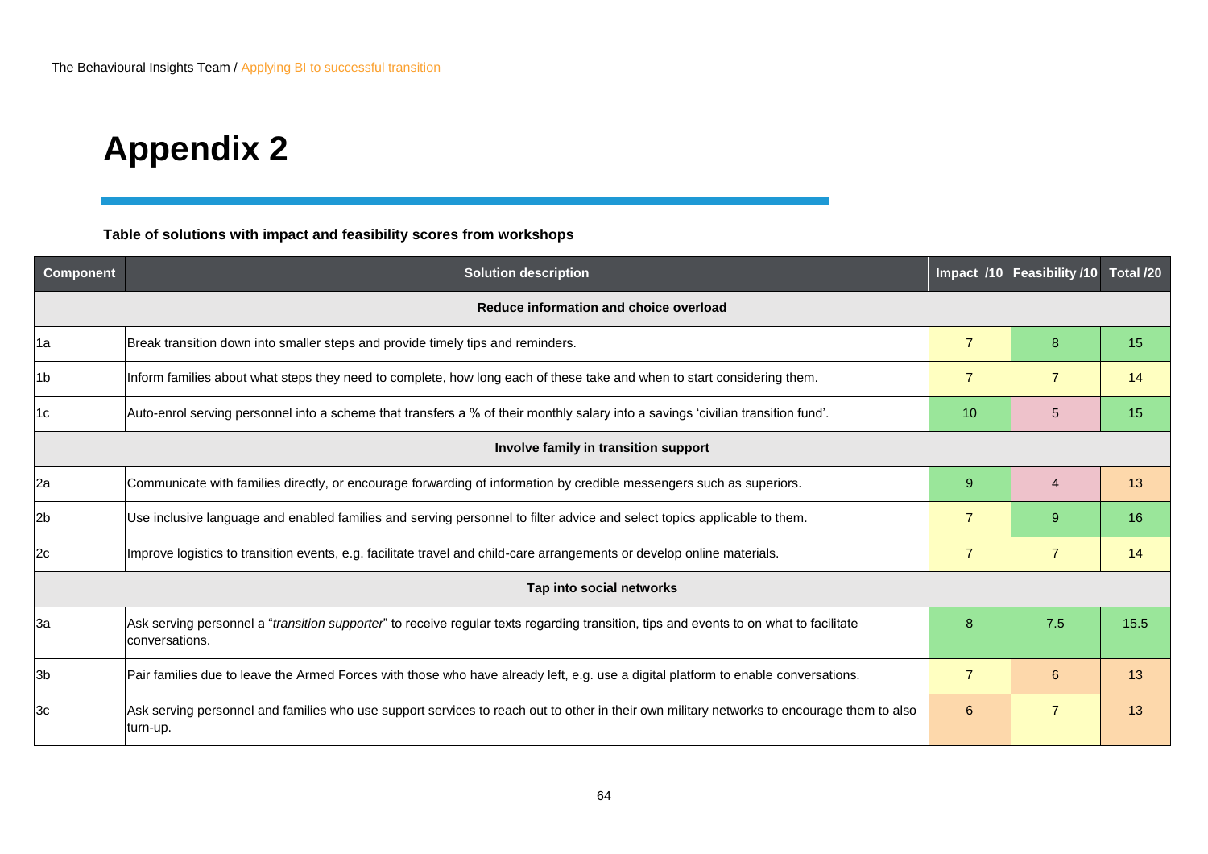# Appendix 2

**Table of solutions with impact and feasibility scores from workshops**

| Component | Solution description | Impact /10 | Feasibility /10 | Total /20 |
|---|---|---|---|---|
| | **Reduce information and choice overload** | | | |
| 1a | Break transition down into smaller steps and provide timely tips and reminders. | 7 | 8 | 15 |
| 1b | Inform families about what steps they need to complete, how long each of these take and when to start considering them. | 7 | 7 | 14 |
| 1c | Auto-enrol serving personnel into a scheme that transfers a % of their monthly salary into a savings 'civilian transition fund'. | 10 | 5 | 15 |
| | **Involve family in transition support** | | | |
| 2a | Communicate with families directly, or encourage forwarding of information by credible messengers such as superiors. | 9 | 4 | 13 |
| 2b | Use inclusive language and enabled families and serving personnel to filter advice and select topics applicable to them. | 7 | 9 | 16 |
| 2c | Improve logistics to transition events, e.g. facilitate travel and child-care arrangements or develop online materials. | 7 | 7 | 14 |
| | **Tap into social networks** | | | |
| 3a | Ask serving personnel a "*transition supporter*" to receive regular texts regarding transition, tips and events to on what to facilitate conversations. | 8 | 7.5 | 15.5 |
| 3b | Pair families due to leave the Armed Forces with those who have already left, e.g. use a digital platform to enable conversations. | 7 | 6 | 13 |
| 3c | Ask serving personnel and families who use support services to reach out to other in their own military networks to encourage them to also turn-up. | 6 | 7 | 13 |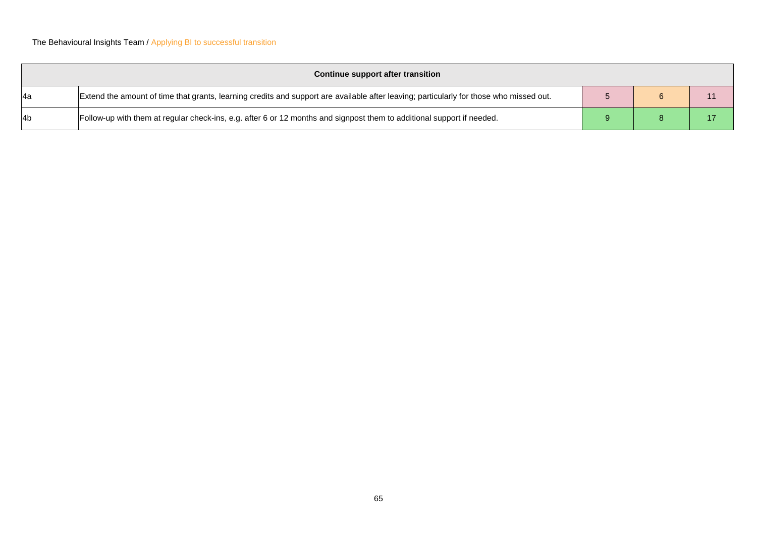| Continue support after transition | | | | |
|---|---|---|---|---|
| 4a | Extend the amount of time that grants, learning credits and support are available after leaving; particularly for those who missed out. | 5 | 6 | 11 |
| 4b | Follow-up with them at regular check-ins, e.g. after 6 or 12 months and signpost them to additional support if needed. | 9 | 8 | 17 |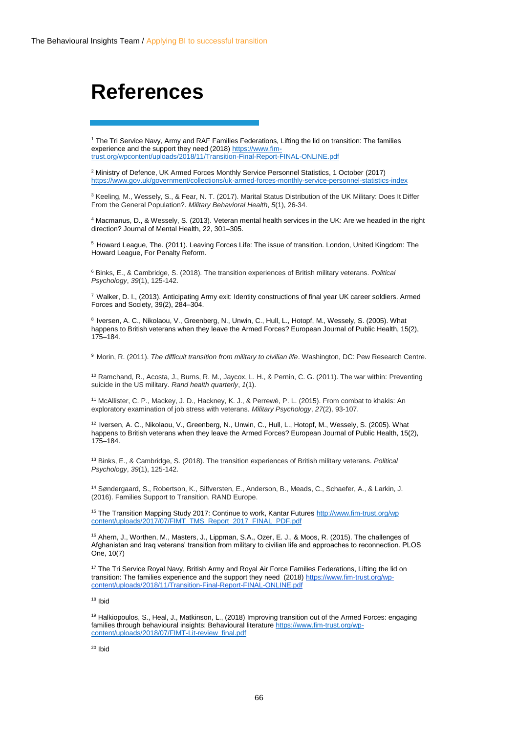# References

[1] The Tri Service Navy, Army and RAF Families Federations, Lifting the lid on transition: The families experience and the support they need (2018) https://www.fim-trust.org/wpcontent/uploads/2018/11/Transition-Final-Report-FINAL-ONLINE.pdf

[2] Ministry of Defence, UK Armed Forces Monthly Service Personnel Statistics, 1 October (2017) https://www.gov.uk/government/collections/uk-armed-forces-monthly-service-personnel-statistics-index

[3] Keeling, M., Wessely, S., & Fear, N. T. (2017). Marital Status Distribution of the UK Military: Does It Differ From the General Population?. *Military Behavioral Health*, *5*(1), 26-34.

[4] Macmanus, D., & Wessely, S. (2013). Veteran mental health services in the UK: Are we headed in the right direction? Journal of Mental Health, 22, 301–305.

[5] Howard League, The. (2011). Leaving Forces Life: The issue of transition. London, United Kingdom: The Howard League, For Penalty Reform.

[6] Binks, E., & Cambridge, S. (2018). The transition experiences of British military veterans. *Political Psychology*, *39*(1), 125-142.

[7] Walker, D. I., (2013). Anticipating Army exit: Identity constructions of final year UK career soldiers. Armed Forces and Society, 39(2), 284–304.

[8] Iversen, A. C., Nikolaou, V., Greenberg, N., Unwin, C., Hull, L., Hotopf, M., Wessely, S. (2005). What happens to British veterans when they leave the Armed Forces? European Journal of Public Health, 15(2), 175–184.

[9] Morin, R. (2011). *The difficult transition from military to civilian life*. Washington, DC: Pew Research Centre.

[10] Ramchand, R., Acosta, J., Burns, R. M., Jaycox, L. H., & Pernin, C. G. (2011). The war within: Preventing suicide in the US military. *Rand health quarterly*, *1*(1).

[11] McAllister, C. P., Mackey, J. D., Hackney, K. J., & Perrewé, P. L. (2015). From combat to khakis: An exploratory examination of job stress with veterans. *Military Psychology*, *27*(2), 93-107.

[12] Iversen, A. C., Nikolaou, V., Greenberg, N., Unwin, C., Hull, L., Hotopf, M., Wessely, S. (2005). What happens to British veterans when they leave the Armed Forces? European Journal of Public Health, 15(2), 175–184.

[13] Binks, E., & Cambridge, S. (2018). The transition experiences of British military veterans. *Political Psychology*, *39*(1), 125-142.

[14] Søndergaard, S., Robertson, K., Silfversten, E., Anderson, B., Meads, C., Schaefer, A., & Larkin, J. (2016). Families Support to Transition. RAND Europe.

[15] The Transition Mapping Study 2017: Continue to work, Kantar Futures http://www.fim-trust.org/wp content/uploads/2017/07/FIMT_TMS_Report_2017_FINAL_PDF.pdf

[16] Ahern, J., Worthen, M., Masters, J., Lippman, S.A., Ozer, E. J., & Moos, R. (2015). The challenges of Afghanistan and Iraq veterans' transition from military to civilian life and approaches to reconnection. PLOS One, 10(7)

[17] The Tri Service Royal Navy, British Army and Royal Air Force Families Federations, Lifting the lid on transition: The families experience and the support they need (2018) https://www.fim-trust.org/wp-content/uploads/2018/11/Transition-Final-Report-FINAL-ONLINE.pdf

[18] Ibid

[19] Halkiopoulos, S., Heal, J., Matkinson, L., (2018) Improving transition out of the Armed Forces: engaging families through behavioural insights: Behavioural literature https://www.fim-trust.org/wp-content/uploads/2018/07/FIMT-Lit-review_final.pdf

[20] Ibid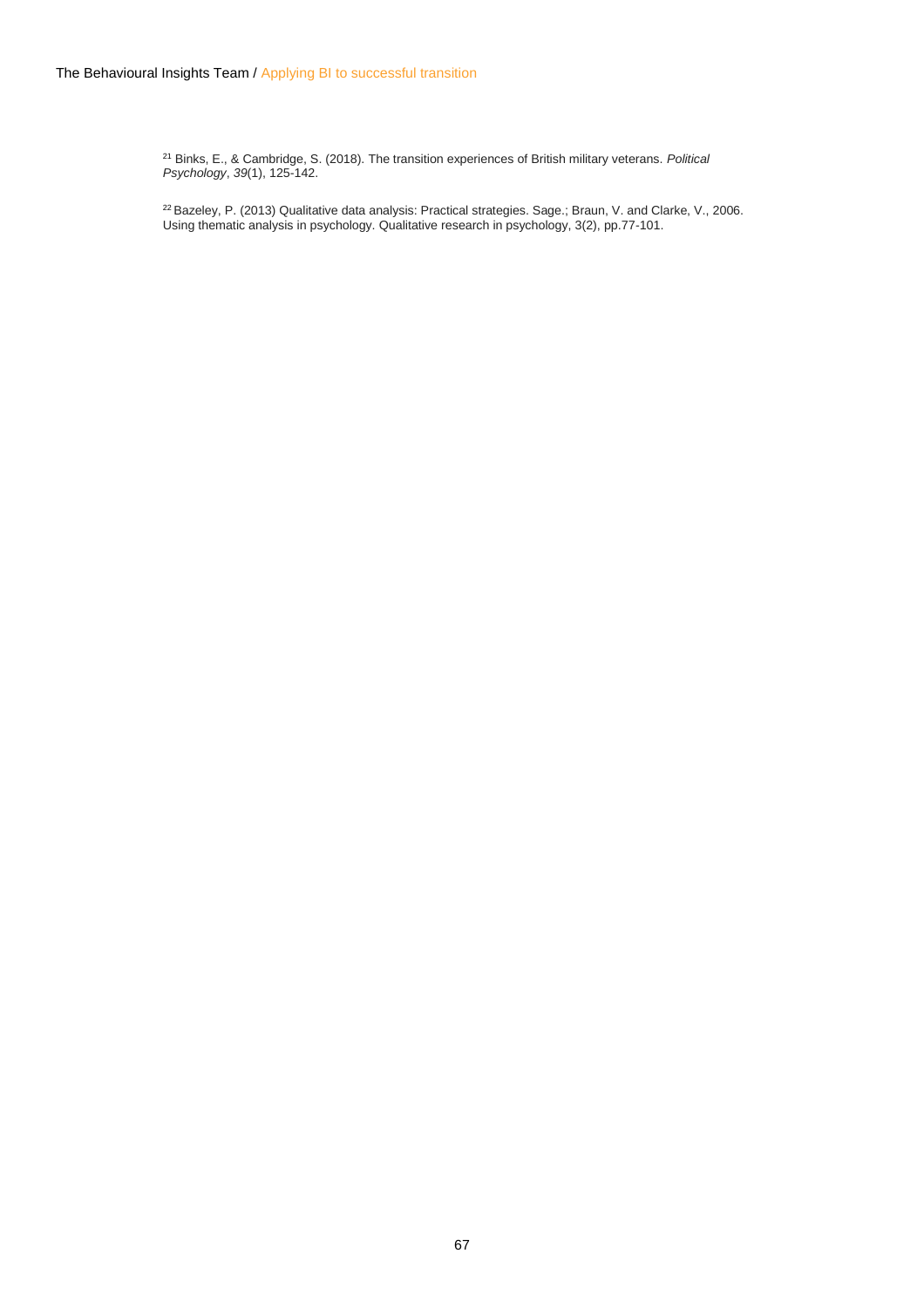[21] Binks, E., & Cambridge, S. (2018). The transition experiences of British military veterans. *Political Psychology*, *39*(1), 125-142.

[22] Bazeley, P. (2013) Qualitative data analysis: Practical strategies. Sage.; Braun, V. and Clarke, V., 2006. Using thematic analysis in psychology. Qualitative research in psychology, 3(2), pp.77-101.